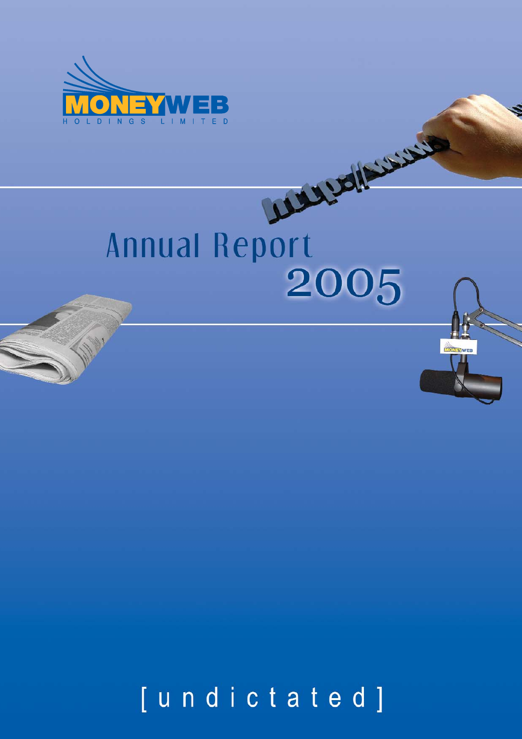MONEYWEB

HOLDINGS LIMITED

# Annual Report 2005

[ u n d i c t a t e d ]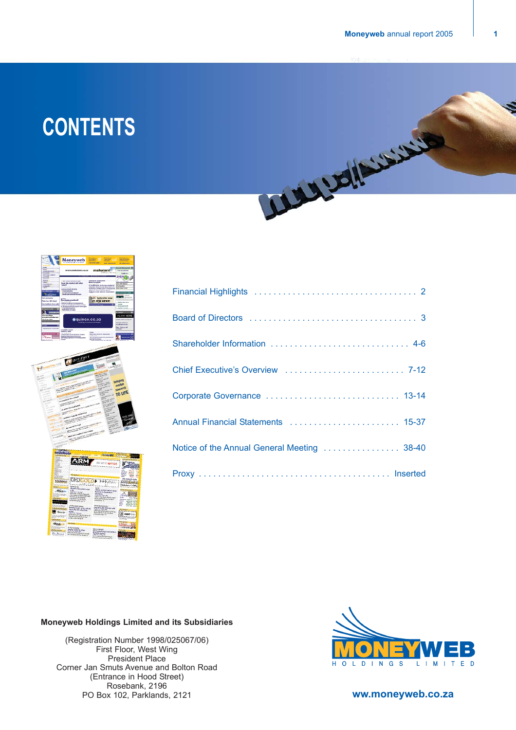# CONTENTS

| | |
|---|---|
| Financial Highlights | 2 |
| Board of Directors | 3 |
| Shareholder Information | 4-6 |
| Chief Executive's Overview | 7-12 |
| Corporate Governance | 13-14 |
| Annual Financial Statements | 15-37 |
| Notice of the Annual General Meeting | 38-40 |
| Proxy | Inserted |

**Moneyweb Holdings Limited and its Subsidiaries**

(Registration Number 1998/025067/06)
First Floor, West Wing
President Place
Corner Jan Smuts Avenue and Bolton Road
(Entrance in Hood Street)
Rosebank, 2196
PO Box 102, Parklands, 2121

MONEYWEB HOLDINGS LIMITED

ww.moneyweb.co.za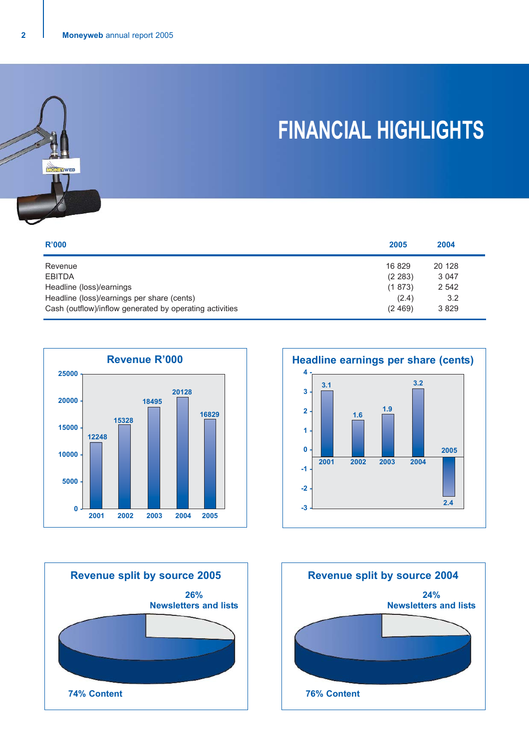# FINANCIAL HIGHLIGHTS

| R'000 | 2005 | 2004 |
|---|---|---|
| Revenue | 16 829 | 20 128 |
| EBITDA | (2 283) | 3 047 |
| Headline (loss)/earnings | (1 873) | 2 542 |
| Headline (loss)/earnings per share (cents) | (2.4) | 3.2 |
| Cash (outflow)/inflow generated by operating activities | (2 469) | 3 829 |

**Revenue R'000**

| Year | Revenue |
|---|---|
| 2001 | 12248 |
| 2002 | 15328 |
| 2003 | 18495 |
| 2004 | 20128 |
| 2005 | 16829 |

**Headline earnings per share (cents)**

| Year | Cents |
|---|---|
| 2001 | 3.1 |
| 2002 | 1.6 |
| 2003 | 1.9 |
| 2004 | 3.2 |
| 2005 | 2.4 |

**Revenue split by source 2005**

26% Newsletters and lists

74% Content

**Revenue split by source 2004**

24% Newsletters and lists

76% Content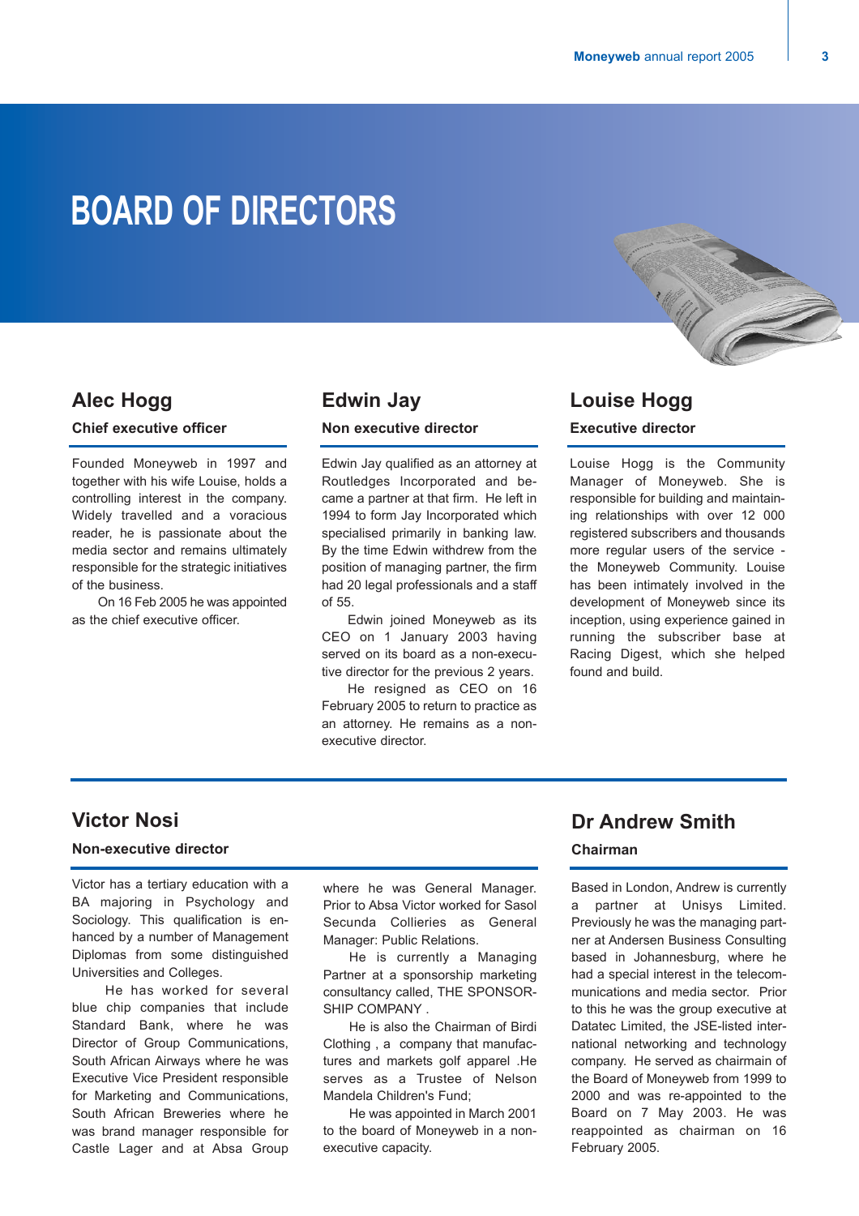# BOARD OF DIRECTORS

## Alec Hogg

### Chief executive officer

Founded Moneyweb in 1997 and together with his wife Louise, holds a controlling interest in the company. Widely travelled and a voracious reader, he is passionate about the media sector and remains ultimately responsible for the strategic initiatives of the business.

On 16 Feb 2005 he was appointed as the chief executive officer.

## Edwin Jay

### Non executive director

Edwin Jay qualified as an attorney at Routledges Incorporated and became a partner at that firm. He left in 1994 to form Jay Incorporated which specialised primarily in banking law. By the time Edwin withdrew from the position of managing partner, the firm had 20 legal professionals and a staff of 55.

Edwin joined Moneyweb as its CEO on 1 January 2003 having served on its board as a non-executive director for the previous 2 years.

He resigned as CEO on 16 February 2005 to return to practice as an attorney. He remains as a non-executive director.

## Louise Hogg

### Executive director

Louise Hogg is the Community Manager of Moneyweb. She is responsible for building and maintaining relationships with over 12 000 registered subscribers and thousands more regular users of the service - the Moneyweb Community. Louise has been intimately involved in the development of Moneyweb since its inception, using experience gained in running the subscriber base at Racing Digest, which she helped found and build.

## Victor Nosi

### Non-executive director

Victor has a tertiary education with a BA majoring in Psychology and Sociology. This qualification is enhanced by a number of Management Diplomas from some distinguished Universities and Colleges.

He has worked for several blue chip companies that include Standard Bank, where he was Director of Group Communications, South African Airways where he was Executive Vice President responsible for Marketing and Communications, South African Breweries where he was brand manager responsible for Castle Lager and at Absa Group where he was General Manager. Prior to Absa Victor worked for Sasol Secunda Collieries as General Manager: Public Relations.

He is currently a Managing Partner at a sponsorship marketing consultancy called, THE SPONSORSHIP COMPANY .

He is also the Chairman of Birdi Clothing , a company that manufactures and markets golf apparel .He serves as a Trustee of Nelson Mandela Children's Fund;

He was appointed in March 2001 to the board of Moneyweb in a non-executive capacity.

## Dr Andrew Smith

### Chairman

Based in London, Andrew is currently a partner at Unisys Limited. Previously he was the managing partner at Andersen Business Consulting based in Johannesburg, where he had a special interest in the telecommunications and media sector. Prior to this he was the group executive at Datatec Limited, the JSE-listed international networking and technology company. He served as chairman of the Board of Moneyweb from 1999 to 2000 and was re-appointed to the Board on 7 May 2003. He was reappointed as chairman on 16 February 2005.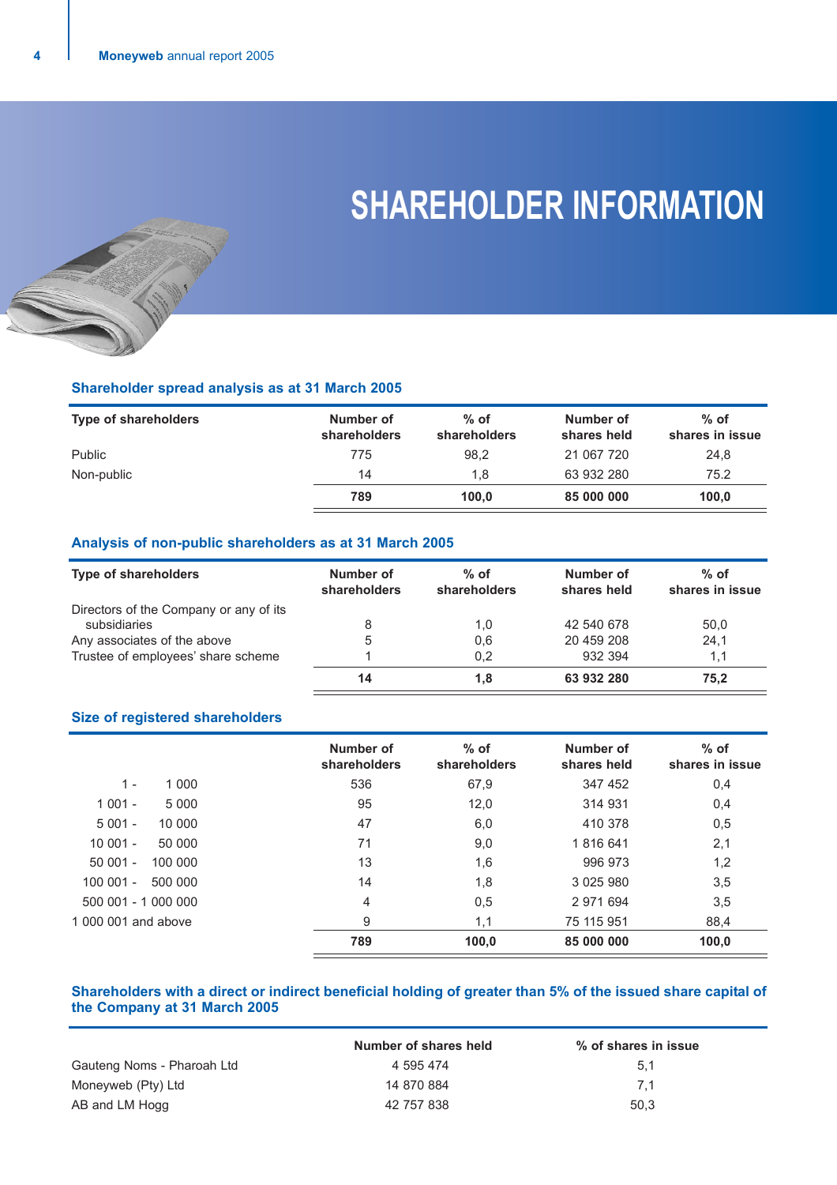# SHAREHOLDER INFORMATION

### Shareholder spread analysis as at 31 March 2005

| Type of shareholders | Number of shareholders | % of shareholders | Number of shares held | % of shares in issue |
|---|---|---|---|---|
| Public | 775 | 98,2 | 21 067 720 | 24,8 |
| Non-public | 14 | 1,8 | 63 932 280 | 75.2 |
| | **789** | **100,0** | **85 000 000** | **100,0** |

### Analysis of non-public shareholders as at 31 March 2005

| Type of shareholders | Number of shareholders | % of shareholders | Number of shares held | % of shares in issue |
|---|---|---|---|---|
| Directors of the Company or any of its subsidiaries | 8 | 1,0 | 42 540 678 | 50,0 |
| Any associates of the above | 5 | 0,6 | 20 459 208 | 24,1 |
| Trustee of employees' share scheme | 1 | 0,2 | 932 394 | 1,1 |
| | **14** | **1,8** | **63 932 280** | **75,2** |

### Size of registered shareholders

| | Number of shareholders | % of shareholders | Number of shares held | % of shares in issue |
|---|---|---|---|---|
| 1 - 1 000 | 536 | 67,9 | 347 452 | 0,4 |
| 1 001 - 5 000 | 95 | 12,0 | 314 931 | 0,4 |
| 5 001 - 10 000 | 47 | 6,0 | 410 378 | 0,5 |
| 10 001 - 50 000 | 71 | 9,0 | 1 816 641 | 2,1 |
| 50 001 - 100 000 | 13 | 1,6 | 996 973 | 1,2 |
| 100 001 - 500 000 | 14 | 1,8 | 3 025 980 | 3,5 |
| 500 001 - 1 000 000 | 4 | 0,5 | 2 971 694 | 3,5 |
| 1 000 001 and above | 9 | 1,1 | 75 115 951 | 88,4 |
| | **789** | **100,0** | **85 000 000** | **100,0** |

### Shareholders with a direct or indirect beneficial holding of greater than 5% of the issued share capital of the Company at 31 March 2005

| | Number of shares held | % of shares in issue |
|---|---|---|
| Gauteng Noms - Pharoah Ltd | 4 595 474 | 5,1 |
| Moneyweb (Pty) Ltd | 14 870 884 | 7,1 |
| AB and LM Hogg | 42 757 838 | 50,3 |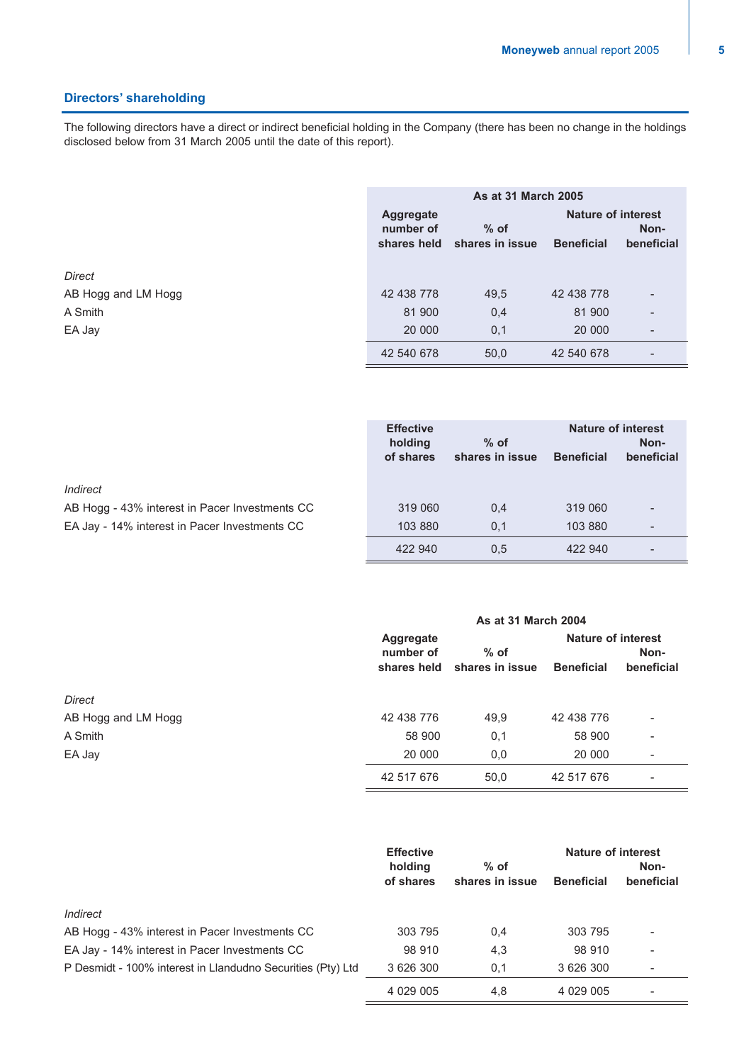## Directors' shareholding

The following directors have a direct or indirect beneficial holding in the Company (there has been no change in the holdings disclosed below from 31 March 2005 until the date of this report).

| | As at 31 March 2005 | | | |
|---|---|---|---|---|
| | Aggregate number of shares held | % of shares in issue | Nature of interest Beneficial | Non-beneficial |
| *Direct* | | | | |
| AB Hogg and LM Hogg | 42 438 778 | 49,5 | 42 438 778 | - |
| A Smith | 81 900 | 0,4 | 81 900 | - |
| EA Jay | 20 000 | 0,1 | 20 000 | - |
| | 42 540 678 | 50,0 | 42 540 678 | - |

| | Effective holding of shares | % of shares in issue | Nature of interest Beneficial | Non-beneficial |
|---|---|---|---|---|
| *Indirect* | | | | |
| AB Hogg - 43% interest in Pacer Investments CC | 319 060 | 0,4 | 319 060 | - |
| EA Jay - 14% interest in Pacer Investments CC | 103 880 | 0,1 | 103 880 | - |
| | 422 940 | 0,5 | 422 940 | - |

| | As at 31 March 2004 | | | |
|---|---|---|---|---|
| | Aggregate number of shares held | % of shares in issue | Nature of interest Beneficial | Non-beneficial |
| *Direct* | | | | |
| AB Hogg and LM Hogg | 42 438 776 | 49,9 | 42 438 776 | - |
| A Smith | 58 900 | 0,1 | 58 900 | - |
| EA Jay | 20 000 | 0,0 | 20 000 | - |
| | 42 517 676 | 50,0 | 42 517 676 | - |

| | Effective holding of shares | % of shares in issue | Nature of interest Beneficial | Non-beneficial |
|---|---|---|---|---|
| *Indirect* | | | | |
| AB Hogg - 43% interest in Pacer Investments CC | 303 795 | 0,4 | 303 795 | - |
| EA Jay - 14% interest in Pacer Investments CC | 98 910 | 4,3 | 98 910 | - |
| P Desmidt - 100% interest in Llandudno Securities (Pty) Ltd | 3 626 300 | 0,1 | 3 626 300 | - |
| | 4 029 005 | 4,8 | 4 029 005 | - |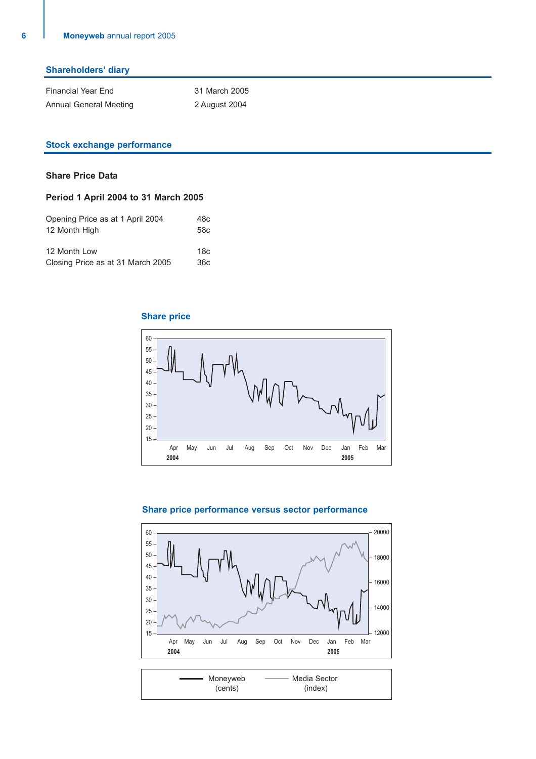## Shareholders' diary

| | |
|---|---|
| Financial Year End | 31 March 2005 |
| Annual General Meeting | 2 August 2004 |

## Stock exchange performance

### Share Price Data

### Period 1 April 2004 to 31 March 2005

| | |
|---|---|
| Opening Price as at 1 April 2004 | 48c |
| 12 Month High | 58c |
| 12 Month Low | 18c |
| Closing Price as at 31 March 2005 | 36c |

### Share price

### Share price performance versus sector performance

Moneyweb (cents) — Media Sector (index)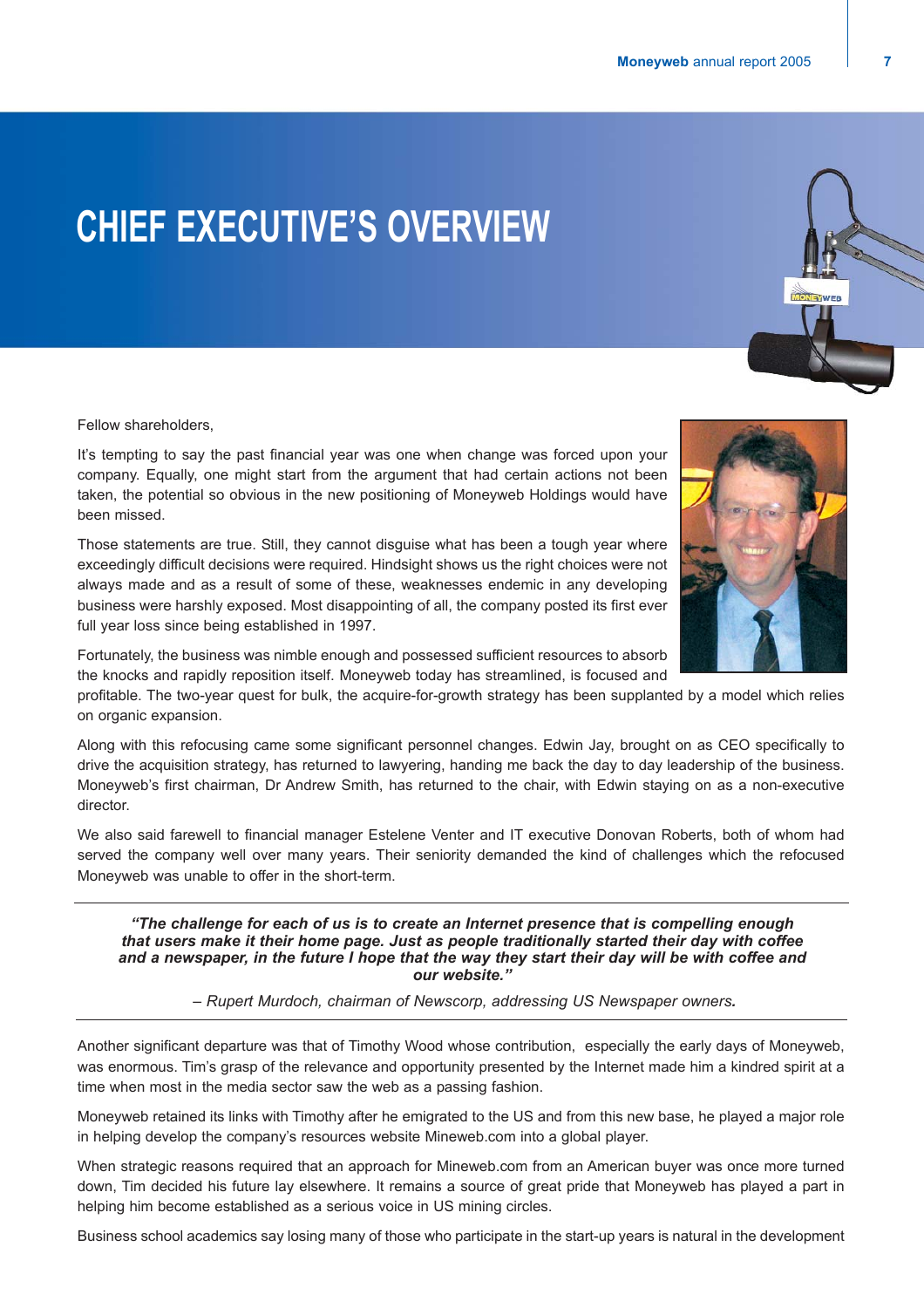# CHIEF EXECUTIVE'S OVERVIEW

Fellow shareholders,

It's tempting to say the past financial year was one when change was forced upon your company. Equally, one might start from the argument that had certain actions not been taken, the potential so obvious in the new positioning of Moneyweb Holdings would have been missed.

Those statements are true. Still, they cannot disguise what has been a tough year where exceedingly difficult decisions were required. Hindsight shows us the right choices were not always made and as a result of some of these, weaknesses endemic in any developing business were harshly exposed. Most disappointing of all, the company posted its first ever full year loss since being established in 1997.

Fortunately, the business was nimble enough and possessed sufficient resources to absorb the knocks and rapidly reposition itself. Moneyweb today has streamlined, is focused and profitable. The two-year quest for bulk, the acquire-for-growth strategy has been supplanted by a model which relies on organic expansion.

Along with this refocusing came some significant personnel changes. Edwin Jay, brought on as CEO specifically to drive the acquisition strategy, has returned to lawyering, handing me back the day to day leadership of the business. Moneyweb's first chairman, Dr Andrew Smith, has returned to the chair, with Edwin staying on as a non-executive director.

We also said farewell to financial manager Estelene Venter and IT executive Donovan Roberts, both of whom had served the company well over many years. Their seniority demanded the kind of challenges which the refocused Moneyweb was unable to offer in the short-term.

---

***"The challenge for each of us is to create an Internet presence that is compelling enough that users make it their home page. Just as people traditionally started their day with coffee and a newspaper, in the future I hope that the way they start their day will be with coffee and our website."***

*– Rupert Murdoch, chairman of Newscorp, addressing US Newspaper owners.*

---

Another significant departure was that of Timothy Wood whose contribution, especially the early days of Moneyweb, was enormous. Tim's grasp of the relevance and opportunity presented by the Internet made him a kindred spirit at a time when most in the media sector saw the web as a passing fashion.

Moneyweb retained its links with Timothy after he emigrated to the US and from this new base, he played a major role in helping develop the company's resources website Mineweb.com into a global player.

When strategic reasons required that an approach for Mineweb.com from an American buyer was once more turned down, Tim decided his future lay elsewhere. It remains a source of great pride that Moneyweb has played a part in helping him become established as a serious voice in US mining circles.

Business school academics say losing many of those who participate in the start-up years is natural in the development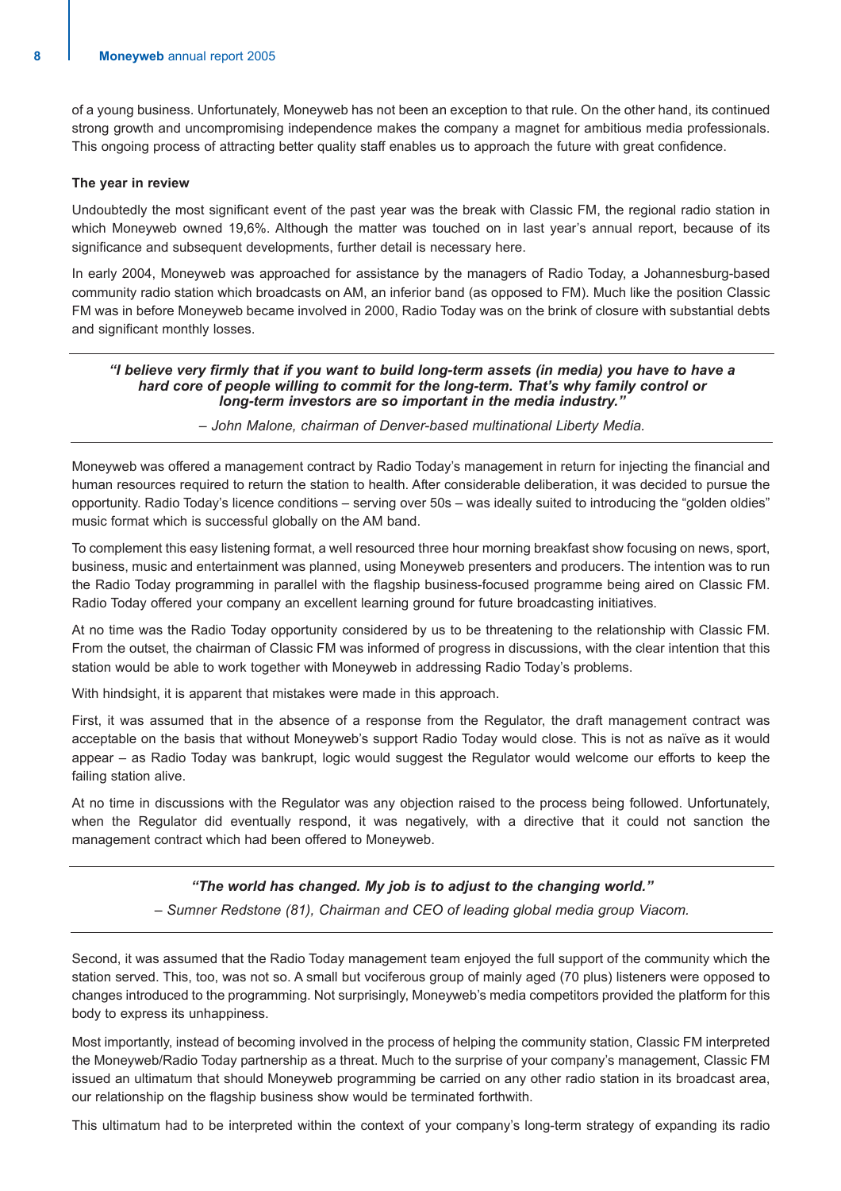of a young business. Unfortunately, Moneyweb has not been an exception to that rule. On the other hand, its continued strong growth and uncompromising independence makes the company a magnet for ambitious media professionals. This ongoing process of attracting better quality staff enables us to approach the future with great confidence.

**The year in review**

Undoubtedly the most significant event of the past year was the break with Classic FM, the regional radio station in which Moneyweb owned 19,6%. Although the matter was touched on in last year's annual report, because of its significance and subsequent developments, further detail is necessary here.

In early 2004, Moneyweb was approached for assistance by the managers of Radio Today, a Johannesburg-based community radio station which broadcasts on AM, an inferior band (as opposed to FM). Much like the position Classic FM was in before Moneyweb became involved in 2000, Radio Today was on the brink of closure with substantial debts and significant monthly losses.

---

***"I believe very firmly that if you want to build long-term assets (in media) you have to have a hard core of people willing to commit for the long-term. That's why family control or long-term investors are so important in the media industry."***

*– John Malone, chairman of Denver-based multinational Liberty Media.*

---

Moneyweb was offered a management contract by Radio Today's management in return for injecting the financial and human resources required to return the station to health. After considerable deliberation, it was decided to pursue the opportunity. Radio Today's licence conditions – serving over 50s – was ideally suited to introducing the "golden oldies" music format which is successful globally on the AM band.

To complement this easy listening format, a well resourced three hour morning breakfast show focusing on news, sport, business, music and entertainment was planned, using Moneyweb presenters and producers. The intention was to run the Radio Today programming in parallel with the flagship business-focused programme being aired on Classic FM. Radio Today offered your company an excellent learning ground for future broadcasting initiatives.

At no time was the Radio Today opportunity considered by us to be threatening to the relationship with Classic FM. From the outset, the chairman of Classic FM was informed of progress in discussions, with the clear intention that this station would be able to work together with Moneyweb in addressing Radio Today's problems.

With hindsight, it is apparent that mistakes were made in this approach.

First, it was assumed that in the absence of a response from the Regulator, the draft management contract was acceptable on the basis that without Moneyweb's support Radio Today would close. This is not as naïve as it would appear – as Radio Today was bankrupt, logic would suggest the Regulator would welcome our efforts to keep the failing station alive.

At no time in discussions with the Regulator was any objection raised to the process being followed. Unfortunately, when the Regulator did eventually respond, it was negatively, with a directive that it could not sanction the management contract which had been offered to Moneyweb.

---

***"The world has changed. My job is to adjust to the changing world."***

*– Sumner Redstone (81), Chairman and CEO of leading global media group Viacom.*

---

Second, it was assumed that the Radio Today management team enjoyed the full support of the community which the station served. This, too, was not so. A small but vociferous group of mainly aged (70 plus) listeners were opposed to changes introduced to the programming. Not surprisingly, Moneyweb's media competitors provided the platform for this body to express its unhappiness.

Most importantly, instead of becoming involved in the process of helping the community station, Classic FM interpreted the Moneyweb/Radio Today partnership as a threat. Much to the surprise of your company's management, Classic FM issued an ultimatum that should Moneyweb programming be carried on any other radio station in its broadcast area, our relationship on the flagship business show would be terminated forthwith.

This ultimatum had to be interpreted within the context of your company's long-term strategy of expanding its radio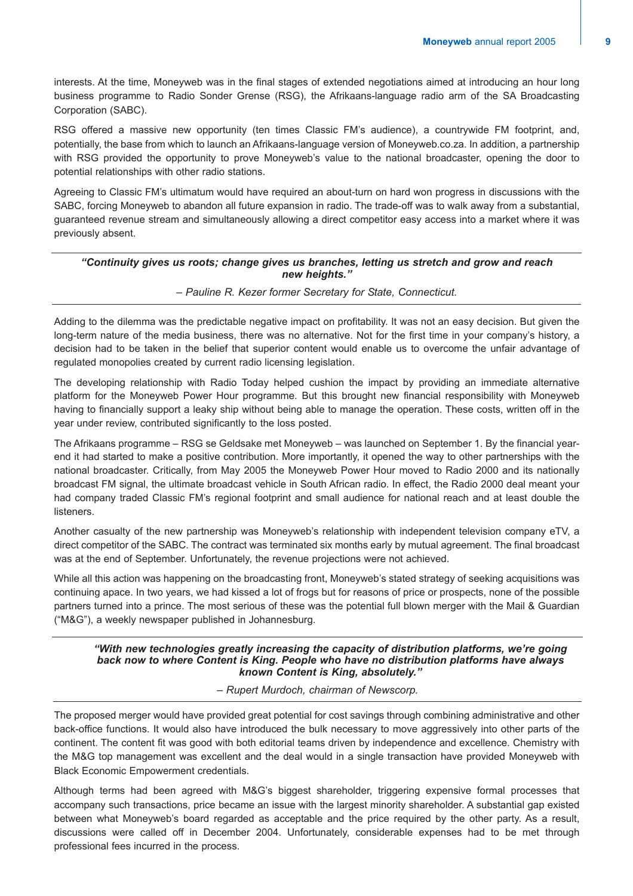interests. At the time, Moneyweb was in the final stages of extended negotiations aimed at introducing an hour long business programme to Radio Sonder Grense (RSG), the Afrikaans-language radio arm of the SA Broadcasting Corporation (SABC).

RSG offered a massive new opportunity (ten times Classic FM's audience), a countrywide FM footprint, and, potentially, the base from which to launch an Afrikaans-language version of Moneyweb.co.za. In addition, a partnership with RSG provided the opportunity to prove Moneyweb's value to the national broadcaster, opening the door to potential relationships with other radio stations.

Agreeing to Classic FM's ultimatum would have required an about-turn on hard won progress in discussions with the SABC, forcing Moneyweb to abandon all future expansion in radio. The trade-off was to walk away from a substantial, guaranteed revenue stream and simultaneously allowing a direct competitor easy access into a market where it was previously absent.

---

***"Continuity gives us roots; change gives us branches, letting us stretch and grow and reach new heights."***

*– Pauline R. Kezer former Secretary for State, Connecticut.*

---

Adding to the dilemma was the predictable negative impact on profitability. It was not an easy decision. But given the long-term nature of the media business, there was no alternative. Not for the first time in your company's history, a decision had to be taken in the belief that superior content would enable us to overcome the unfair advantage of regulated monopolies created by current radio licensing legislation.

The developing relationship with Radio Today helped cushion the impact by providing an immediate alternative platform for the Moneyweb Power Hour programme. But this brought new financial responsibility with Moneyweb having to financially support a leaky ship without being able to manage the operation. These costs, written off in the year under review, contributed significantly to the loss posted.

The Afrikaans programme – RSG se Geldsake met Moneyweb – was launched on September 1. By the financial year-end it had started to make a positive contribution. More importantly, it opened the way to other partnerships with the national broadcaster. Critically, from May 2005 the Moneyweb Power Hour moved to Radio 2000 and its nationally broadcast FM signal, the ultimate broadcast vehicle in South African radio. In effect, the Radio 2000 deal meant your had company traded Classic FM's regional footprint and small audience for national reach and at least double the listeners.

Another casualty of the new partnership was Moneyweb's relationship with independent television company eTV, a direct competitor of the SABC. The contract was terminated six months early by mutual agreement. The final broadcast was at the end of September. Unfortunately, the revenue projections were not achieved.

While all this action was happening on the broadcasting front, Moneyweb's stated strategy of seeking acquisitions was continuing apace. In two years, we had kissed a lot of frogs but for reasons of price or prospects, none of the possible partners turned into a prince. The most serious of these was the potential full blown merger with the Mail & Guardian ("M&G"), a weekly newspaper published in Johannesburg.

---

***"With new technologies greatly increasing the capacity of distribution platforms, we're going back now to where Content is King. People who have no distribution platforms have always known Content is King, absolutely."***

*– Rupert Murdoch, chairman of Newscorp.*

---

The proposed merger would have provided great potential for cost savings through combining administrative and other back-office functions. It would also have introduced the bulk necessary to move aggressively into other parts of the continent. The content fit was good with both editorial teams driven by independence and excellence. Chemistry with the M&G top management was excellent and the deal would in a single transaction have provided Moneyweb with Black Economic Empowerment credentials.

Although terms had been agreed with M&G's biggest shareholder, triggering expensive formal processes that accompany such transactions, price became an issue with the largest minority shareholder. A substantial gap existed between what Moneyweb's board regarded as acceptable and the price required by the other party. As a result, discussions were called off in December 2004. Unfortunately, considerable expenses had to be met through professional fees incurred in the process.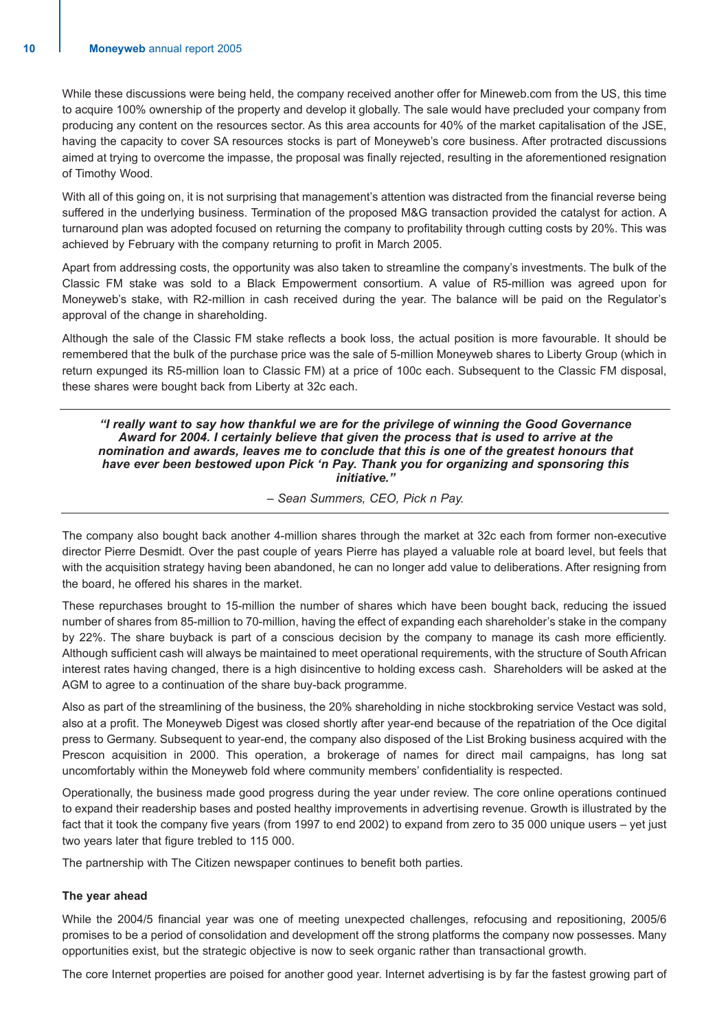While these discussions were being held, the company received another offer for Mineweb.com from the US, this time to acquire 100% ownership of the property and develop it globally. The sale would have precluded your company from producing any content on the resources sector. As this area accounts for 40% of the market capitalisation of the JSE, having the capacity to cover SA resources stocks is part of Moneyweb's core business. After protracted discussions aimed at trying to overcome the impasse, the proposal was finally rejected, resulting in the aforementioned resignation of Timothy Wood.

With all of this going on, it is not surprising that management's attention was distracted from the financial reverse being suffered in the underlying business. Termination of the proposed M&G transaction provided the catalyst for action. A turnaround plan was adopted focused on returning the company to profitability through cutting costs by 20%. This was achieved by February with the company returning to profit in March 2005.

Apart from addressing costs, the opportunity was also taken to streamline the company's investments. The bulk of the Classic FM stake was sold to a Black Empowerment consortium. A value of R5-million was agreed upon for Moneyweb's stake, with R2-million in cash received during the year. The balance will be paid on the Regulator's approval of the change in shareholding.

Although the sale of the Classic FM stake reflects a book loss, the actual position is more favourable. It should be remembered that the bulk of the purchase price was the sale of 5-million Moneyweb shares to Liberty Group (which in return expunged its R5-million loan to Classic FM) at a price of 100c each. Subsequent to the Classic FM disposal, these shares were bought back from Liberty at 32c each.

> ***"I really want to say how thankful we are for the privilege of winning the Good Governance Award for 2004. I certainly believe that given the process that is used to arrive at the nomination and awards, leaves me to conclude that this is one of the greatest honours that have ever been bestowed upon Pick 'n Pay. Thank you for organizing and sponsoring this initiative."***
>
> *– Sean Summers, CEO, Pick n Pay.*

The company also bought back another 4-million shares through the market at 32c each from former non-executive director Pierre Desmidt. Over the past couple of years Pierre has played a valuable role at board level, but feels that with the acquisition strategy having been abandoned, he can no longer add value to deliberations. After resigning from the board, he offered his shares in the market.

These repurchases brought to 15-million the number of shares which have been bought back, reducing the issued number of shares from 85-million to 70-million, having the effect of expanding each shareholder's stake in the company by 22%. The share buyback is part of a conscious decision by the company to manage its cash more efficiently. Although sufficient cash will always be maintained to meet operational requirements, with the structure of South African interest rates having changed, there is a high disincentive to holding excess cash. Shareholders will be asked at the AGM to agree to a continuation of the share buy-back programme.

Also as part of the streamlining of the business, the 20% shareholding in niche stockbroking service Vestact was sold, also at a profit. The Moneyweb Digest was closed shortly after year-end because of the repatriation of the Oce digital press to Germany. Subsequent to year-end, the company also disposed of the List Broking business acquired with the Prescon acquisition in 2000. This operation, a brokerage of names for direct mail campaigns, has long sat uncomfortably within the Moneyweb fold where community members' confidentiality is respected.

Operationally, the business made good progress during the year under review. The core online operations continued to expand their readership bases and posted healthy improvements in advertising revenue. Growth is illustrated by the fact that it took the company five years (from 1997 to end 2002) to expand from zero to 35 000 unique users – yet just two years later that figure trebled to 115 000.

The partnership with The Citizen newspaper continues to benefit both parties.

**The year ahead**

While the 2004/5 financial year was one of meeting unexpected challenges, refocusing and repositioning, 2005/6 promises to be a period of consolidation and development off the strong platforms the company now possesses. Many opportunities exist, but the strategic objective is now to seek organic rather than transactional growth.

The core Internet properties are poised for another good year. Internet advertising is by far the fastest growing part of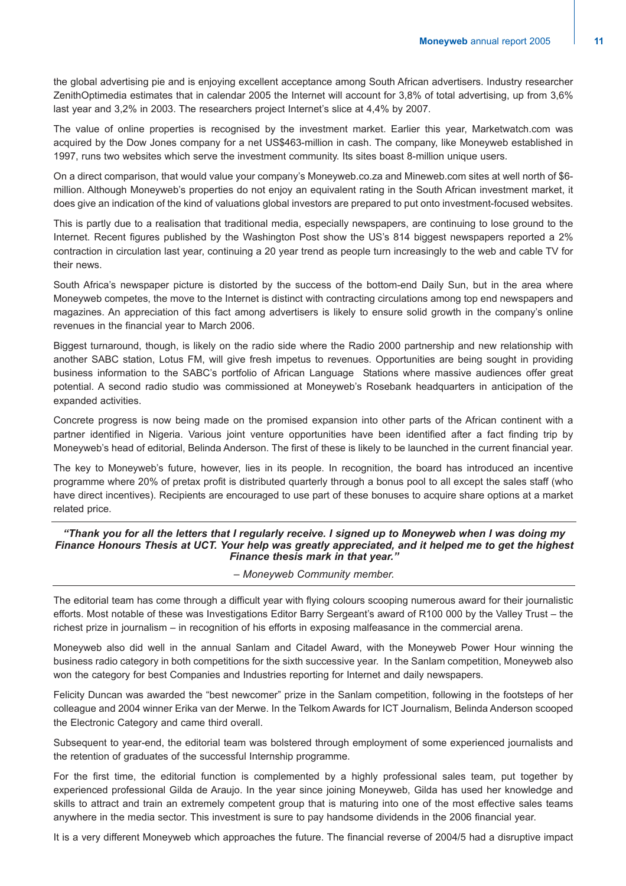the global advertising pie and is enjoying excellent acceptance among South African advertisers. Industry researcher ZenithOptimedia estimates that in calendar 2005 the Internet will account for 3,8% of total advertising, up from 3,6% last year and 3,2% in 2003. The researchers project Internet's slice at 4,4% by 2007.

The value of online properties is recognised by the investment market. Earlier this year, Marketwatch.com was acquired by the Dow Jones company for a net US$463-million in cash. The company, like Moneyweb established in 1997, runs two websites which serve the investment community. Its sites boast 8-million unique users.

On a direct comparison, that would value your company's Moneyweb.co.za and Mineweb.com sites at well north of $6-million. Although Moneyweb's properties do not enjoy an equivalent rating in the South African investment market, it does give an indication of the kind of valuations global investors are prepared to put onto investment-focused websites.

This is partly due to a realisation that traditional media, especially newspapers, are continuing to lose ground to the Internet. Recent figures published by the Washington Post show the US's 814 biggest newspapers reported a 2% contraction in circulation last year, continuing a 20 year trend as people turn increasingly to the web and cable TV for their news.

South Africa's newspaper picture is distorted by the success of the bottom-end Daily Sun, but in the area where Moneyweb competes, the move to the Internet is distinct with contracting circulations among top end newspapers and magazines. An appreciation of this fact among advertisers is likely to ensure solid growth in the company's online revenues in the financial year to March 2006.

Biggest turnaround, though, is likely on the radio side where the Radio 2000 partnership and new relationship with another SABC station, Lotus FM, will give fresh impetus to revenues. Opportunities are being sought in providing business information to the SABC's portfolio of African Language Stations where massive audiences offer great potential. A second radio studio was commissioned at Moneyweb's Rosebank headquarters in anticipation of the expanded activities.

Concrete progress is now being made on the promised expansion into other parts of the African continent with a partner identified in Nigeria. Various joint venture opportunities have been identified after a fact finding trip by Moneyweb's head of editorial, Belinda Anderson. The first of these is likely to be launched in the current financial year.

The key to Moneyweb's future, however, lies in its people. In recognition, the board has introduced an incentive programme where 20% of pretax profit is distributed quarterly through a bonus pool to all except the sales staff (who have direct incentives). Recipients are encouraged to use part of these bonuses to acquire share options at a market related price.

---

***"Thank you for all the letters that I regularly receive. I signed up to Moneyweb when I was doing my Finance Honours Thesis at UCT. Your help was greatly appreciated, and it helped me to get the highest Finance thesis mark in that year."***

*– Moneyweb Community member.*

---

The editorial team has come through a difficult year with flying colours scooping numerous award for their journalistic efforts. Most notable of these was Investigations Editor Barry Sergeant's award of R100 000 by the Valley Trust – the richest prize in journalism – in recognition of his efforts in exposing malfeasance in the commercial arena.

Moneyweb also did well in the annual Sanlam and Citadel Award, with the Moneyweb Power Hour winning the business radio category in both competitions for the sixth successive year. In the Sanlam competition, Moneyweb also won the category for best Companies and Industries reporting for Internet and daily newspapers.

Felicity Duncan was awarded the "best newcomer" prize in the Sanlam competition, following in the footsteps of her colleague and 2004 winner Erika van der Merwe. In the Telkom Awards for ICT Journalism, Belinda Anderson scooped the Electronic Category and came third overall.

Subsequent to year-end, the editorial team was bolstered through employment of some experienced journalists and the retention of graduates of the successful Internship programme.

For the first time, the editorial function is complemented by a highly professional sales team, put together by experienced professional Gilda de Araujo. In the year since joining Moneyweb, Gilda has used her knowledge and skills to attract and train an extremely competent group that is maturing into one of the most effective sales teams anywhere in the media sector. This investment is sure to pay handsome dividends in the 2006 financial year.

It is a very different Moneyweb which approaches the future. The financial reverse of 2004/5 had a disruptive impact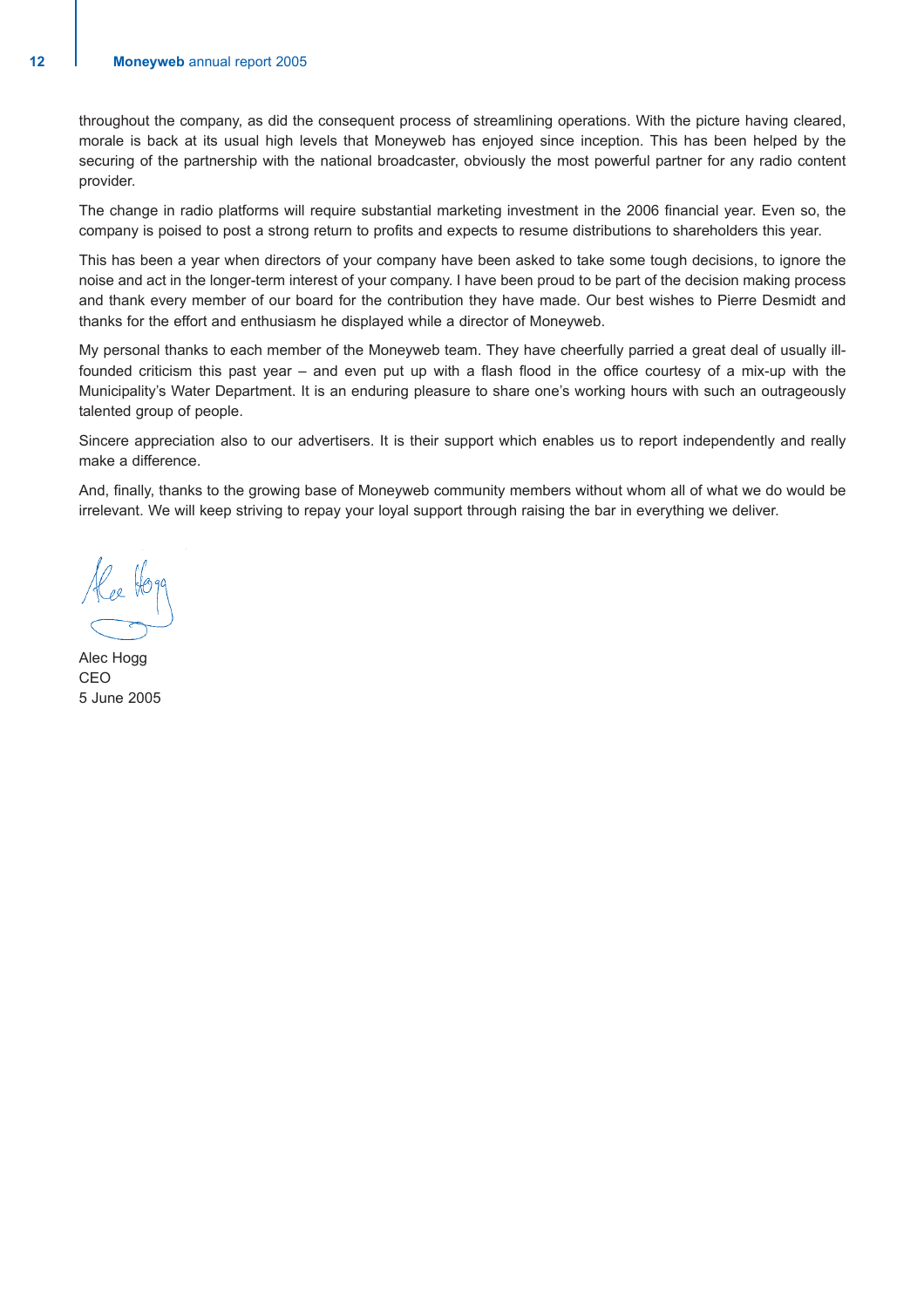throughout the company, as did the consequent process of streamlining operations. With the picture having cleared, morale is back at its usual high levels that Moneyweb has enjoyed since inception. This has been helped by the securing of the partnership with the national broadcaster, obviously the most powerful partner for any radio content provider.

The change in radio platforms will require substantial marketing investment in the 2006 financial year. Even so, the company is poised to post a strong return to profits and expects to resume distributions to shareholders this year.

This has been a year when directors of your company have been asked to take some tough decisions, to ignore the noise and act in the longer-term interest of your company. I have been proud to be part of the decision making process and thank every member of our board for the contribution they have made. Our best wishes to Pierre Desmidt and thanks for the effort and enthusiasm he displayed while a director of Moneyweb.

My personal thanks to each member of the Moneyweb team. They have cheerfully parried a great deal of usually ill-founded criticism this past year – and even put up with a flash flood in the office courtesy of a mix-up with the Municipality's Water Department. It is an enduring pleasure to share one's working hours with such an outrageously talented group of people.

Sincere appreciation also to our advertisers. It is their support which enables us to report independently and really make a difference.

And, finally, thanks to the growing base of Moneyweb community members without whom all of what we do would be irrelevant. We will keep striving to repay your loyal support through raising the bar in everything we deliver.

Alec Hogg  
CEO  
5 June 2005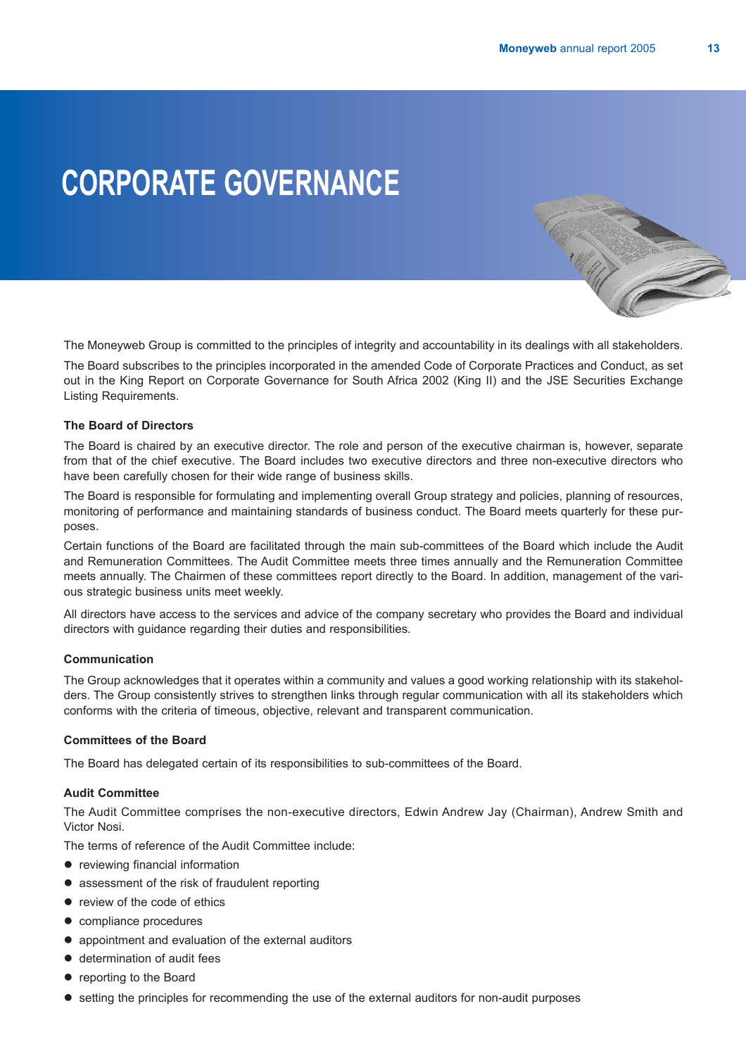# CORPORATE GOVERNANCE

The Moneyweb Group is committed to the principles of integrity and accountability in its dealings with all stakeholders.

The Board subscribes to the principles incorporated in the amended Code of Corporate Practices and Conduct, as set out in the King Report on Corporate Governance for South Africa 2002 (King II) and the JSE Securities Exchange Listing Requirements.

### The Board of Directors

The Board is chaired by an executive director. The role and person of the executive chairman is, however, separate from that of the chief executive. The Board includes two executive directors and three non-executive directors who have been carefully chosen for their wide range of business skills.

The Board is responsible for formulating and implementing overall Group strategy and policies, planning of resources, monitoring of performance and maintaining standards of business conduct. The Board meets quarterly for these purposes.

Certain functions of the Board are facilitated through the main sub-committees of the Board which include the Audit and Remuneration Committees. The Audit Committee meets three times annually and the Remuneration Committee meets annually. The Chairmen of these committees report directly to the Board. In addition, management of the various strategic business units meet weekly.

All directors have access to the services and advice of the company secretary who provides the Board and individual directors with guidance regarding their duties and responsibilities.

### Communication

The Group acknowledges that it operates within a community and values a good working relationship with its stakeholders. The Group consistently strives to strengthen links through regular communication with all its stakeholders which conforms with the criteria of timeous, objective, relevant and transparent communication.

### Committees of the Board

The Board has delegated certain of its responsibilities to sub-committees of the Board.

### Audit Committee

The Audit Committee comprises the non-executive directors, Edwin Andrew Jay (Chairman), Andrew Smith and Victor Nosi.

The terms of reference of the Audit Committee include:

- reviewing financial information
- assessment of the risk of fraudulent reporting
- review of the code of ethics
- compliance procedures
- appointment and evaluation of the external auditors
- determination of audit fees
- reporting to the Board
- setting the principles for recommending the use of the external auditors for non-audit purposes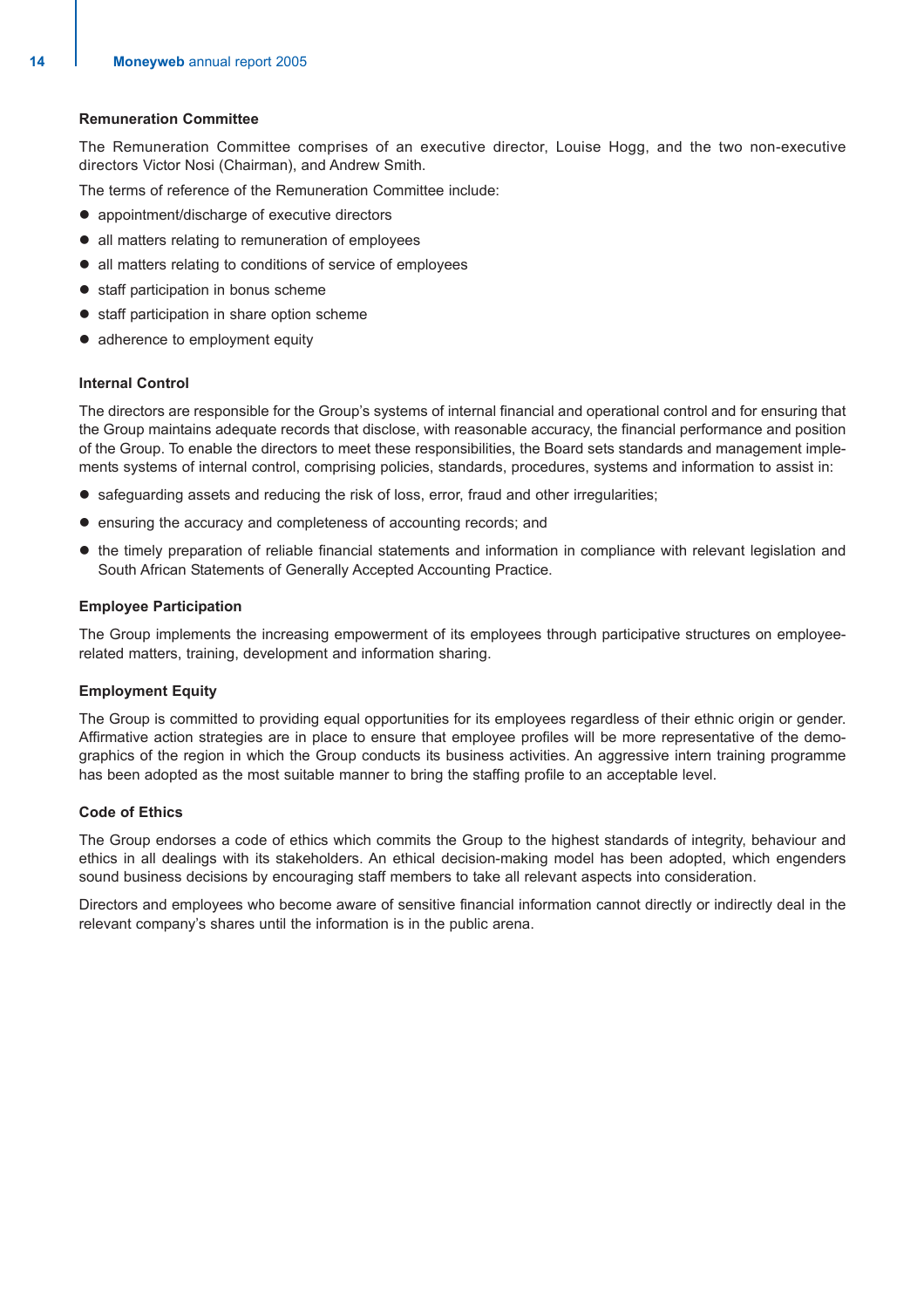### Remuneration Committee

The Remuneration Committee comprises of an executive director, Louise Hogg, and the two non-executive directors Victor Nosi (Chairman), and Andrew Smith.

The terms of reference of the Remuneration Committee include:

- appointment/discharge of executive directors
- all matters relating to remuneration of employees
- all matters relating to conditions of service of employees
- staff participation in bonus scheme
- staff participation in share option scheme
- adherence to employment equity

### Internal Control

The directors are responsible for the Group's systems of internal financial and operational control and for ensuring that the Group maintains adequate records that disclose, with reasonable accuracy, the financial performance and position of the Group. To enable the directors to meet these responsibilities, the Board sets standards and management implements systems of internal control, comprising policies, standards, procedures, systems and information to assist in:

- safeguarding assets and reducing the risk of loss, error, fraud and other irregularities;
- ensuring the accuracy and completeness of accounting records; and
- the timely preparation of reliable financial statements and information in compliance with relevant legislation and South African Statements of Generally Accepted Accounting Practice.

### Employee Participation

The Group implements the increasing empowerment of its employees through participative structures on employee-related matters, training, development and information sharing.

### Employment Equity

The Group is committed to providing equal opportunities for its employees regardless of their ethnic origin or gender. Affirmative action strategies are in place to ensure that employee profiles will be more representative of the demographics of the region in which the Group conducts its business activities. An aggressive intern training programme has been adopted as the most suitable manner to bring the staffing profile to an acceptable level.

### Code of Ethics

The Group endorses a code of ethics which commits the Group to the highest standards of integrity, behaviour and ethics in all dealings with its stakeholders. An ethical decision-making model has been adopted, which engenders sound business decisions by encouraging staff members to take all relevant aspects into consideration.

Directors and employees who become aware of sensitive financial information cannot directly or indirectly deal in the relevant company's shares until the information is in the public arena.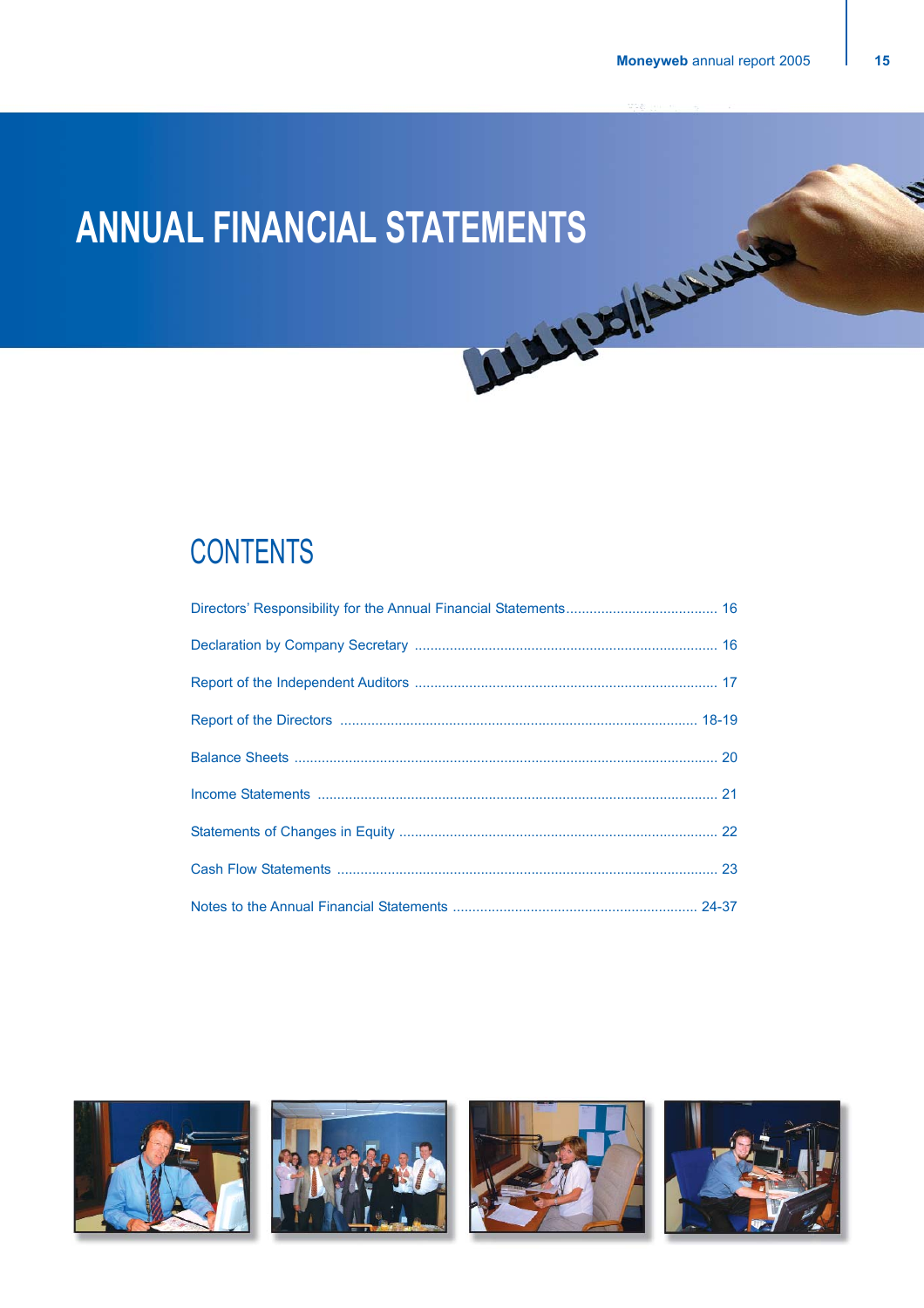# ANNUAL FINANCIAL STATEMENTS

## CONTENTS

| | |
|---|---|
| Directors' Responsibility for the Annual Financial Statements | 16 |
| Declaration by Company Secretary | 16 |
| Report of the Independent Auditors | 17 |
| Report of the Directors | 18-19 |
| Balance Sheets | 20 |
| Income Statements | 21 |
| Statements of Changes in Equity | 22 |
| Cash Flow Statements | 23 |
| Notes to the Annual Financial Statements | 24-37 |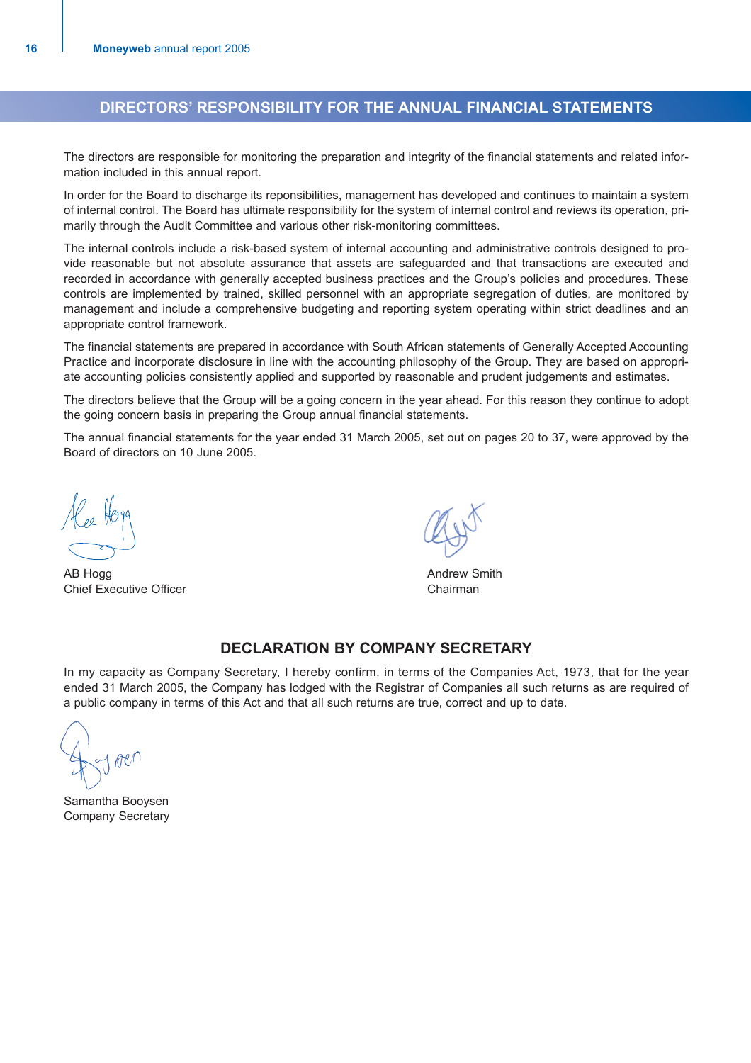## DIRECTORS' RESPONSIBILITY FOR THE ANNUAL FINANCIAL STATEMENTS

The directors are responsible for monitoring the preparation and integrity of the financial statements and related information included in this annual report.

In order for the Board to discharge its reponsibilities, management has developed and continues to maintain a system of internal control. The Board has ultimate responsibility for the system of internal control and reviews its operation, primarily through the Audit Committee and various other risk-monitoring committees.

The internal controls include a risk-based system of internal accounting and administrative controls designed to provide reasonable but not absolute assurance that assets are safeguarded and that transactions are executed and recorded in accordance with generally accepted business practices and the Group's policies and procedures. These controls are implemented by trained, skilled personnel with an appropriate segregation of duties, are monitored by management and include a comprehensive budgeting and reporting system operating within strict deadlines and an appropriate control framework.

The financial statements are prepared in accordance with South African statements of Generally Accepted Accounting Practice and incorporate disclosure in line with the accounting philosophy of the Group. They are based on appropriate accounting policies consistently applied and supported by reasonable and prudent judgements and estimates.

The directors believe that the Group will be a going concern in the year ahead. For this reason they continue to adopt the going concern basis in preparing the Group annual financial statements.

The annual financial statements for the year ended 31 March 2005, set out on pages 20 to 37, were approved by the Board of directors on 10 June 2005.

AB Hogg
Chief Executive Officer

Andrew Smith
Chairman

## DECLARATION BY COMPANY SECRETARY

In my capacity as Company Secretary, I hereby confirm, in terms of the Companies Act, 1973, that for the year ended 31 March 2005, the Company has lodged with the Registrar of Companies all such returns as are required of a public company in terms of this Act and that all such returns are true, correct and up to date.

Samantha Booysen
Company Secretary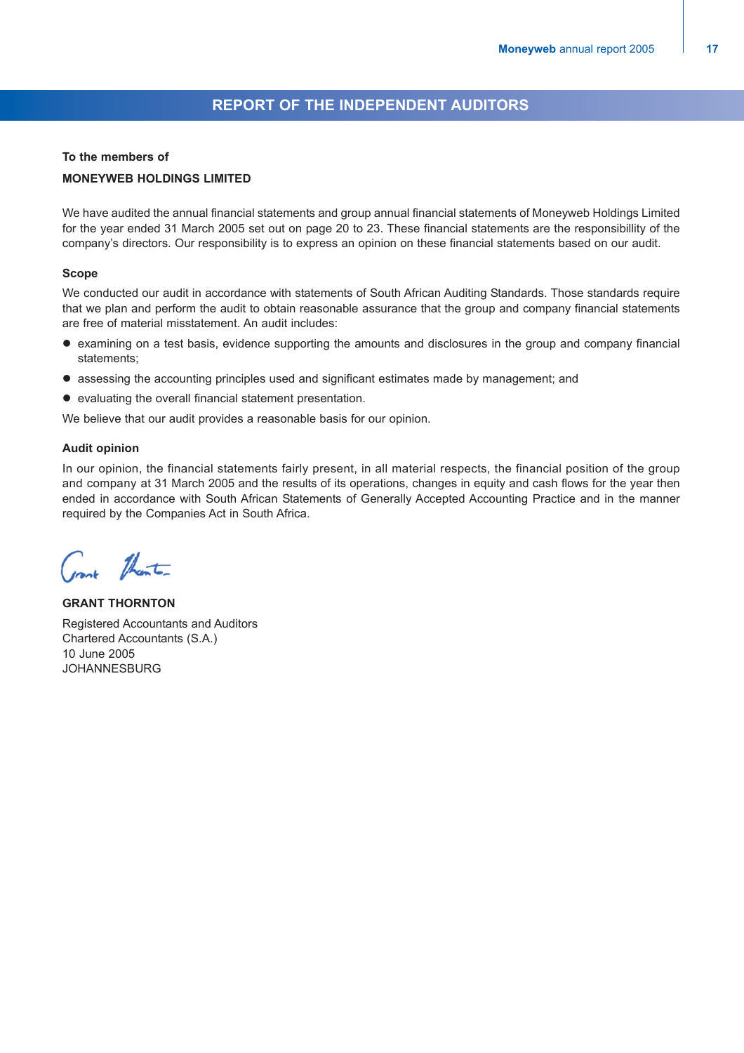# REPORT OF THE INDEPENDENT AUDITORS

**To the members of**

**MONEYWEB HOLDINGS LIMITED**

We have audited the annual financial statements and group annual financial statements of Moneyweb Holdings Limited for the year ended 31 March 2005 set out on page 20 to 23. These financial statements are the responsibillity of the company's directors. Our responsibility is to express an opinion on these financial statements based on our audit.

### Scope

We conducted our audit in accordance with statements of South African Auditing Standards. Those standards require that we plan and perform the audit to obtain reasonable assurance that the group and company financial statements are free of material misstatement. An audit includes:

- examining on a test basis, evidence supporting the amounts and disclosures in the group and company financial statements;
- assessing the accounting principles used and significant estimates made by management; and
- evaluating the overall financial statement presentation.

We believe that our audit provides a reasonable basis for our opinion.

### Audit opinion

In our opinion, the financial statements fairly present, in all material respects, the financial position of the group and company at 31 March 2005 and the results of its operations, changes in equity and cash flows for the year then ended in accordance with South African Statements of Generally Accepted Accounting Practice and in the manner required by the Companies Act in South Africa.

**GRANT THORNTON**

Registered Accountants and Auditors
Chartered Accountants (S.A.)
10 June 2005
JOHANNESBURG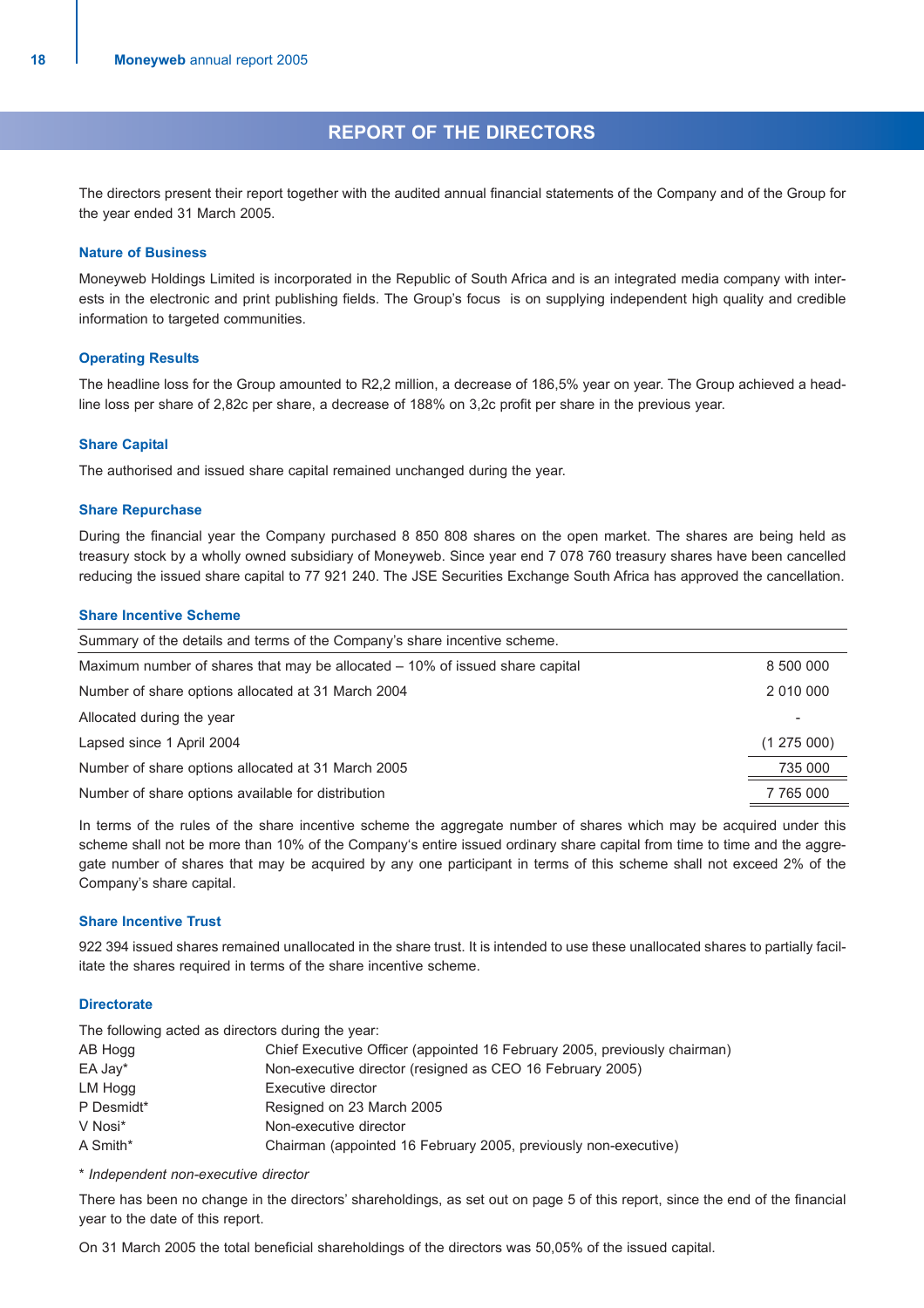# REPORT OF THE DIRECTORS

The directors present their report together with the audited annual financial statements of the Company and of the Group for the year ended 31 March 2005.

### Nature of Business

Moneyweb Holdings Limited is incorporated in the Republic of South Africa and is an integrated media company with interests in the electronic and print publishing fields. The Group's focus is on supplying independent high quality and credible information to targeted communities.

### Operating Results

The headline loss for the Group amounted to R2,2 million, a decrease of 186,5% year on year. The Group achieved a headline loss per share of 2,82c per share, a decrease of 188% on 3,2c profit per share in the previous year.

### Share Capital

The authorised and issued share capital remained unchanged during the year.

### Share Repurchase

During the financial year the Company purchased 8 850 808 shares on the open market. The shares are being held as treasury stock by a wholly owned subsidiary of Moneyweb. Since year end 7 078 760 treasury shares have been cancelled reducing the issued share capital to 77 921 240. The JSE Securities Exchange South Africa has approved the cancellation.

### Share Incentive Scheme

| Summary of the details and terms of the Company's share incentive scheme. | |
|---|---|
| Maximum number of shares that may be allocated – 10% of issued share capital | 8 500 000 |
| Number of share options allocated at 31 March 2004 | 2 010 000 |
| Allocated during the year | - |
| Lapsed since 1 April 2004 | (1 275 000) |
| Number of share options allocated at 31 March 2005 | 735 000 |
| Number of share options available for distribution | 7 765 000 |

In terms of the rules of the share incentive scheme the aggregate number of shares which may be acquired under this scheme shall not be more than 10% of the Company's entire issued ordinary share capital from time to time and the aggregate number of shares that may be acquired by any one participant in terms of this scheme shall not exceed 2% of the Company's share capital.

### Share Incentive Trust

922 394 issued shares remained unallocated in the share trust. It is intended to use these unallocated shares to partially facilitate the shares required in terms of the share incentive scheme.

### Directorate

The following acted as directors during the year:

| | |
|---|---|
| AB Hogg | Chief Executive Officer (appointed 16 February 2005, previously chairman) |
| EA Jay* | Non-executive director (resigned as CEO 16 February 2005) |
| LM Hogg | Executive director |
| P Desmidt* | Resigned on 23 March 2005 |
| V Nosi* | Non-executive director |
| A Smith* | Chairman (appointed 16 February 2005, previously non-executive) |

\* *Independent non-executive director*

There has been no change in the directors' shareholdings, as set out on page 5 of this report, since the end of the financial year to the date of this report.

On 31 March 2005 the total beneficial shareholdings of the directors was 50,05% of the issued capital.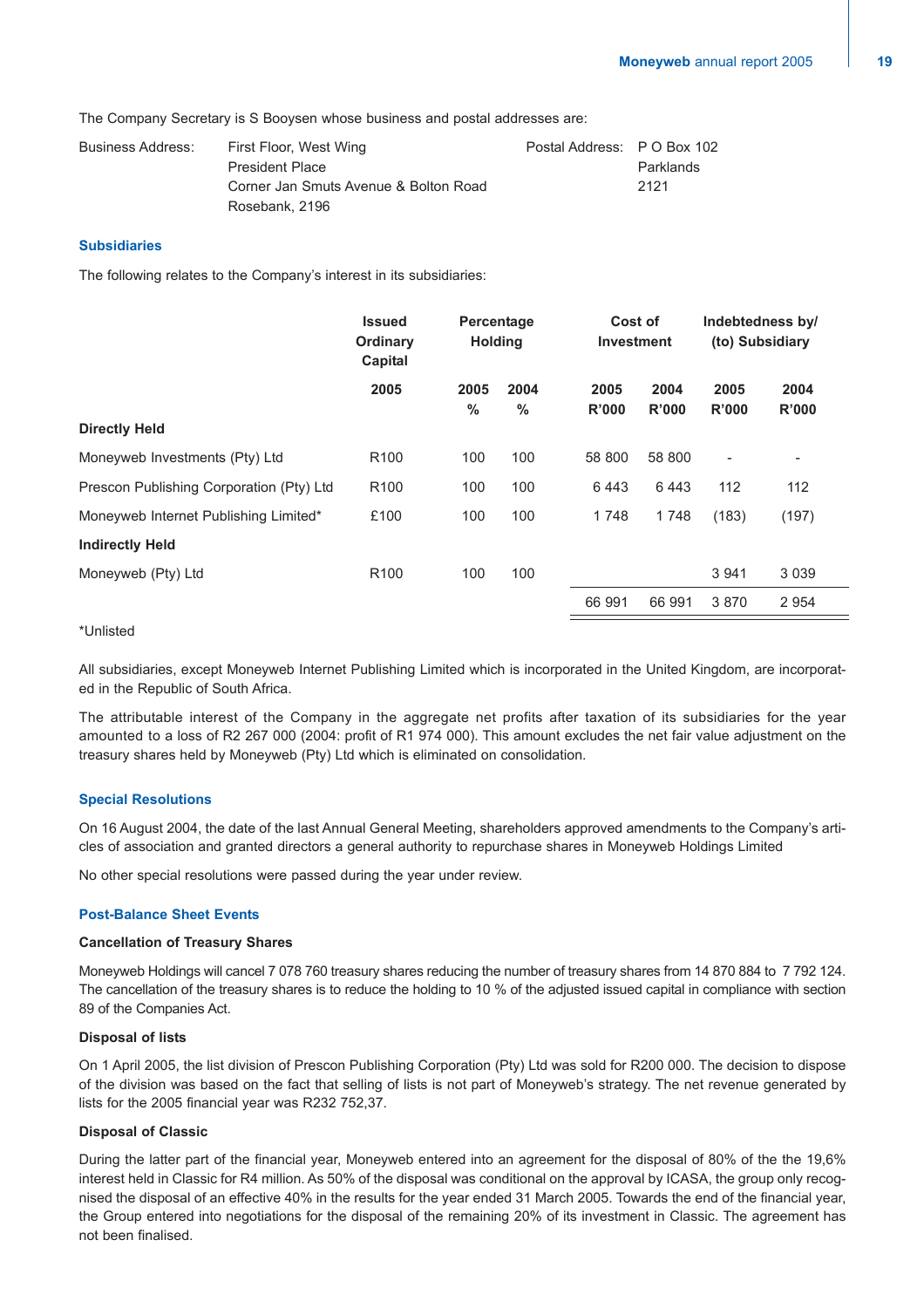The Company Secretary is S Booysen whose business and postal addresses are:

Business Address: First Floor, West Wing
President Place
Corner Jan Smuts Avenue & Bolton Road
Rosebank, 2196

Postal Address: P O Box 102
Parklands
2121

### Subsidiaries

The following relates to the Company's interest in its subsidiaries:

| | Issued Ordinary Capital | Percentage Holding | | Cost of Investment | | Indebtedness by/ (to) Subsidiary | |
|---|---|---|---|---|---|---|---|
| | 2005 | 2005 % | 2004 % | 2005 R'000 | 2004 R'000 | 2005 R'000 | 2004 R'000 |
| **Directly Held** | | | | | | | |
| Moneyweb Investments (Pty) Ltd | R100 | 100 | 100 | 58 800 | 58 800 | - | - |
| Prescon Publishing Corporation (Pty) Ltd | R100 | 100 | 100 | 6 443 | 6 443 | 112 | 112 |
| Moneyweb Internet Publishing Limited* | £100 | 100 | 100 | 1 748 | 1 748 | (183) | (197) |
| **Indirectly Held** | | | | | | | |
| Moneyweb (Pty) Ltd | R100 | 100 | 100 | | | 3 941 | 3 039 |
| | | | | 66 991 | 66 991 | 3 870 | 2 954 |

*Unlisted

All subsidiaries, except Moneyweb Internet Publishing Limited which is incorporated in the United Kingdom, are incorporated in the Republic of South Africa.

The attributable interest of the Company in the aggregate net profits after taxation of its subsidiaries for the year amounted to a loss of R2 267 000 (2004: profit of R1 974 000). This amount excludes the net fair value adjustment on the treasury shares held by Moneyweb (Pty) Ltd which is eliminated on consolidation.

### Special Resolutions

On 16 August 2004, the date of the last Annual General Meeting, shareholders approved amendments to the Company's articles of association and granted directors a general authority to repurchase shares in Moneyweb Holdings Limited

No other special resolutions were passed during the year under review.

### Post-Balance Sheet Events

**Cancellation of Treasury Shares**

Moneyweb Holdings will cancel 7 078 760 treasury shares reducing the number of treasury shares from 14 870 884 to 7 792 124. The cancellation of the treasury shares is to reduce the holding to 10 % of the adjusted issued capital in compliance with section 89 of the Companies Act.

**Disposal of lists**

On 1 April 2005, the list division of Prescon Publishing Corporation (Pty) Ltd was sold for R200 000. The decision to dispose of the division was based on the fact that selling of lists is not part of Moneyweb's strategy. The net revenue generated by lists for the 2005 financial year was R232 752,37.

**Disposal of Classic**

During the latter part of the financial year, Moneyweb entered into an agreement for the disposal of 80% of the the 19,6% interest held in Classic for R4 million. As 50% of the disposal was conditional on the approval by ICASA, the group only recognised the disposal of an effective 40% in the results for the year ended 31 March 2005. Towards the end of the financial year, the Group entered into negotiations for the disposal of the remaining 20% of its investment in Classic. The agreement has not been finalised.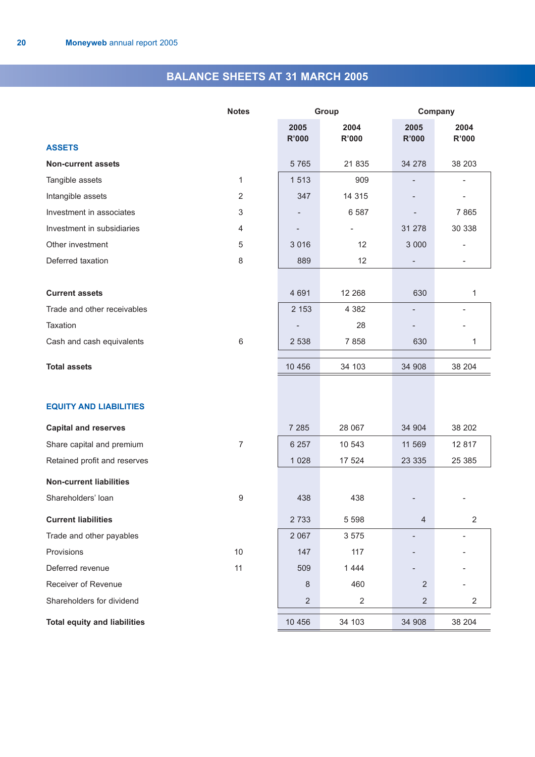# BALANCE SHEETS AT 31 MARCH 2005

| | Notes | Group | | Company | |
|---|---|---|---|---|---|
| | | 2005 R'000 | 2004 R'000 | 2005 R'000 | 2004 R'000 |
| **ASSETS** | | | | | |
| **Non-current assets** | | 5 765 | 21 835 | 34 278 | 38 203 |
| Tangible assets | 1 | 1 513 | 909 | - | - |
| Intangible assets | 2 | 347 | 14 315 | - | - |
| Investment in associates | 3 | - | 6 587 | - | 7 865 |
| Investment in subsidiaries | 4 | - | - | 31 278 | 30 338 |
| Other investment | 5 | 3 016 | 12 | 3 000 | - |
| Deferred taxation | 8 | 889 | 12 | - | - |
| **Current assets** | | 4 691 | 12 268 | 630 | 1 |
| Trade and other receivables | | 2 153 | 4 382 | - | - |
| Taxation | | - | 28 | - | - |
| Cash and cash equivalents | 6 | 2 538 | 7 858 | 630 | 1 |
| **Total assets** | | 10 456 | 34 103 | 34 908 | 38 204 |
| **EQUITY AND LIABILITIES** | | | | | |
| **Capital and reserves** | | 7 285 | 28 067 | 34 904 | 38 202 |
| Share capital and premium | 7 | 6 257 | 10 543 | 11 569 | 12 817 |
| Retained profit and reserves | | 1 028 | 17 524 | 23 335 | 25 385 |
| **Non-current liabilities** | | | | | |
| Shareholders' loan | 9 | 438 | 438 | - | - |
| **Current liabilities** | | 2 733 | 5 598 | 4 | 2 |
| Trade and other payables | | 2 067 | 3 575 | - | - |
| Provisions | 10 | 147 | 117 | - | - |
| Deferred revenue | 11 | 509 | 1 444 | - | - |
| Receiver of Revenue | | 8 | 460 | 2 | - |
| Shareholders for dividend | | 2 | 2 | 2 | 2 |
| **Total equity and liabilities** | | 10 456 | 34 103 | 34 908 | 38 204 |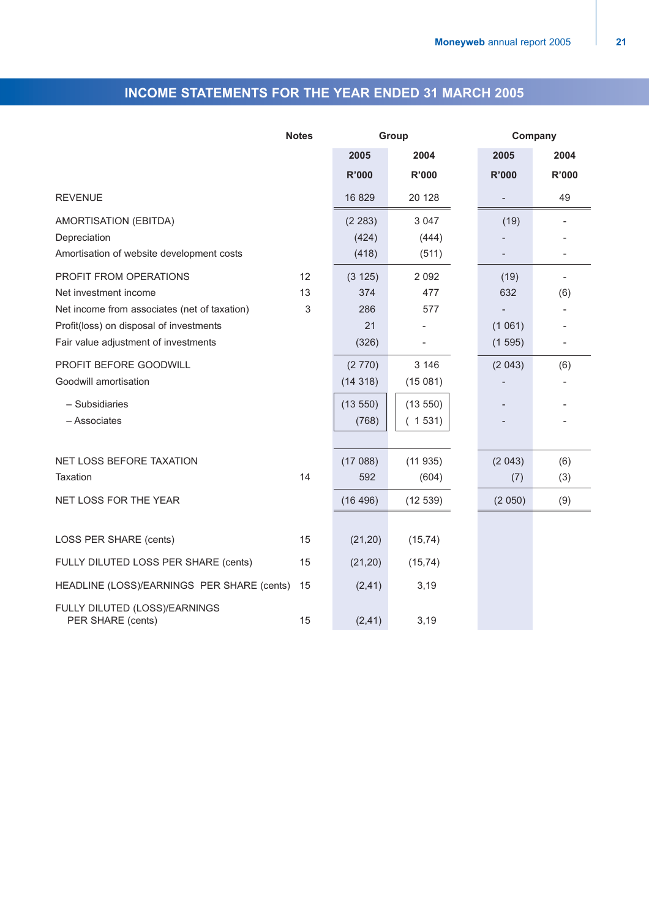## INCOME STATEMENTS FOR THE YEAR ENDED 31 MARCH 2005

| | Notes | Group | | Company | |
|---|---|---|---|---|---|
| | | 2005 | 2004 | 2005 | 2004 |
| | | R'000 | R'000 | R'000 | R'000 |
| REVENUE | | 16 829 | 20 128 | - | 49 |
| AMORTISATION (EBITDA) | | (2 283) | 3 047 | (19) | - |
| Depreciation | | (424) | (444) | - | - |
| Amortisation of website development costs | | (418) | (511) | - | - |
| PROFIT FROM OPERATIONS | 12 | (3 125) | 2 092 | (19) | - |
| Net investment income | 13 | 374 | 477 | 632 | (6) |
| Net income from associates (net of taxation) | 3 | 286 | 577 | - | - |
| Profit(loss) on disposal of investments | | 21 | - | (1 061) | - |
| Fair value adjustment of investments | | (326) | - | (1 595) | - |
| PROFIT BEFORE GOODWILL | | (2 770) | 3 146 | (2 043) | (6) |
| Goodwill amortisation | | (14 318) | (15 081) | - | - |
| – Subsidiaries | | (13 550) | (13 550) | - | - |
| – Associates | | (768) | ( 1 531) | - | - |
| NET LOSS BEFORE TAXATION | | (17 088) | (11 935) | (2 043) | (6) |
| Taxation | 14 | 592 | (604) | (7) | (3) |
| NET LOSS FOR THE YEAR | | (16 496) | (12 539) | (2 050) | (9) |
| LOSS PER SHARE (cents) | 15 | (21,20) | (15,74) | | |
| FULLY DILUTED LOSS PER SHARE (cents) | 15 | (21,20) | (15,74) | | |
| HEADLINE (LOSS)/EARNINGS PER SHARE (cents) | 15 | (2,41) | 3,19 | | |
| FULLY DILUTED (LOSS)/EARNINGS PER SHARE (cents) | 15 | (2,41) | 3,19 | | |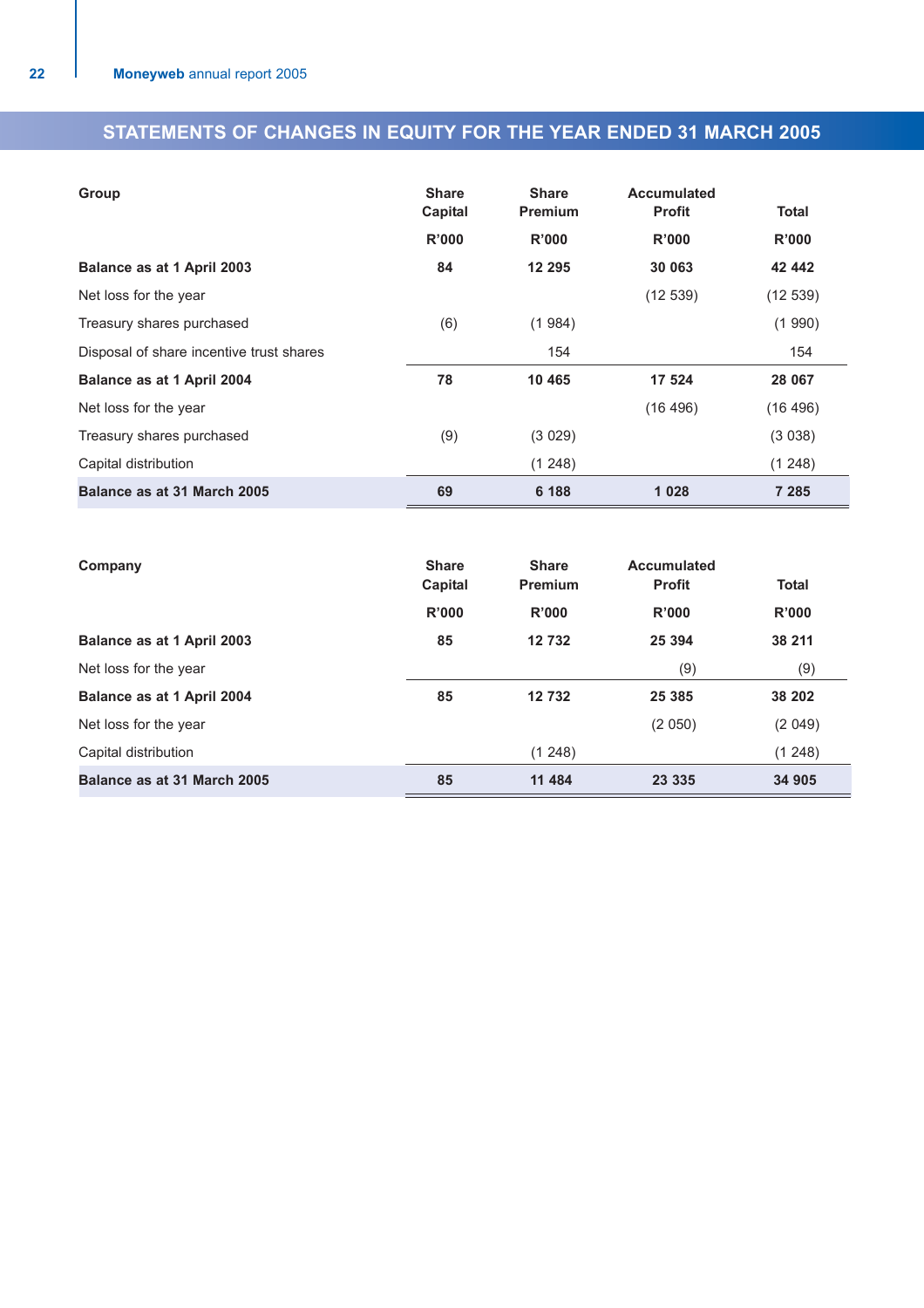# STATEMENTS OF CHANGES IN EQUITY FOR THE YEAR ENDED 31 MARCH 2005

| Group | Share Capital | Share Premium | Accumulated Profit | Total |
|---|---|---|---|---|
| | R'000 | R'000 | R'000 | R'000 |
| **Balance as at 1 April 2003** | **84** | **12 295** | **30 063** | **42 442** |
| Net loss for the year | | | (12 539) | (12 539) |
| Treasury shares purchased | (6) | (1 984) | | (1 990) |
| Disposal of share incentive trust shares | | 154 | | 154 |
| **Balance as at 1 April 2004** | **78** | **10 465** | **17 524** | **28 067** |
| Net loss for the year | | | (16 496) | (16 496) |
| Treasury shares purchased | (9) | (3 029) | | (3 038) |
| Capital distribution | | (1 248) | | (1 248) |
| **Balance as at 31 March 2005** | **69** | **6 188** | **1 028** | **7 285** |

| Company | Share Capital | Share Premium | Accumulated Profit | Total |
|---|---|---|---|---|
| | R'000 | R'000 | R'000 | R'000 |
| **Balance as at 1 April 2003** | **85** | **12 732** | **25 394** | **38 211** |
| Net loss for the year | | | (9) | (9) |
| **Balance as at 1 April 2004** | **85** | **12 732** | **25 385** | **38 202** |
| Net loss for the year | | | (2 050) | (2 049) |
| Capital distribution | | (1 248) | | (1 248) |
| **Balance as at 31 March 2005** | **85** | **11 484** | **23 335** | **34 905** |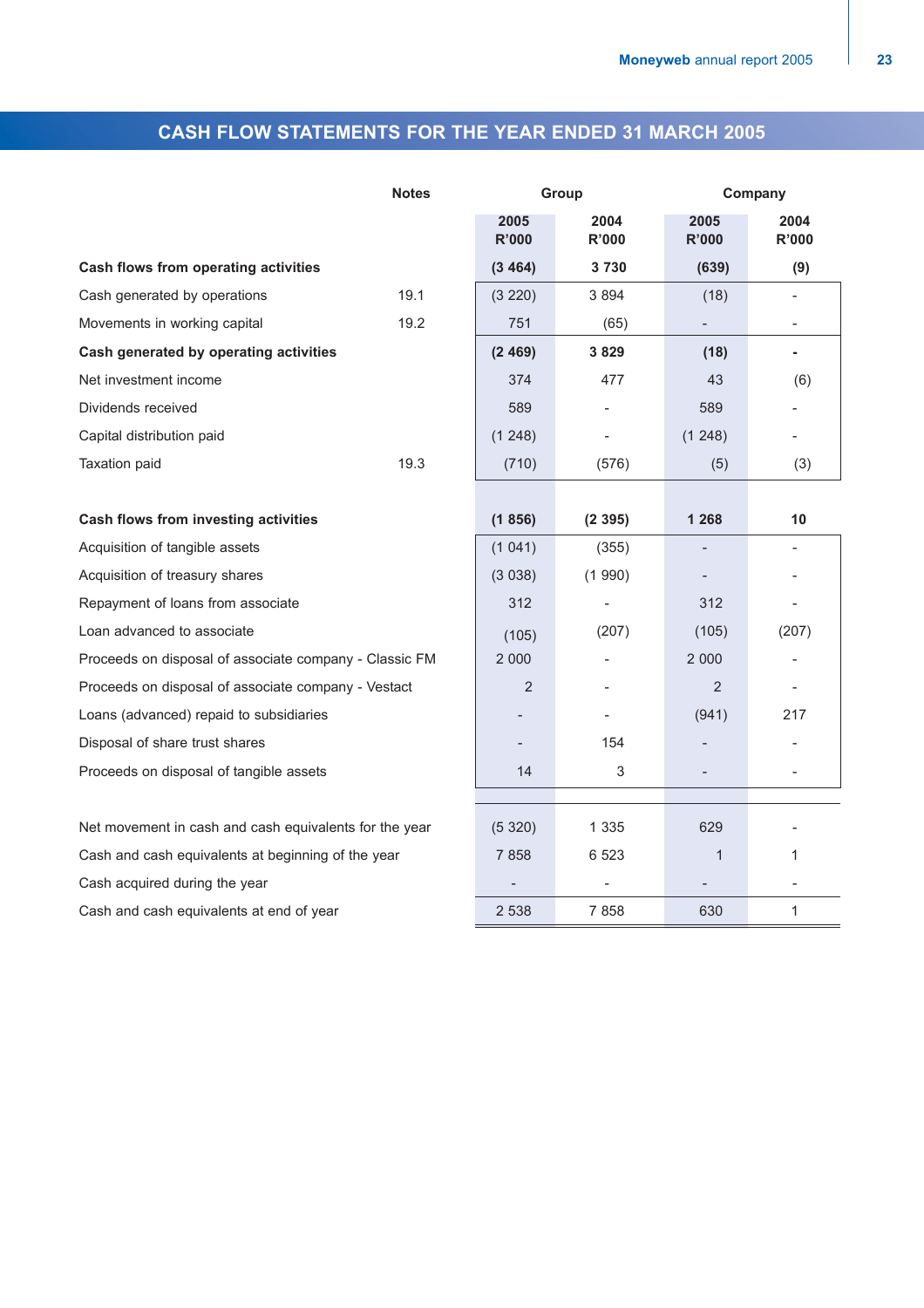## CASH FLOW STATEMENTS FOR THE YEAR ENDED 31 MARCH 2005

| | Notes | Group | | Company | |
|---|---|---|---|---|---|
| | | 2005 R'000 | 2004 R'000 | 2005 R'000 | 2004 R'000 |
| **Cash flows from operating activities** | | **(3 464)** | **3 730** | **(639)** | **(9)** |
| Cash generated by operations | 19.1 | (3 220) | 3 894 | (18) | - |
| Movements in working capital | 19.2 | 751 | (65) | - | - |
| **Cash generated by operating activities** | | **(2 469)** | **3 829** | **(18)** | **-** |
| Net investment income | | 374 | 477 | 43 | (6) |
| Dividends received | | 589 | - | 589 | - |
| Capital distribution paid | | (1 248) | - | (1 248) | - |
| Taxation paid | 19.3 | (710) | (576) | (5) | (3) |
| | | | | | |
| **Cash flows from investing activities** | | **(1 856)** | **(2 395)** | **1 268** | **10** |
| Acquisition of tangible assets | | (1 041) | (355) | - | - |
| Acquisition of treasury shares | | (3 038) | (1 990) | - | - |
| Repayment of loans from associate | | 312 | - | 312 | - |
| Loan advanced to associate | | (105) | (207) | (105) | (207) |
| Proceeds on disposal of associate company - Classic FM | | 2 000 | - | 2 000 | - |
| Proceeds on disposal of associate company - Vestact | | 2 | - | 2 | - |
| Loans (advanced) repaid to subsidiaries | | - | - | (941) | 217 |
| Disposal of share trust shares | | - | 154 | - | - |
| Proceeds on disposal of tangible assets | | 14 | 3 | - | - |
| | | | | | |
| Net movement in cash and cash equivalents for the year | | (5 320) | 1 335 | 629 | - |
| Cash and cash equivalents at beginning of the year | | 7 858 | 6 523 | 1 | 1 |
| Cash acquired during the year | | - | - | - | - |
| Cash and cash equivalents at end of year | | 2 538 | 7 858 | 630 | 1 |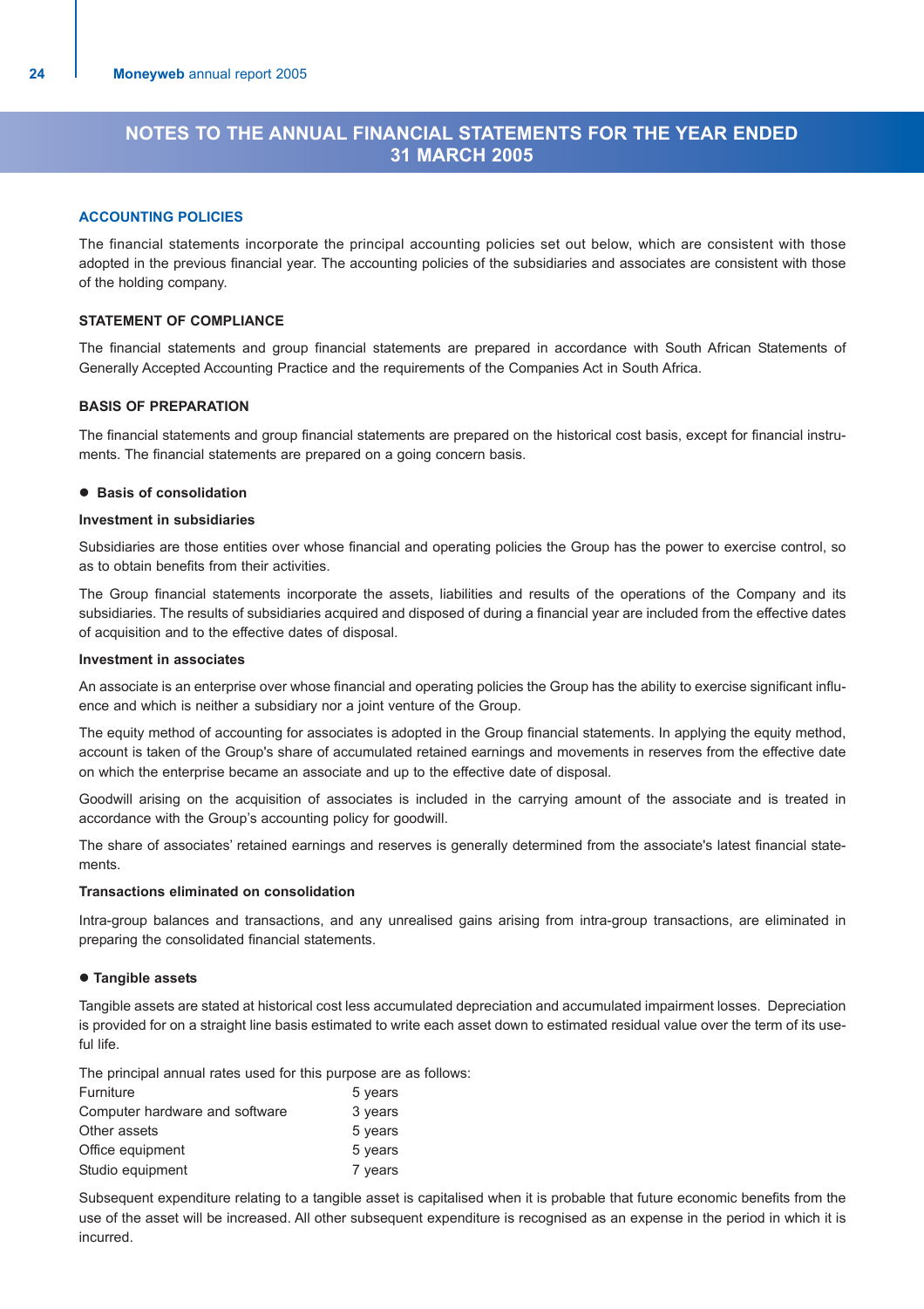# NOTES TO THE ANNUAL FINANCIAL STATEMENTS FOR THE YEAR ENDED 31 MARCH 2005

## ACCOUNTING POLICIES

The financial statements incorporate the principal accounting policies set out below, which are consistent with those adopted in the previous financial year. The accounting policies of the subsidiaries and associates are consistent with those of the holding company.

### STATEMENT OF COMPLIANCE

The financial statements and group financial statements are prepared in accordance with South African Statements of Generally Accepted Accounting Practice and the requirements of the Companies Act in South Africa.

### BASIS OF PREPARATION

The financial statements and group financial statements are prepared on the historical cost basis, except for financial instruments. The financial statements are prepared on a going concern basis.

- **Basis of consolidation**

**Investment in subsidiaries**

Subsidiaries are those entities over whose financial and operating policies the Group has the power to exercise control, so as to obtain benefits from their activities.

The Group financial statements incorporate the assets, liabilities and results of the operations of the Company and its subsidiaries. The results of subsidiaries acquired and disposed of during a financial year are included from the effective dates of acquisition and to the effective dates of disposal.

**Investment in associates**

An associate is an enterprise over whose financial and operating policies the Group has the ability to exercise significant influence and which is neither a subsidiary nor a joint venture of the Group.

The equity method of accounting for associates is adopted in the Group financial statements. In applying the equity method, account is taken of the Group's share of accumulated retained earnings and movements in reserves from the effective date on which the enterprise became an associate and up to the effective date of disposal.

Goodwill arising on the acquisition of associates is included in the carrying amount of the associate and is treated in accordance with the Group's accounting policy for goodwill.

The share of associates' retained earnings and reserves is generally determined from the associate's latest financial statements.

**Transactions eliminated on consolidation**

Intra-group balances and transactions, and any unrealised gains arising from intra-group transactions, are eliminated in preparing the consolidated financial statements.

- **Tangible assets**

Tangible assets are stated at historical cost less accumulated depreciation and accumulated impairment losses. Depreciation is provided for on a straight line basis estimated to write each asset down to estimated residual value over the term of its useful life.

The principal annual rates used for this purpose are as follows:

| | |
|---|---|
| Furniture | 5 years |
| Computer hardware and software | 3 years |
| Other assets | 5 years |
| Office equipment | 5 years |
| Studio equipment | 7 years |

Subsequent expenditure relating to a tangible asset is capitalised when it is probable that future economic benefits from the use of the asset will be increased. All other subsequent expenditure is recognised as an expense in the period in which it is incurred.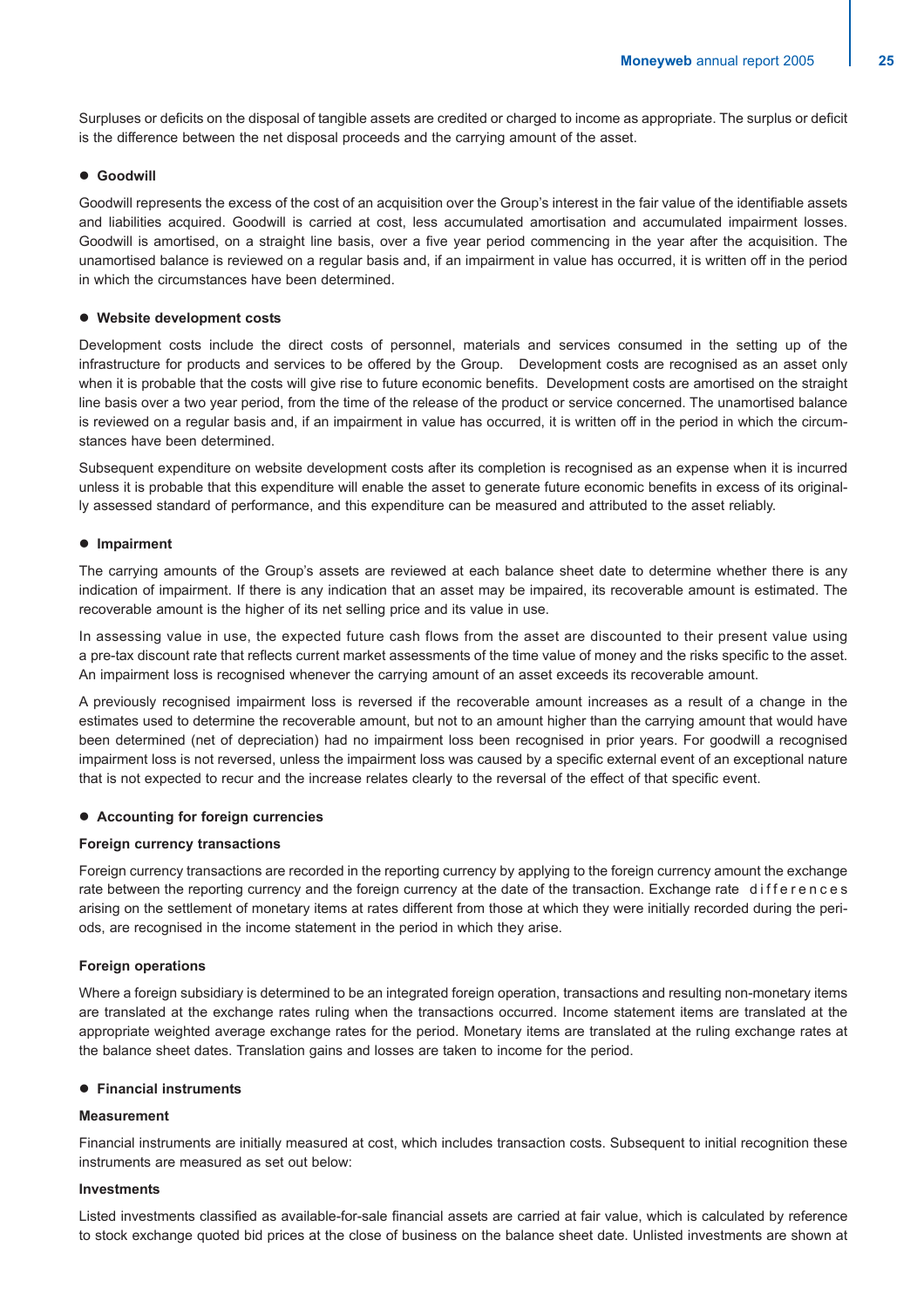Surpluses or deficits on the disposal of tangible assets are credited or charged to income as appropriate. The surplus or deficit is the difference between the net disposal proceeds and the carrying amount of the asset.

### ● Goodwill

Goodwill represents the excess of the cost of an acquisition over the Group's interest in the fair value of the identifiable assets and liabilities acquired. Goodwill is carried at cost, less accumulated amortisation and accumulated impairment losses. Goodwill is amortised, on a straight line basis, over a five year period commencing in the year after the acquisition. The unamortised balance is reviewed on a regular basis and, if an impairment in value has occurred, it is written off in the period in which the circumstances have been determined.

### ● Website development costs

Development costs include the direct costs of personnel, materials and services consumed in the setting up of the infrastructure for products and services to be offered by the Group. Development costs are recognised as an asset only when it is probable that the costs will give rise to future economic benefits. Development costs are amortised on the straight line basis over a two year period, from the time of the release of the product or service concerned. The unamortised balance is reviewed on a regular basis and, if an impairment in value has occurred, it is written off in the period in which the circumstances have been determined.

Subsequent expenditure on website development costs after its completion is recognised as an expense when it is incurred unless it is probable that this expenditure will enable the asset to generate future economic benefits in excess of its originally assessed standard of performance, and this expenditure can be measured and attributed to the asset reliably.

### ● Impairment

The carrying amounts of the Group's assets are reviewed at each balance sheet date to determine whether there is any indication of impairment. If there is any indication that an asset may be impaired, its recoverable amount is estimated. The recoverable amount is the higher of its net selling price and its value in use.

In assessing value in use, the expected future cash flows from the asset are discounted to their present value using a pre-tax discount rate that reflects current market assessments of the time value of money and the risks specific to the asset. An impairment loss is recognised whenever the carrying amount of an asset exceeds its recoverable amount.

A previously recognised impairment loss is reversed if the recoverable amount increases as a result of a change in the estimates used to determine the recoverable amount, but not to an amount higher than the carrying amount that would have been determined (net of depreciation) had no impairment loss been recognised in prior years. For goodwill a recognised impairment loss is not reversed, unless the impairment loss was caused by a specific external event of an exceptional nature that is not expected to recur and the increase relates clearly to the reversal of the effect of that specific event.

### ● Accounting for foreign currencies

#### Foreign currency transactions

Foreign currency transactions are recorded in the reporting currency by applying to the foreign currency amount the exchange rate between the reporting currency and the foreign currency at the date of the transaction. Exchange rate differences arising on the settlement of monetary items at rates different from those at which they were initially recorded during the periods, are recognised in the income statement in the period in which they arise.

#### Foreign operations

Where a foreign subsidiary is determined to be an integrated foreign operation, transactions and resulting non-monetary items are translated at the exchange rates ruling when the transactions occurred. Income statement items are translated at the appropriate weighted average exchange rates for the period. Monetary items are translated at the ruling exchange rates at the balance sheet dates. Translation gains and losses are taken to income for the period.

### ● Financial instruments

#### Measurement

Financial instruments are initially measured at cost, which includes transaction costs. Subsequent to initial recognition these instruments are measured as set out below:

#### Investments

Listed investments classified as available-for-sale financial assets are carried at fair value, which is calculated by reference to stock exchange quoted bid prices at the close of business on the balance sheet date. Unlisted investments are shown at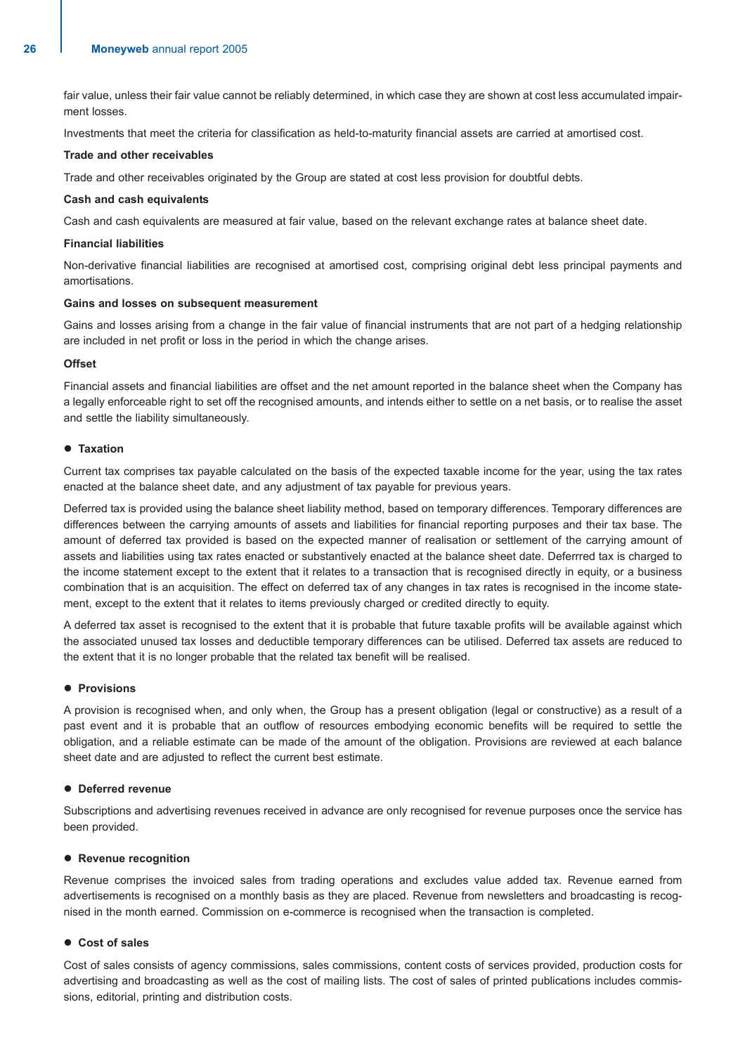fair value, unless their fair value cannot be reliably determined, in which case they are shown at cost less accumulated impairment losses.

Investments that meet the criteria for classification as held-to-maturity financial assets are carried at amortised cost.

**Trade and other receivables**

Trade and other receivables originated by the Group are stated at cost less provision for doubtful debts.

**Cash and cash equivalents**

Cash and cash equivalents are measured at fair value, based on the relevant exchange rates at balance sheet date.

**Financial liabilities**

Non-derivative financial liabilities are recognised at amortised cost, comprising original debt less principal payments and amortisations.

**Gains and losses on subsequent measurement**

Gains and losses arising from a change in the fair value of financial instruments that are not part of a hedging relationship are included in net profit or loss in the period in which the change arises.

**Offset**

Financial assets and financial liabilities are offset and the net amount reported in the balance sheet when the Company has a legally enforceable right to set off the recognised amounts, and intends either to settle on a net basis, or to realise the asset and settle the liability simultaneously.

- **Taxation**

Current tax comprises tax payable calculated on the basis of the expected taxable income for the year, using the tax rates enacted at the balance sheet date, and any adjustment of tax payable for previous years.

Deferred tax is provided using the balance sheet liability method, based on temporary differences. Temporary differences are differences between the carrying amounts of assets and liabilities for financial reporting purposes and their tax base. The amount of deferred tax provided is based on the expected manner of realisation or settlement of the carrying amount of assets and liabilities using tax rates enacted or substantively enacted at the balance sheet date. Deferrred tax is charged to the income statement except to the extent that it relates to a transaction that is recognised directly in equity, or a business combination that is an acquisition. The effect on deferred tax of any changes in tax rates is recognised in the income statement, except to the extent that it relates to items previously charged or credited directly to equity.

A deferred tax asset is recognised to the extent that it is probable that future taxable profits will be available against which the associated unused tax losses and deductible temporary differences can be utilised. Deferred tax assets are reduced to the extent that it is no longer probable that the related tax benefit will be realised.

- **Provisions**

A provision is recognised when, and only when, the Group has a present obligation (legal or constructive) as a result of a past event and it is probable that an outflow of resources embodying economic benefits will be required to settle the obligation, and a reliable estimate can be made of the amount of the obligation. Provisions are reviewed at each balance sheet date and are adjusted to reflect the current best estimate.

- **Deferred revenue**

Subscriptions and advertising revenues received in advance are only recognised for revenue purposes once the service has been provided.

- **Revenue recognition**

Revenue comprises the invoiced sales from trading operations and excludes value added tax. Revenue earned from advertisements is recognised on a monthly basis as they are placed. Revenue from newsletters and broadcasting is recognised in the month earned. Commission on e-commerce is recognised when the transaction is completed.

- **Cost of sales**

Cost of sales consists of agency commissions, sales commissions, content costs of services provided, production costs for advertising and broadcasting as well as the cost of mailing lists. The cost of sales of printed publications includes commissions, editorial, printing and distribution costs.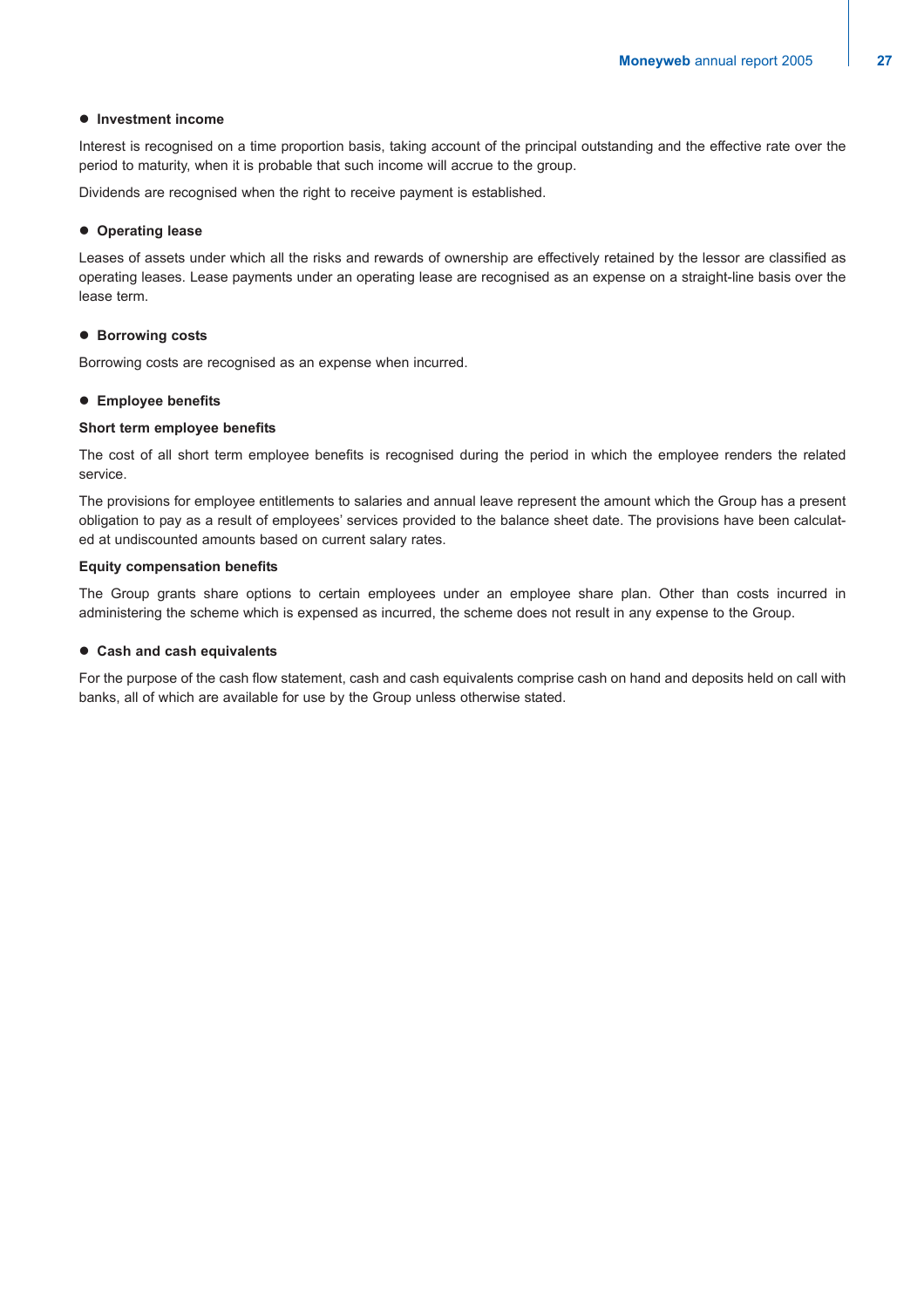- **Investment income**

Interest is recognised on a time proportion basis, taking account of the principal outstanding and the effective rate over the period to maturity, when it is probable that such income will accrue to the group.

Dividends are recognised when the right to receive payment is established.

- **Operating lease**

Leases of assets under which all the risks and rewards of ownership are effectively retained by the lessor are classified as operating leases. Lease payments under an operating lease are recognised as an expense on a straight-line basis over the lease term.

- **Borrowing costs**

Borrowing costs are recognised as an expense when incurred.

- **Employee benefits**

**Short term employee benefits**

The cost of all short term employee benefits is recognised during the period in which the employee renders the related service.

The provisions for employee entitlements to salaries and annual leave represent the amount which the Group has a present obligation to pay as a result of employees' services provided to the balance sheet date. The provisions have been calculated at undiscounted amounts based on current salary rates.

**Equity compensation benefits**

The Group grants share options to certain employees under an employee share plan. Other than costs incurred in administering the scheme which is expensed as incurred, the scheme does not result in any expense to the Group.

- **Cash and cash equivalents**

For the purpose of the cash flow statement, cash and cash equivalents comprise cash on hand and deposits held on call with banks, all of which are available for use by the Group unless otherwise stated.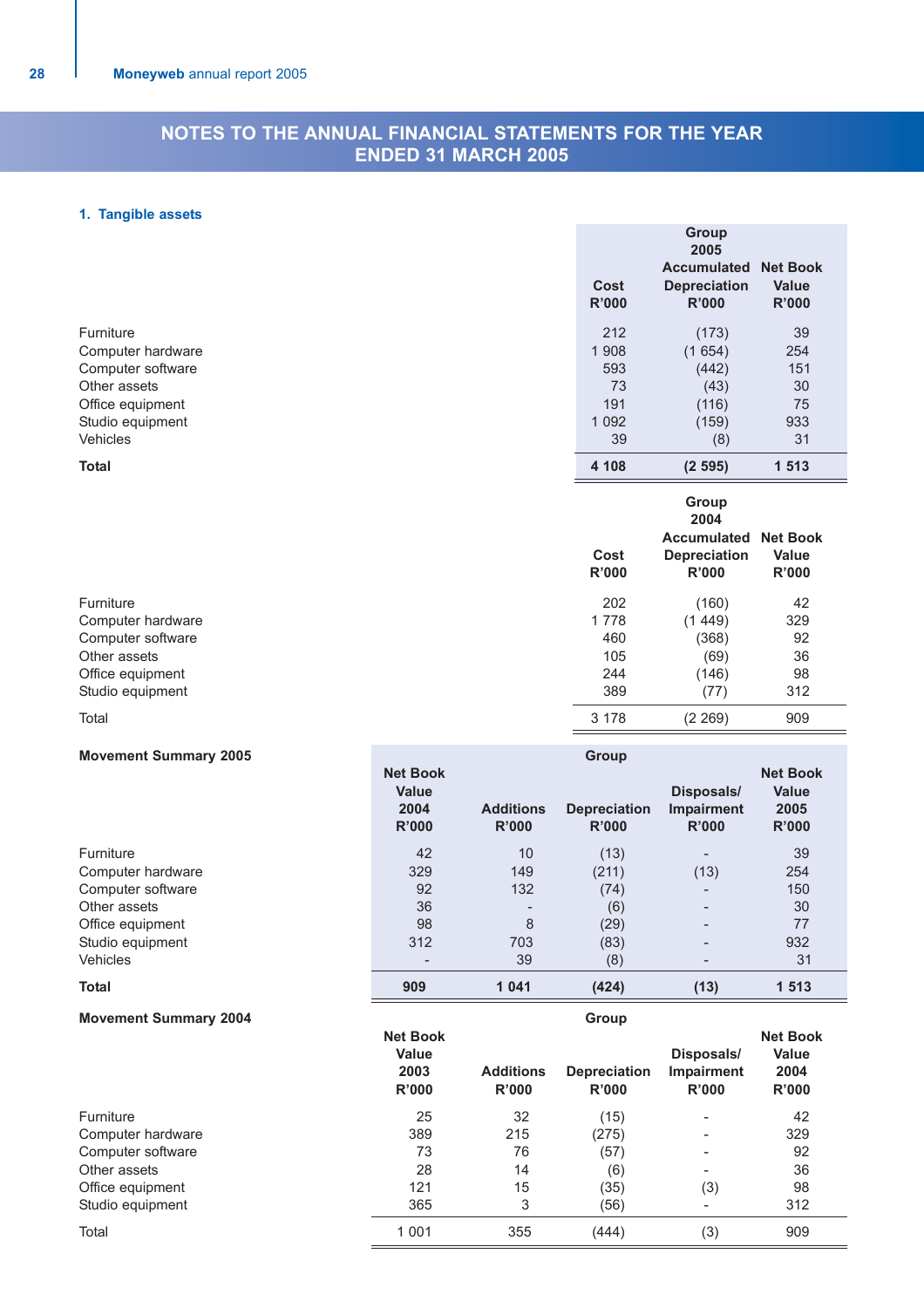# NOTES TO THE ANNUAL FINANCIAL STATEMENTS FOR THE YEAR ENDED 31 MARCH 2005

## 1. Tangible assets

| | Group 2005 | | |
|---|---|---|---|
| | Cost R'000 | Accumulated Depreciation R'000 | Net Book Value R'000 |
| Furniture | 212 | (173) | 39 |
| Computer hardware | 1 908 | (1 654) | 254 |
| Computer software | 593 | (442) | 151 |
| Other assets | 73 | (43) | 30 |
| Office equipment | 191 | (116) | 75 |
| Studio equipment | 1 092 | (159) | 933 |
| Vehicles | 39 | (8) | 31 |
| **Total** | **4 108** | **(2 595)** | **1 513** |

| | Group 2004 | | |
|---|---|---|---|
| | Cost R'000 | Accumulated Depreciation R'000 | Net Book Value R'000 |
| Furniture | 202 | (160) | 42 |
| Computer hardware | 1 778 | (1 449) | 329 |
| Computer software | 460 | (368) | 92 |
| Other assets | 105 | (69) | 36 |
| Office equipment | 244 | (146) | 98 |
| Studio equipment | 389 | (77) | 312 |
| Total | 3 178 | (2 269) | 909 |

**Movement Summary 2005**

| | Group | | | | |
|---|---|---|---|---|---|
| | Net Book Value 2004 R'000 | Additions R'000 | Depreciation R'000 | Disposals/ Impairment R'000 | Net Book Value 2005 R'000 |
| Furniture | 42 | 10 | (13) | - | 39 |
| Computer hardware | 329 | 149 | (211) | (13) | 254 |
| Computer software | 92 | 132 | (74) | - | 150 |
| Other assets | 36 | - | (6) | - | 30 |
| Office equipment | 98 | 8 | (29) | - | 77 |
| Studio equipment | 312 | 703 | (83) | - | 932 |
| Vehicles | - | 39 | (8) | - | 31 |
| **Total** | **909** | **1 041** | **(424)** | **(13)** | **1 513** |

**Movement Summary 2004**

| | Group | | | | |
|---|---|---|---|---|---|
| | Net Book Value 2003 R'000 | Additions R'000 | Depreciation R'000 | Disposals/ Impairment R'000 | Net Book Value 2004 R'000 |
| Furniture | 25 | 32 | (15) | - | 42 |
| Computer hardware | 389 | 215 | (275) | - | 329 |
| Computer software | 73 | 76 | (57) | - | 92 |
| Other assets | 28 | 14 | (6) | - | 36 |
| Office equipment | 121 | 15 | (35) | (3) | 98 |
| Studio equipment | 365 | 3 | (56) | - | 312 |
| Total | 1 001 | 355 | (444) | (3) | 909 |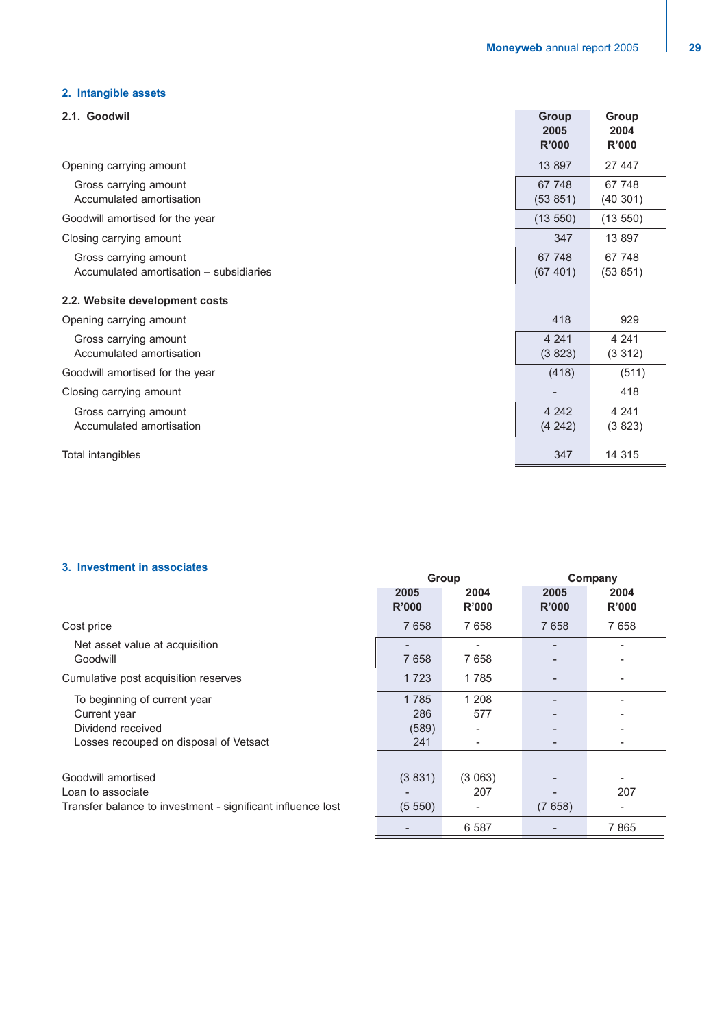## 2. Intangible assets

### 2.1. Goodwil

| | Group 2005 R'000 | Group 2004 R'000 |
|---|---|---|
| Opening carrying amount | 13 897 | 27 447 |
| Gross carrying amount | 67 748 | 67 748 |
| Accumulated amortisation | (53 851) | (40 301) |
| Goodwill amortised for the year | (13 550) | (13 550) |
| Closing carrying amount | 347 | 13 897 |
| Gross carrying amount | 67 748 | 67 748 |
| Accumulated amortisation – subsidiaries | (67 401) | (53 851) |
| **2.2. Website development costs** | | |
| Opening carrying amount | 418 | 929 |
| Gross carrying amount | 4 241 | 4 241 |
| Accumulated amortisation | (3 823) | (3 312) |
| Goodwill amortised for the year | (418) | (511) |
| Closing carrying amount | - | 418 |
| Gross carrying amount | 4 242 | 4 241 |
| Accumulated amortisation | (4 242) | (3 823) |
| Total intangibles | 347 | 14 315 |

## 3. Investment in associates

| | Group | | Company | |
|---|---|---|---|---|
| | 2005 R'000 | 2004 R'000 | 2005 R'000 | 2004 R'000 |
| Cost price | 7 658 | 7 658 | 7 658 | 7 658 |
| Net asset value at acquisition | - | - | - | - |
| Goodwill | 7 658 | 7 658 | - | - |
| Cumulative post acquisition reserves | 1 723 | 1 785 | - | - |
| To beginning of current year | 1 785 | 1 208 | - | - |
| Current year | 286 | 577 | - | - |
| Dividend received | (589) | - | - | - |
| Losses recouped on disposal of Vetsact | 241 | - | - | - |
| Goodwill amortised | (3 831) | (3 063) | - | - |
| Loan to associate | - | 207 | - | 207 |
| Transfer balance to investment - significant influence lost | (5 550) | - | (7 658) | - |
| | - | 6 587 | - | 7 865 |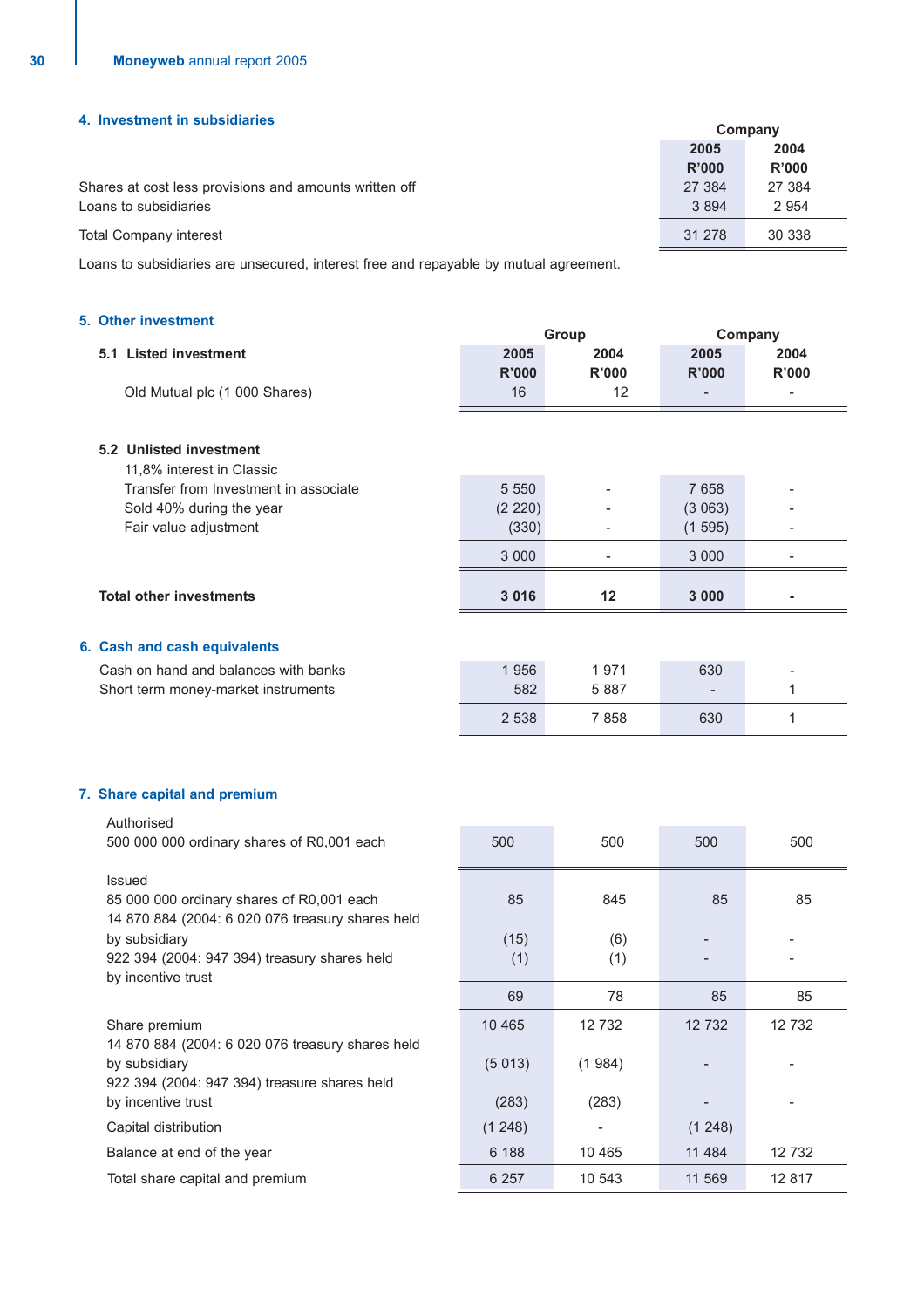## 4. Investment in subsidiaries

| | Company | |
|---|---|---|
| | 2005 R'000 | 2004 R'000 |
| Shares at cost less provisions and amounts written off | 27 384 | 27 384 |
| Loans to subsidiaries | 3 894 | 2 954 |
| Total Company interest | 31 278 | 30 338 |

Loans to subsidiaries are unsecured, interest free and repayable by mutual agreement.

## 5. Other investment

| | Group | | Company | |
|---|---|---|---|---|
| **5.1 Listed investment** | **2005 R'000** | **2004 R'000** | **2005 R'000** | **2004 R'000** |
| Old Mutual plc (1 000 Shares) | 16 | 12 | - | - |
| **5.2 Unlisted investment** | | | | |
| 11,8% interest in Classic | | | | |
| Transfer from Investment in associate | 5 550 | - | 7 658 | - |
| Sold 40% during the year | (2 220) | - | (3 063) | - |
| Fair value adjustment | (330) | - | (1 595) | - |
| | 3 000 | - | 3 000 | - |
| **Total other investments** | **3 016** | **12** | **3 000** | **-** |

## 6. Cash and cash equivalents

| | Group 2005 R'000 | Group 2004 R'000 | Company 2005 R'000 | Company 2004 R'000 |
|---|---|---|---|---|
| Cash on hand and balances with banks | 1 956 | 1 971 | 630 | - |
| Short term money-market instruments | 582 | 5 887 | - | 1 |
| | 2 538 | 7 858 | 630 | 1 |

## 7. Share capital and premium

| | Group 2005 R'000 | Group 2004 R'000 | Company 2005 R'000 | Company 2004 R'000 |
|---|---|---|---|---|
| Authorised | | | | |
| 500 000 000 ordinary shares of R0,001 each | 500 | 500 | 500 | 500 |
| Issued | | | | |
| 85 000 000 ordinary shares of R0,001 each | 85 | 845 | 85 | 85 |
| 14 870 884 (2004: 6 020 076 treasury shares held by subsidiary | (15) | (6) | - | - |
| 922 394 (2004: 947 394) treasury shares held by incentive trust | (1) | (1) | - | - |
| | 69 | 78 | 85 | 85 |
| Share premium | 10 465 | 12 732 | 12 732 | 12 732 |
| 14 870 884 (2004: 6 020 076 treasury shares held by subsidiary | (5 013) | (1 984) | - | - |
| 922 394 (2004: 947 394) treasure shares held by incentive trust | (283) | (283) | - | - |
| Capital distribution | (1 248) | - | (1 248) | |
| Balance at end of the year | 6 188 | 10 465 | 11 484 | 12 732 |
| Total share capital and premium | 6 257 | 10 543 | 11 569 | 12 817 |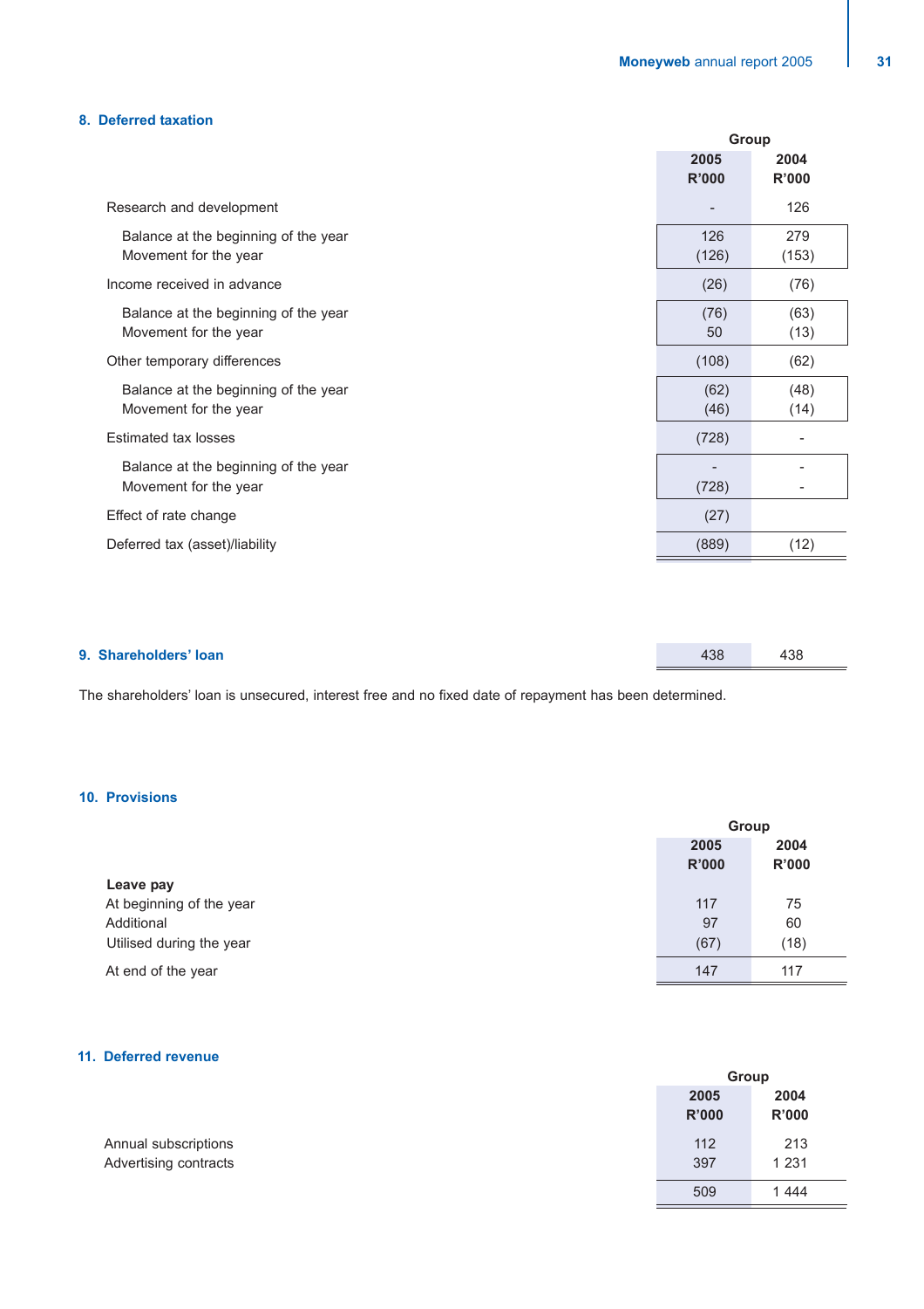## 8. Deferred taxation

| | Group | |
|---|---|---|
| | 2005 R'000 | 2004 R'000 |
| Research and development | - | 126 |
| Balance at the beginning of the year | 126 | 279 |
| Movement for the year | (126) | (153) |
| Income received in advance | (26) | (76) |
| Balance at the beginning of the year | (76) | (63) |
| Movement for the year | 50 | (13) |
| Other temporary differences | (108) | (62) |
| Balance at the beginning of the year | (62) | (48) |
| Movement for the year | (46) | (14) |
| Estimated tax losses | (728) | - |
| Balance at the beginning of the year | - | - |
| Movement for the year | (728) | - |
| Effect of rate change | (27) | |
| Deferred tax (asset)/liability | (889) | (12) |

## 9. Shareholders' loan

| | 2005 | 2004 |
|---|---|---|
| Shareholders' loan | 438 | 438 |

The shareholders' loan is unsecured, interest free and no fixed date of repayment has been determined.

## 10. Provisions

| | Group | |
|---|---|---|
| | 2005 R'000 | 2004 R'000 |
| **Leave pay** | | |
| At beginning of the year | 117 | 75 |
| Additional | 97 | 60 |
| Utilised during the year | (67) | (18) |
| At end of the year | 147 | 117 |

## 11. Deferred revenue

| | Group | |
|---|---|---|
| | 2005 R'000 | 2004 R'000 |
| Annual subscriptions | 112 | 213 |
| Advertising contracts | 397 | 1 231 |
| | 509 | 1 444 |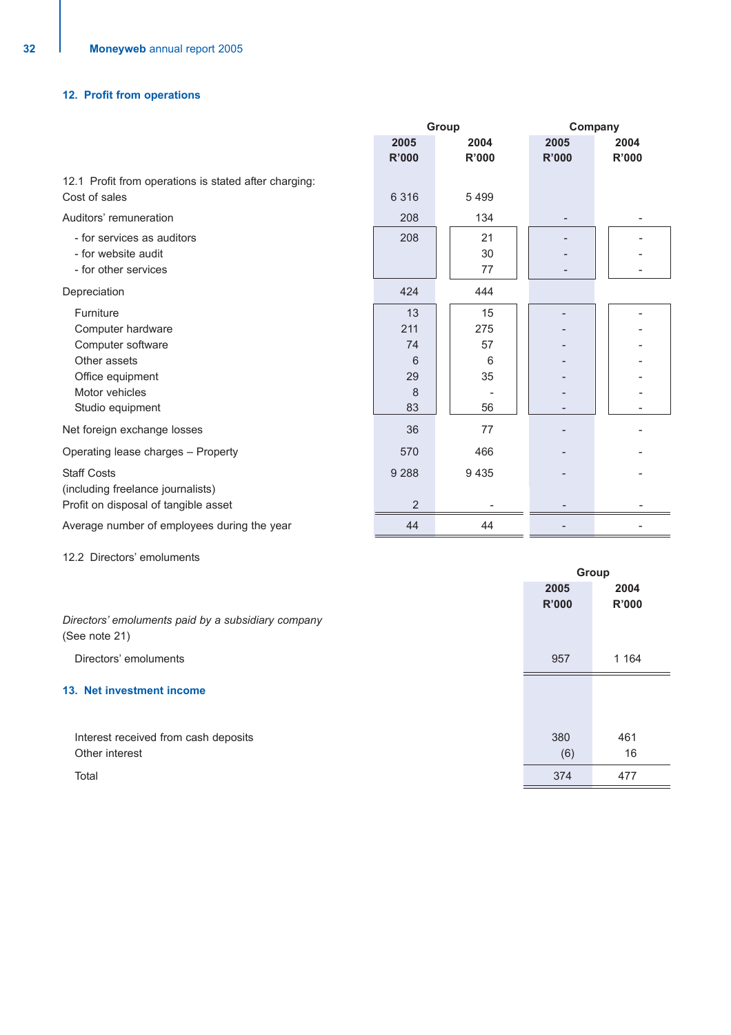## 12. Profit from operations

| | Group | | Company | |
|---|---|---|---|---|
| | 2005 R'000 | 2004 R'000 | 2005 R'000 | 2004 R'000 |
| 12.1 Profit from operations is stated after charging: | | | | |
| Cost of sales | 6 316 | 5 499 | | |
| Auditors' remuneration | 208 | 134 | - | - |
| - for services as auditors | 208 | 21 | - | - |
| - for website audit | | 30 | - | - |
| - for other services | | 77 | - | - |
| Depreciation | 424 | 444 | | |
| Furniture | 13 | 15 | - | - |
| Computer hardware | 211 | 275 | - | - |
| Computer software | 74 | 57 | - | - |
| Other assets | 6 | 6 | - | - |
| Office equipment | 29 | 35 | - | - |
| Motor vehicles | 8 | - | - | - |
| Studio equipment | 83 | 56 | - | - |
| Net foreign exchange losses | 36 | 77 | - | - |
| Operating lease charges – Property | 570 | 466 | - | - |
| Staff Costs (including freelance journalists) | 9 288 | 9 435 | - | - |
| Profit on disposal of tangible asset | 2 | - | - | - |
| Average number of employees during the year | 44 | 44 | - | - |

12.2 Directors' emoluments

| | Group | |
|---|---|---|
| | 2005 R'000 | 2004 R'000 |
| *Directors' emoluments paid by a subsidiary company* (See note 21) | | |
| Directors' emoluments | 957 | 1 164 |

## 13. Net investment income

| | 2005 R'000 | 2004 R'000 |
|---|---|---|
| Interest received from cash deposits | 380 | 461 |
| Other interest | (6) | 16 |
| Total | 374 | 477 |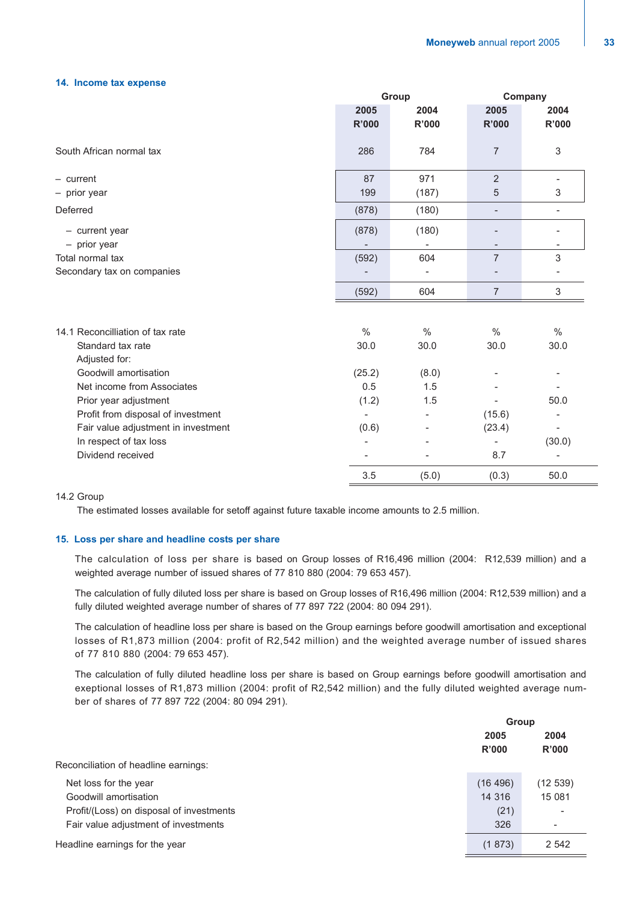## 14. Income tax expense

| | Group | | Company | |
|---|---|---|---|---|
| | 2005 R'000 | 2004 R'000 | 2005 R'000 | 2004 R'000 |
| South African normal tax | 286 | 784 | 7 | 3 |
| – current | 87 | 971 | 2 | - |
| – prior year | 199 | (187) | 5 | 3 |
| Deferred | (878) | (180) | - | - |
| – current year | (878) | (180) | - | - |
| – prior year | - | - | - | - |
| Total normal tax | (592) | 604 | 7 | 3 |
| Secondary tax on companies | - | - | - | - |
| | (592) | 604 | 7 | 3 |

| 14.1 Reconcilliation of tax rate | % | % | % | % |
|---|---|---|---|---|
| Standard tax rate | 30.0 | 30.0 | 30.0 | 30.0 |
| Adjusted for: | | | | |
| Goodwill amortisation | (25.2) | (8.0) | - | - |
| Net income from Associates | 0.5 | 1.5 | - | - |
| Prior year adjustment | (1.2) | 1.5 | - | 50.0 |
| Profit from disposal of investment | - | - | (15.6) | - |
| Fair value adjustment in investment | (0.6) | - | (23.4) | - |
| In respect of tax loss | - | - | - | (30.0) |
| Dividend received | - | - | 8.7 | - |
| | 3.5 | (5.0) | (0.3) | 50.0 |

14.2 Group

The estimated losses available for setoff against future taxable income amounts to 2.5 million.

## 15. Loss per share and headline costs per share

The calculation of loss per share is based on Group losses of R16,496 million (2004: R12,539 million) and a weighted average number of issued shares of 77 810 880 (2004: 79 653 457).

The calculation of fully diluted loss per share is based on Group losses of R16,496 million (2004: R12,539 million) and a fully diluted weighted average number of shares of 77 897 722 (2004: 80 094 291).

The calculation of headline loss per share is based on the Group earnings before goodwill amortisation and exceptional losses of R1,873 million (2004: profit of R2,542 million) and the weighted average number of issued shares of 77 810 880 (2004: 79 653 457).

The calculation of fully diluted headline loss per share is based on Group earnings before goodwill amortisation and exeptional losses of R1,873 million (2004: profit of R2,542 million) and the fully diluted weighted average number of shares of 77 897 722 (2004: 80 094 291).

| | Group | |
|---|---|---|
| | 2005 R'000 | 2004 R'000 |
| Reconciliation of headline earnings: | | |
| Net loss for the year | (16 496) | (12 539) |
| Goodwill amortisation | 14 316 | 15 081 |
| Profit/(Loss) on disposal of investments | (21) | - |
| Fair value adjustment of investments | 326 | - |
| Headline earnings for the year | (1 873) | 2 542 |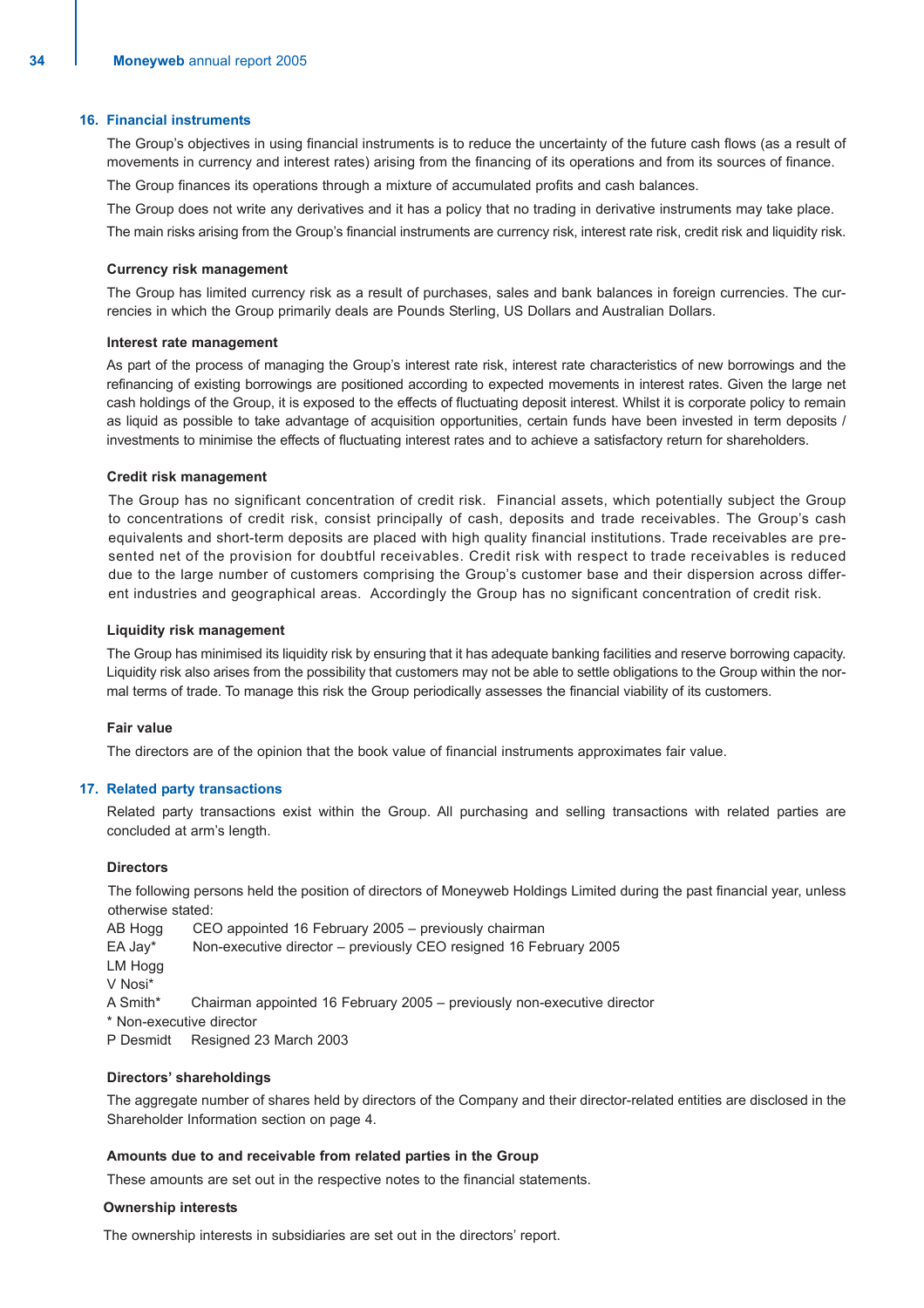## 16. Financial instruments

The Group's objectives in using financial instruments is to reduce the uncertainty of the future cash flows (as a result of movements in currency and interest rates) arising from the financing of its operations and from its sources of finance.

The Group finances its operations through a mixture of accumulated profits and cash balances.

The Group does not write any derivatives and it has a policy that no trading in derivative instruments may take place.

The main risks arising from the Group's financial instruments are currency risk, interest rate risk, credit risk and liquidity risk.

### Currency risk management

The Group has limited currency risk as a result of purchases, sales and bank balances in foreign currencies. The currencies in which the Group primarily deals are Pounds Sterling, US Dollars and Australian Dollars.

### Interest rate management

As part of the process of managing the Group's interest rate risk, interest rate characteristics of new borrowings and the refinancing of existing borrowings are positioned according to expected movements in interest rates. Given the large net cash holdings of the Group, it is exposed to the effects of fluctuating deposit interest. Whilst it is corporate policy to remain as liquid as possible to take advantage of acquisition opportunities, certain funds have been invested in term deposits / investments to minimise the effects of fluctuating interest rates and to achieve a satisfactory return for shareholders.

### Credit risk management

The Group has no significant concentration of credit risk. Financial assets, which potentially subject the Group to concentrations of credit risk, consist principally of cash, deposits and trade receivables. The Group's cash equivalents and short-term deposits are placed with high quality financial institutions. Trade receivables are presented net of the provision for doubtful receivables. Credit risk with respect to trade receivables is reduced due to the large number of customers comprising the Group's customer base and their dispersion across different industries and geographical areas. Accordingly the Group has no significant concentration of credit risk.

### Liquidity risk management

The Group has minimised its liquidity risk by ensuring that it has adequate banking facilities and reserve borrowing capacity. Liquidity risk also arises from the possibility that customers may not be able to settle obligations to the Group within the normal terms of trade. To manage this risk the Group periodically assesses the financial viability of its customers.

### Fair value

The directors are of the opinion that the book value of financial instruments approximates fair value.

## 17. Related party transactions

Related party transactions exist within the Group. All purchasing and selling transactions with related parties are concluded at arm's length.

### Directors

The following persons held the position of directors of Moneyweb Holdings Limited during the past financial year, unless otherwise stated:

AB Hogg — CEO appointed 16 February 2005 – previously chairman
EA Jay* — Non-executive director – previously CEO resigned 16 February 2005
LM Hogg
V Nosi*
A Smith* — Chairman appointed 16 February 2005 – previously non-executive director
* Non-executive director
P Desmidt — Resigned 23 March 2003

### Directors' shareholdings

The aggregate number of shares held by directors of the Company and their director-related entities are disclosed in the Shareholder Information section on page 4.

### Amounts due to and receivable from related parties in the Group

These amounts are set out in the respective notes to the financial statements.

### Ownership interests

The ownership interests in subsidiaries are set out in the directors' report.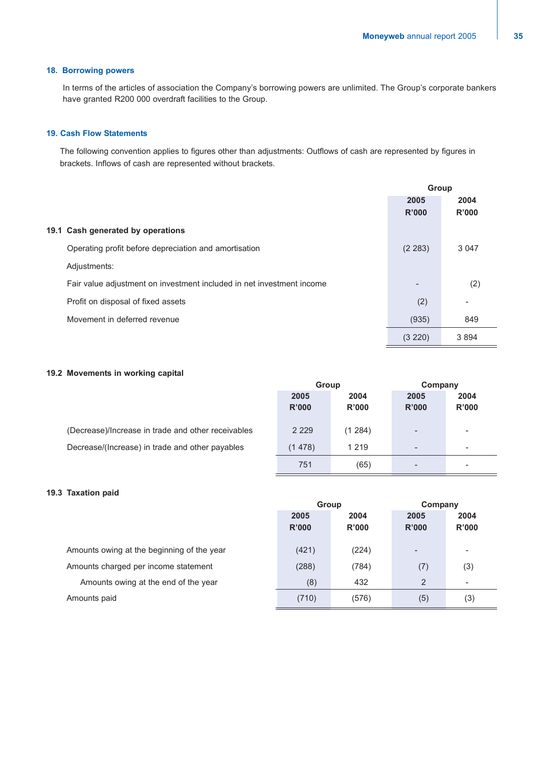## 18. Borrowing powers

In terms of the articles of association the Company's borrowing powers are unlimited. The Group's corporate bankers have granted R200 000 overdraft facilities to the Group.

## 19. Cash Flow Statements

The following convention applies to figures other than adjustments: Outflows of cash are represented by figures in brackets. Inflows of cash are represented without brackets.

### 19.1 Cash generated by operations

| | Group | |
|---|---|---|
| | 2005<br>R'000 | 2004<br>R'000 |
| Operating profit before depreciation and amortisation | (2 283) | 3 047 |
| Adjustments: | | |
| Fair value adjustment on investment included in net investment income | - | (2) |
| Profit on disposal of fixed assets | (2) | - |
| Movement in deferred revenue | (935) | 849 |
| | (3 220) | 3 894 |

### 19.2 Movements in working capital

| | Group | | Company | |
|---|---|---|---|---|
| | 2005<br>R'000 | 2004<br>R'000 | 2005<br>R'000 | 2004<br>R'000 |
| (Decrease)/Increase in trade and other receivables | 2 229 | (1 284) | - | - |
| Decrease/(Increase) in trade and other payables | (1 478) | 1 219 | - | - |
| | 751 | (65) | - | - |

### 19.3 Taxation paid

| | Group | | Company | |
|---|---|---|---|---|
| | 2005<br>R'000 | 2004<br>R'000 | 2005<br>R'000 | 2004<br>R'000 |
| Amounts owing at the beginning of the year | (421) | (224) | - | - |
| Amounts charged per income statement | (288) | (784) | (7) | (3) |
| Amounts owing at the end of the year | (8) | 432 | 2 | - |
| Amounts paid | (710) | (576) | (5) | (3) |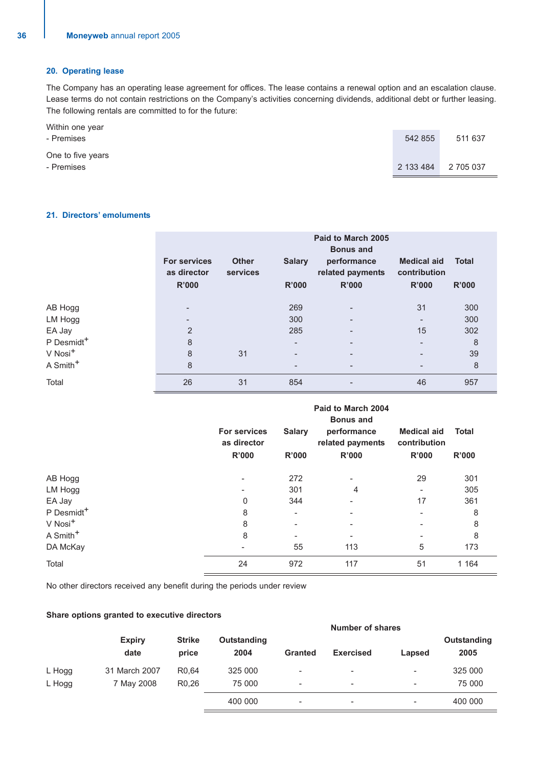## 20. Operating lease

The Company has an operating lease agreement for offices. The lease contains a renewal option and an escalation clause. Lease terms do not contain restrictions on the Company's activities concerning dividends, additional debt or further leasing. The following rentals are committed to for the future:

| | | |
|---|---|---|
| Within one year | | |
| - Premises | 542 855 | 511 637 |
| One to five years | | |
| - Premises | 2 133 484 | 2 705 037 |

## 21. Directors' emoluments

| | Paid to March 2005 | | | | | |
|---|---|---|---|---|---|---|
| | For services as director R'000 | Other services | Salary R'000 | Bonus and performance related payments R'000 | Medical aid contribution R'000 | Total R'000 |
| AB Hogg | - | | 269 | - | 31 | 300 |
| LM Hogg | - | | 300 | - | - | 300 |
| EA Jay | 2 | | 285 | - | 15 | 302 |
| P Desmidt+ | 8 | | - | - | - | 8 |
| V Nosi+ | 8 | 31 | - | - | - | 39 |
| A Smith+ | 8 | | - | - | - | 8 |
| Total | 26 | 31 | 854 | - | 46 | 957 |

| | Paid to March 2004 | | | | |
|---|---|---|---|---|---|
| | For services as director R'000 | Salary R'000 | Bonus and performance related payments R'000 | Medical aid contribution R'000 | Total R'000 |
| AB Hogg | - | 272 | - | 29 | 301 |
| LM Hogg | - | 301 | 4 | - | 305 |
| EA Jay | 0 | 344 | - | 17 | 361 |
| P Desmidt+ | 8 | - | - | - | 8 |
| V Nosi+ | 8 | - | - | - | 8 |
| A Smith+ | 8 | - | - | - | 8 |
| DA McKay | - | 55 | 113 | 5 | 173 |
| Total | 24 | 972 | 117 | 51 | 1 164 |

No other directors received any benefit during the periods under review

**Share options granted to executive directors**

| | | | Number of shares | | | | |
|---|---|---|---|---|---|---|---|
| | Expiry date | Strike price | Outstanding 2004 | Granted | Exercised | Lapsed | Outstanding 2005 |
| L Hogg | 31 March 2007 | R0,64 | 325 000 | - | - | - | 325 000 |
| L Hogg | 7 May 2008 | R0,26 | 75 000 | - | - | - | 75 000 |
| | | | 400 000 | - | - | - | 400 000 |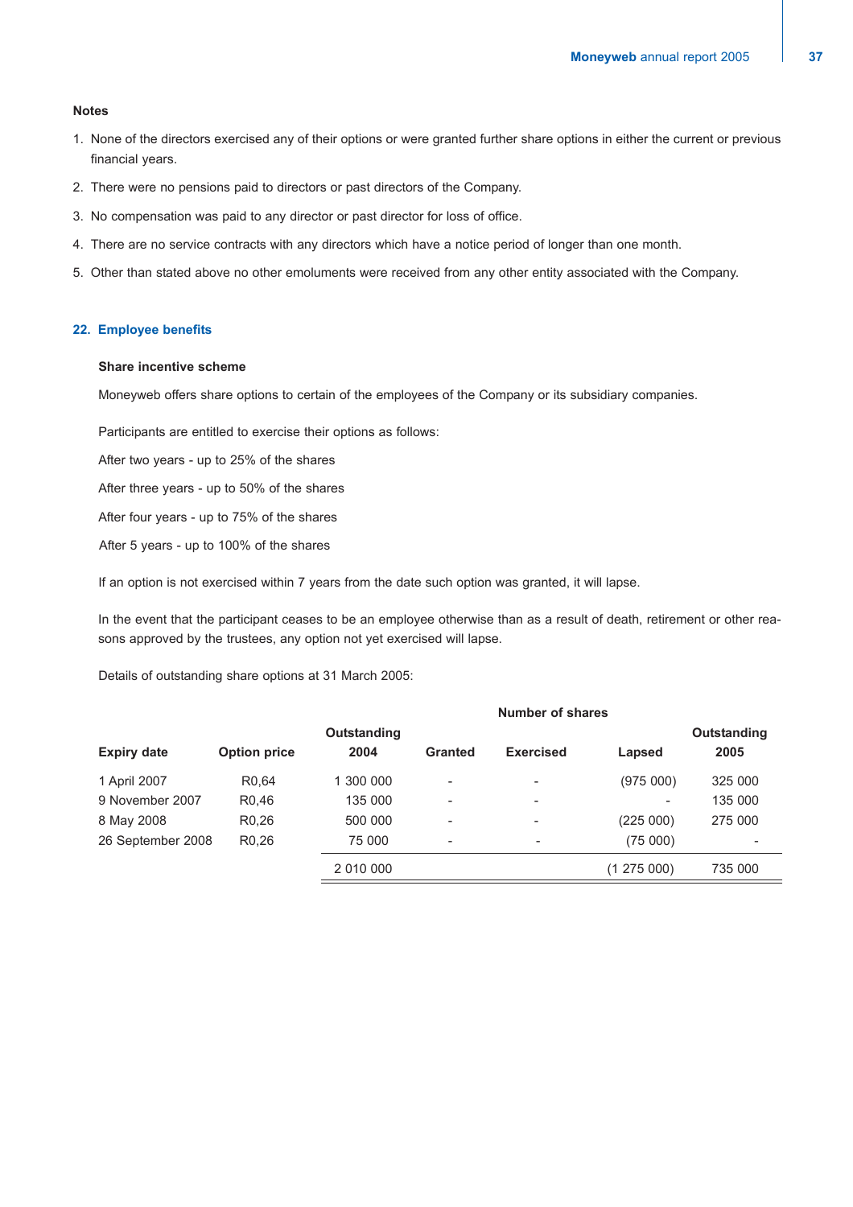**Notes**

1. None of the directors exercised any of their options or were granted further share options in either the current or previous financial years.
2. There were no pensions paid to directors or past directors of the Company.
3. No compensation was paid to any director or past director for loss of office.
4. There are no service contracts with any directors which have a notice period of longer than one month.
5. Other than stated above no other emoluments were received from any other entity associated with the Company.

## 22. Employee benefits

**Share incentive scheme**

Moneyweb offers share options to certain of the employees of the Company or its subsidiary companies.

Participants are entitled to exercise their options as follows:

After two years - up to 25% of the shares

After three years - up to 50% of the shares

After four years - up to 75% of the shares

After 5 years - up to 100% of the shares

If an option is not exercised within 7 years from the date such option was granted, it will lapse.

In the event that the participant ceases to be an employee otherwise than as a result of death, retirement or other reasons approved by the trustees, any option not yet exercised will lapse.

Details of outstanding share options at 31 March 2005:

| | | Number of shares | | | | |
|---|---|---|---|---|---|---|
| **Expiry date** | **Option price** | **Outstanding 2004** | **Granted** | **Exercised** | **Lapsed** | **Outstanding 2005** |
| 1 April 2007 | R0,64 | 1 300 000 | - | - | (975 000) | 325 000 |
| 9 November 2007 | R0,46 | 135 000 | - | - | - | 135 000 |
| 8 May 2008 | R0,26 | 500 000 | - | - | (225 000) | 275 000 |
| 26 September 2008 | R0,26 | 75 000 | - | - | (75 000) | - |
| | | 2 010 000 | | | (1 275 000) | 735 000 |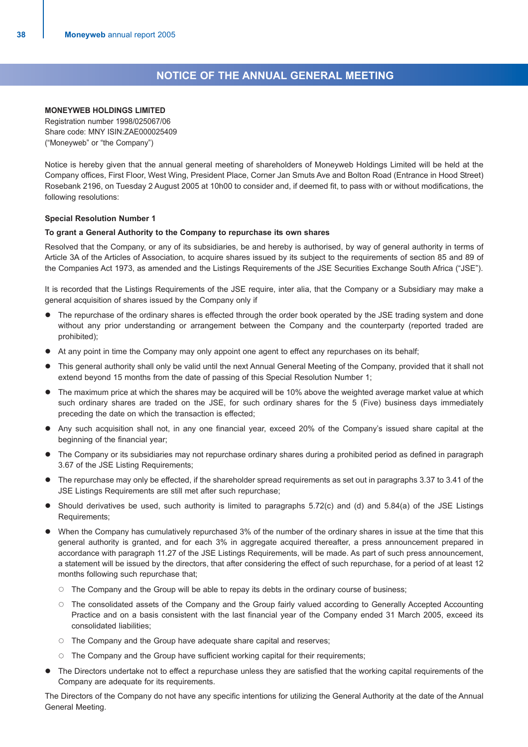# NOTICE OF THE ANNUAL GENERAL MEETING

**MONEYWEB HOLDINGS LIMITED**
Registration number 1998/025067/06
Share code: MNY ISIN:ZAE000025409
("Moneyweb" or "the Company")

Notice is hereby given that the annual general meeting of shareholders of Moneyweb Holdings Limited will be held at the Company offices, First Floor, West Wing, President Place, Corner Jan Smuts Ave and Bolton Road (Entrance in Hood Street) Rosebank 2196, on Tuesday 2 August 2005 at 10h00 to consider and, if deemed fit, to pass with or without modifications, the following resolutions:

**Special Resolution Number 1**

**To grant a General Authority to the Company to repurchase its own shares**

Resolved that the Company, or any of its subsidiaries, be and hereby is authorised, by way of general authority in terms of Article 3A of the Articles of Association, to acquire shares issued by its subject to the requirements of section 85 and 89 of the Companies Act 1973, as amended and the Listings Requirements of the JSE Securities Exchange South Africa ("JSE").

It is recorded that the Listings Requirements of the JSE require, inter alia, that the Company or a Subsidiary may make a general acquisition of shares issued by the Company only if

- The repurchase of the ordinary shares is effected through the order book operated by the JSE trading system and done without any prior understanding or arrangement between the Company and the counterparty (reported traded are prohibited);
- At any point in time the Company may only appoint one agent to effect any repurchases on its behalf;
- This general authority shall only be valid until the next Annual General Meeting of the Company, provided that it shall not extend beyond 15 months from the date of passing of this Special Resolution Number 1;
- The maximum price at which the shares may be acquired will be 10% above the weighted average market value at which such ordinary shares are traded on the JSE, for such ordinary shares for the 5 (Five) business days immediately preceding the date on which the transaction is effected;
- Any such acquisition shall not, in any one financial year, exceed 20% of the Company's issued share capital at the beginning of the financial year;
- The Company or its subsidiaries may not repurchase ordinary shares during a prohibited period as defined in paragraph 3.67 of the JSE Listing Requirements;
- The repurchase may only be effected, if the shareholder spread requirements as set out in paragraphs 3.37 to 3.41 of the JSE Listings Requirements are still met after such repurchase;
- Should derivatives be used, such authority is limited to paragraphs 5.72(c) and (d) and 5.84(a) of the JSE Listings Requirements;
- When the Company has cumulatively repurchased 3% of the number of the ordinary shares in issue at the time that this general authority is granted, and for each 3% in aggregate acquired thereafter, a press announcement prepared in accordance with paragraph 11.27 of the JSE Listings Requirements, will be made. As part of such press announcement, a statement will be issued by the directors, that after considering the effect of such repurchase, for a period of at least 12 months following such repurchase that;
  - The Company and the Group will be able to repay its debts in the ordinary course of business;
  - The consolidated assets of the Company and the Group fairly valued according to Generally Accepted Accounting Practice and on a basis consistent with the last financial year of the Company ended 31 March 2005, exceed its consolidated liabilities;
  - The Company and the Group have adequate share capital and reserves;
  - The Company and the Group have sufficient working capital for their requirements;
- The Directors undertake not to effect a repurchase unless they are satisfied that the working capital requirements of the Company are adequate for its requirements.

The Directors of the Company do not have any specific intentions for utilizing the General Authority at the date of the Annual General Meeting.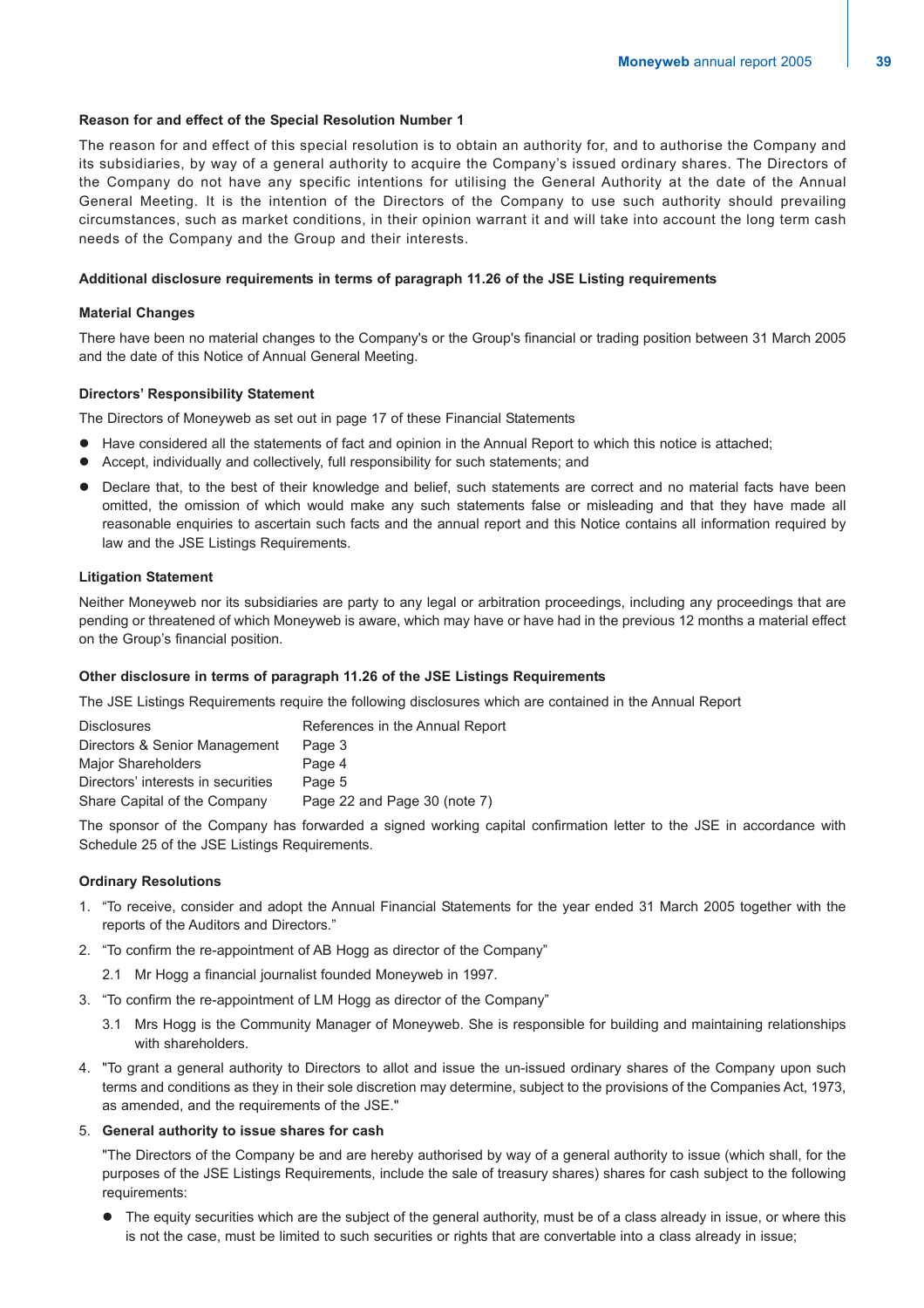#### Reason for and effect of the Special Resolution Number 1

The reason for and effect of this special resolution is to obtain an authority for, and to authorise the Company and its subsidiaries, by way of a general authority to acquire the Company's issued ordinary shares. The Directors of the Company do not have any specific intentions for utilising the General Authority at the date of the Annual General Meeting. It is the intention of the Directors of the Company to use such authority should prevailing circumstances, such as market conditions, in their opinion warrant it and will take into account the long term cash needs of the Company and the Group and their interests.

#### Additional disclosure requirements in terms of paragraph 11.26 of the JSE Listing requirements

#### Material Changes

There have been no material changes to the Company's or the Group's financial or trading position between 31 March 2005 and the date of this Notice of Annual General Meeting.

#### Directors' Responsibility Statement

The Directors of Moneyweb as set out in page 17 of these Financial Statements

- Have considered all the statements of fact and opinion in the Annual Report to which this notice is attached;
- Accept, individually and collectively, full responsibility for such statements; and
- Declare that, to the best of their knowledge and belief, such statements are correct and no material facts have been omitted, the omission of which would make any such statements false or misleading and that they have made all reasonable enquiries to ascertain such facts and the annual report and this Notice contains all information required by law and the JSE Listings Requirements.

#### Litigation Statement

Neither Moneyweb nor its subsidiaries are party to any legal or arbitration proceedings, including any proceedings that are pending or threatened of which Moneyweb is aware, which may have or have had in the previous 12 months a material effect on the Group's financial position.

#### Other disclosure in terms of paragraph 11.26 of the JSE Listings Requirements

The JSE Listings Requirements require the following disclosures which are contained in the Annual Report

| Disclosures | References in the Annual Report |
|---|---|
| Directors & Senior Management | Page 3 |
| Major Shareholders | Page 4 |
| Directors' interests in securities | Page 5 |
| Share Capital of the Company | Page 22 and Page 30 (note 7) |

The sponsor of the Company has forwarded a signed working capital confirmation letter to the JSE in accordance with Schedule 25 of the JSE Listings Requirements.

#### Ordinary Resolutions

1. "To receive, consider and adopt the Annual Financial Statements for the year ended 31 March 2005 together with the reports of the Auditors and Directors."
2. "To confirm the re-appointment of AB Hogg as director of the Company"

   2.1 Mr Hogg a financial journalist founded Moneyweb in 1997.

3. "To confirm the re-appointment of LM Hogg as director of the Company"

   3.1 Mrs Hogg is the Community Manager of Moneyweb. She is responsible for building and maintaining relationships with shareholders.

4. "To grant a general authority to Directors to allot and issue the un-issued ordinary shares of the Company upon such terms and conditions as they in their sole discretion may determine, subject to the provisions of the Companies Act, 1973, as amended, and the requirements of the JSE."
5. **General authority to issue shares for cash**

   "The Directors of the Company be and are hereby authorised by way of a general authority to issue (which shall, for the purposes of the JSE Listings Requirements, include the sale of treasury shares) shares for cash subject to the following requirements:

   - The equity securities which are the subject of the general authority, must be of a class already in issue, or where this is not the case, must be limited to such securities or rights that are convertable into a class already in issue;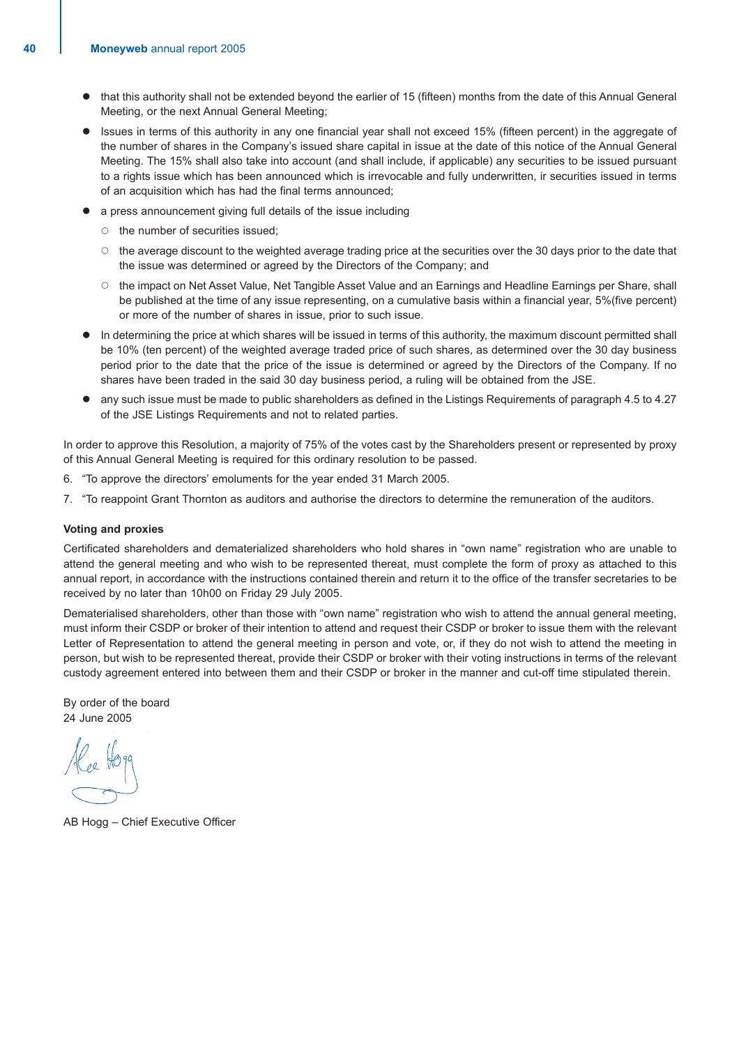- that this authority shall not be extended beyond the earlier of 15 (fifteen) months from the date of this Annual General Meeting, or the next Annual General Meeting;
- Issues in terms of this authority in any one financial year shall not exceed 15% (fifteen percent) in the aggregate of the number of shares in the Company's issued share capital in issue at the date of this notice of the Annual General Meeting. The 15% shall also take into account (and shall include, if applicable) any securities to be issued pursuant to a rights issue which has been announced which is irrevocable and fully underwritten, ir securities issued in terms of an acquisition which has had the final terms announced;
- a press announcement giving full details of the issue including
  - the number of securities issued;
  - the average discount to the weighted average trading price at the securities over the 30 days prior to the date that the issue was determined or agreed by the Directors of the Company; and
  - the impact on Net Asset Value, Net Tangible Asset Value and an Earnings and Headline Earnings per Share, shall be published at the time of any issue representing, on a cumulative basis within a financial year, 5%(five percent) or more of the number of shares in issue, prior to such issue.
- In determining the price at which shares will be issued in terms of this authority, the maximum discount permitted shall be 10% (ten percent) of the weighted average traded price of such shares, as determined over the 30 day business period prior to the date that the price of the issue is determined or agreed by the Directors of the Company. If no shares have been traded in the said 30 day business period, a ruling will be obtained from the JSE.
- any such issue must be made to public shareholders as defined in the Listings Requirements of paragraph 4.5 to 4.27 of the JSE Listings Requirements and not to related parties.

In order to approve this Resolution, a majority of 75% of the votes cast by the Shareholders present or represented by proxy of this Annual General Meeting is required for this ordinary resolution to be passed.

6. "To approve the directors' emoluments for the year ended 31 March 2005.
7. "To reappoint Grant Thornton as auditors and authorise the directors to determine the remuneration of the auditors.

**Voting and proxies**

Certificated shareholders and dematerialized shareholders who hold shares in "own name" registration who are unable to attend the general meeting and who wish to be represented thereat, must complete the form of proxy as attached to this annual report, in accordance with the instructions contained therein and return it to the office of the transfer secretaries to be received by no later than 10h00 on Friday 29 July 2005.

Dematerialised shareholders, other than those with "own name" registration who wish to attend the annual general meeting, must inform their CSDP or broker of their intention to attend and request their CSDP or broker to issue them with the relevant Letter of Representation to attend the general meeting in person and vote, or, if they do not wish to attend the meeting in person, but wish to be represented thereat, provide their CSDP or broker with their voting instructions in terms of the relevant custody agreement entered into between them and their CSDP or broker in the manner and cut-off time stipulated therein.

By order of the board
24 June 2005

AB Hogg – Chief Executive Officer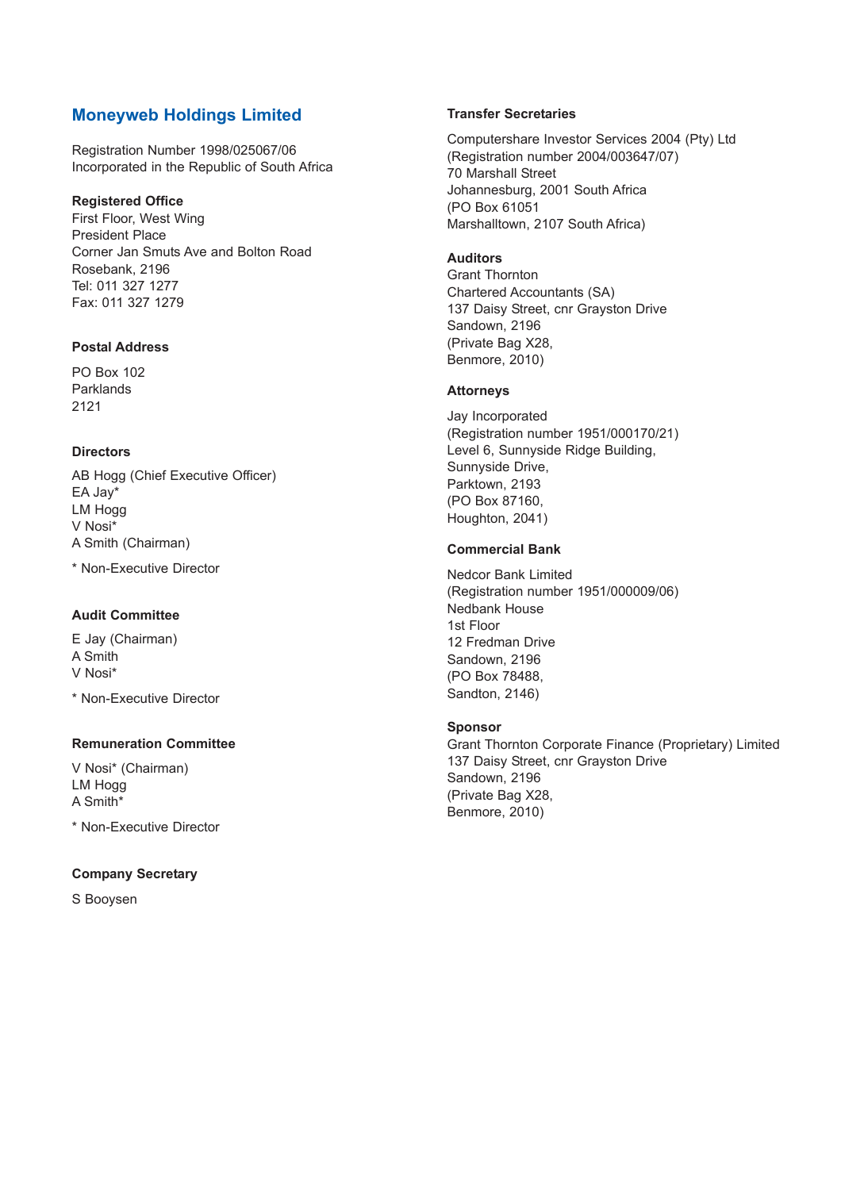## Moneyweb Holdings Limited

Registration Number 1998/025067/06
Incorporated in the Republic of South Africa

**Registered Office**
First Floor, West Wing
President Place
Corner Jan Smuts Ave and Bolton Road
Rosebank, 2196
Tel: 011 327 1277
Fax: 011 327 1279

**Postal Address**

PO Box 102
Parklands
2121

**Directors**

AB Hogg (Chief Executive Officer)
EA Jay*
LM Hogg
V Nosi*
A Smith (Chairman)

\* Non-Executive Director

**Audit Committee**

E Jay (Chairman)
A Smith
V Nosi*

\* Non-Executive Director

**Remuneration Committee**

V Nosi* (Chairman)
LM Hogg
A Smith*

\* Non-Executive Director

**Company Secretary**

S Booysen

**Transfer Secretaries**

Computershare Investor Services 2004 (Pty) Ltd
(Registration number 2004/003647/07)
70 Marshall Street
Johannesburg, 2001 South Africa
(PO Box 61051
Marshalltown, 2107 South Africa)

**Auditors**
Grant Thornton
Chartered Accountants (SA)
137 Daisy Street, cnr Grayston Drive
Sandown, 2196
(Private Bag X28,
Benmore, 2010)

**Attorneys**

Jay Incorporated
(Registration number 1951/000170/21)
Level 6, Sunnyside Ridge Building,
Sunnyside Drive,
Parktown, 2193
(PO Box 87160,
Houghton, 2041)

**Commercial Bank**

Nedcor Bank Limited
(Registration number 1951/000009/06)
Nedbank House
1st Floor
12 Fredman Drive
Sandown, 2196
(PO Box 78488,
Sandton, 2146)

**Sponsor**
Grant Thornton Corporate Finance (Proprietary) Limited
137 Daisy Street, cnr Grayston Drive
Sandown, 2196
(Private Bag X28,
Benmore, 2010)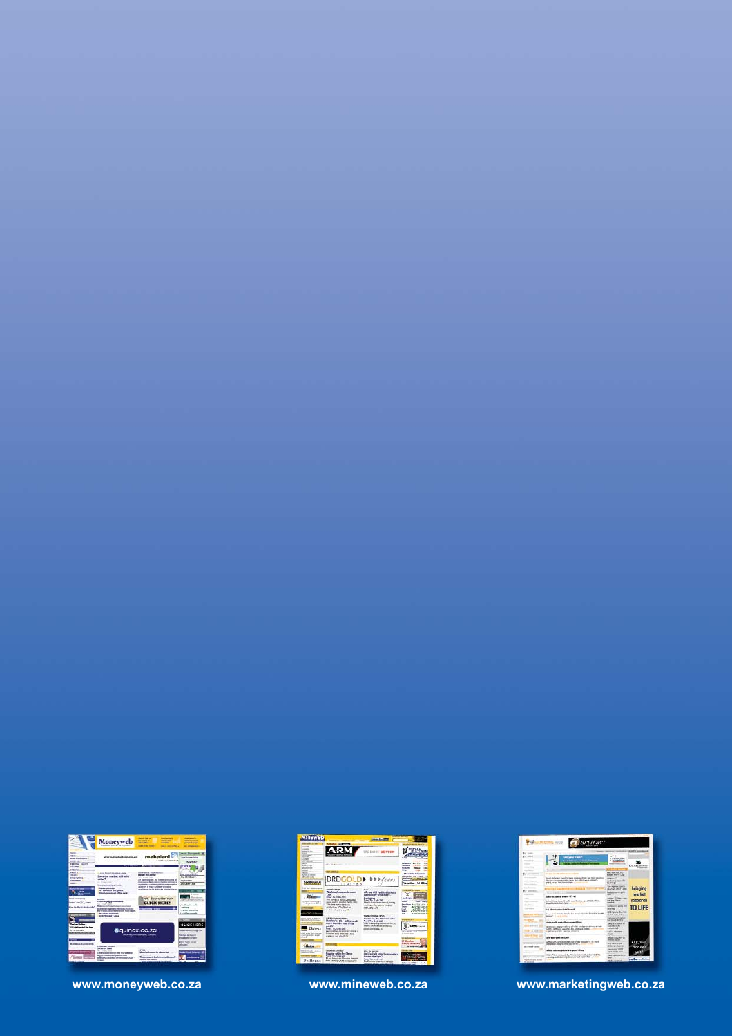www.moneyweb.co.za

www.mineweb.co.za

www.marketingweb.co.za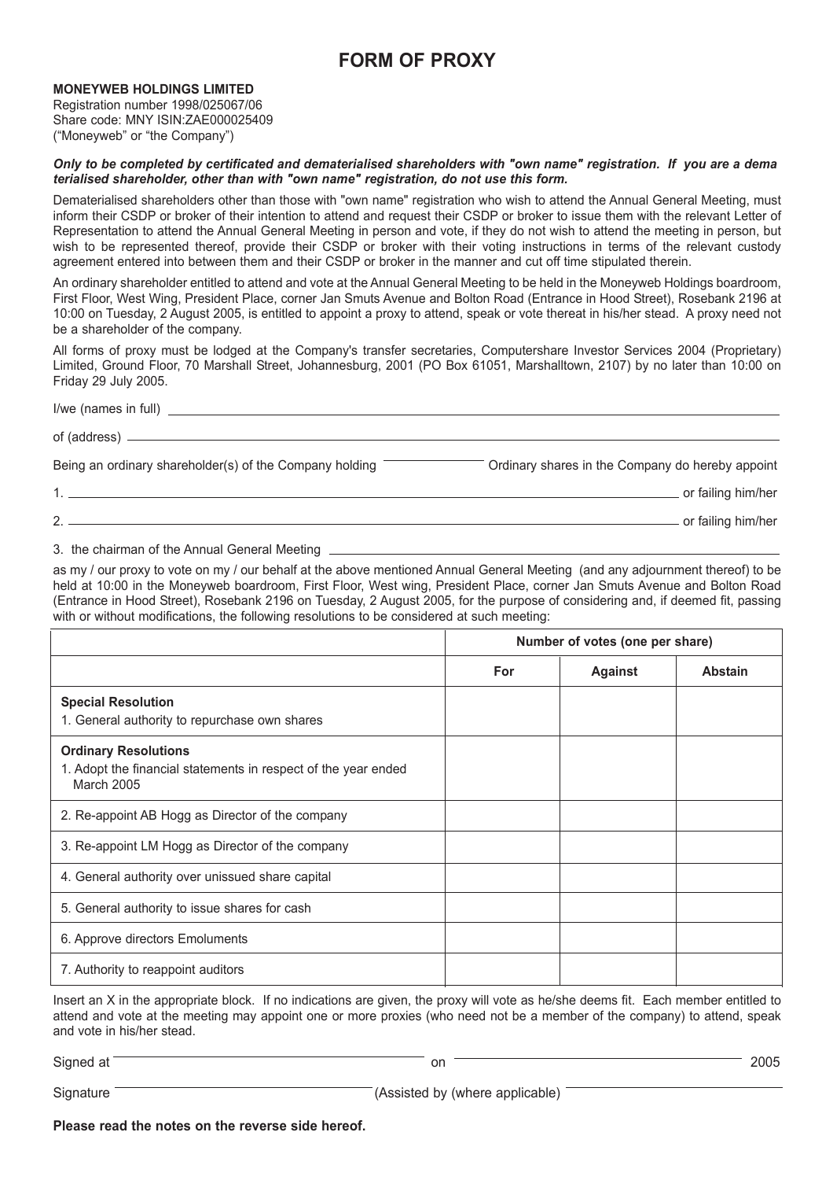# FORM OF PROXY

**MONEYWEB HOLDINGS LIMITED**
Registration number 1998/025067/06
Share code: MNY ISIN:ZAE000025409
("Moneyweb" or "the Company")

***Only to be completed by certificated and dematerialised shareholders with "own name" registration. If you are a dema terialised shareholder, other than with "own name" registration, do not use this form.***

Dematerialised shareholders other than those with "own name" registration who wish to attend the Annual General Meeting, must inform their CSDP or broker of their intention to attend and request their CSDP or broker to issue them with the relevant Letter of Representation to attend the Annual General Meeting in person and vote, if they do not wish to attend the meeting in person, but wish to be represented thereof, provide their CSDP or broker with their voting instructions in terms of the relevant custody agreement entered into between them and their CSDP or broker in the manner and cut off time stipulated therein.

An ordinary shareholder entitled to attend and vote at the Annual General Meeting to be held in the Moneyweb Holdings boardroom, First Floor, West Wing, President Place, corner Jan Smuts Avenue and Bolton Road (Entrance in Hood Street), Rosebank 2196 at 10:00 on Tuesday, 2 August 2005, is entitled to appoint a proxy to attend, speak or vote thereat in his/her stead. A proxy need not be a shareholder of the company.

All forms of proxy must be lodged at the Company's transfer secretaries, Computershare Investor Services 2004 (Proprietary) Limited, Ground Floor, 70 Marshall Street, Johannesburg, 2001 (PO Box 61051, Marshalltown, 2107) by no later than 10:00 on Friday 29 July 2005.

I/we (names in full) \_\_\_\_\_\_\_\_\_\_\_\_\_\_\_\_\_\_\_\_\_\_\_\_\_\_\_\_\_\_\_\_

of (address) \_\_\_\_\_\_\_\_\_\_\_\_\_\_\_\_\_\_\_\_\_\_\_\_\_\_\_\_\_\_\_\_

Being an ordinary shareholder(s) of the Company holding \_\_\_\_\_\_\_\_\_\_ Ordinary shares in the Company do hereby appoint

1. \_\_\_\_\_\_\_\_\_\_\_\_\_\_\_\_\_\_\_\_\_\_\_\_\_\_\_\_\_\_\_\_ or failing him/her

2. \_\_\_\_\_\_\_\_\_\_\_\_\_\_\_\_\_\_\_\_\_\_\_\_\_\_\_\_\_\_\_\_ or failing him/her

3. the chairman of the Annual General Meeting \_\_\_\_\_\_\_\_\_\_\_\_\_\_\_\_\_\_\_\_\_\_\_\_\_\_\_\_\_\_\_\_

as my / our proxy to vote on my / our behalf at the above mentioned Annual General Meeting (and any adjournment thereof) to be held at 10:00 in the Moneyweb boardroom, First Floor, West wing, President Place, corner Jan Smuts Avenue and Bolton Road (Entrance in Hood Street), Rosebank 2196 on Tuesday, 2 August 2005, for the purpose of considering and, if deemed fit, passing with or without modifications, the following resolutions to be considered at such meeting:

| | Number of votes (one per share) | | |
|---|---|---|---|
| | **For** | **Against** | **Abstain** |
| **Special Resolution**<br>1. General authority to repurchase own shares | | | |
| **Ordinary Resolutions**<br>1. Adopt the financial statements in respect of the year ended March 2005 | | | |
| 2. Re-appoint AB Hogg as Director of the company | | | |
| 3. Re-appoint LM Hogg as Director of the company | | | |
| 4. General authority over unissued share capital | | | |
| 5. General authority to issue shares for cash | | | |
| 6. Approve directors Emoluments | | | |
| 7. Authority to reappoint auditors | | | |

Insert an X in the appropriate block. If no indications are given, the proxy will vote as he/she deems fit. Each member entitled to attend and vote at the meeting may appoint one or more proxies (who need not be a member of the company) to attend, speak and vote in his/her stead.

Signed at \_\_\_\_\_\_\_\_\_\_\_\_\_\_\_\_ on \_\_\_\_\_\_\_\_\_\_\_\_\_\_\_\_ 2005

Signature \_\_\_\_\_\_\_\_\_\_\_\_\_\_\_\_ (Assisted by (where applicable) \_\_\_\_\_\_\_\_\_\_\_\_\_\_\_\_

**Please read the notes on the reverse side hereof.**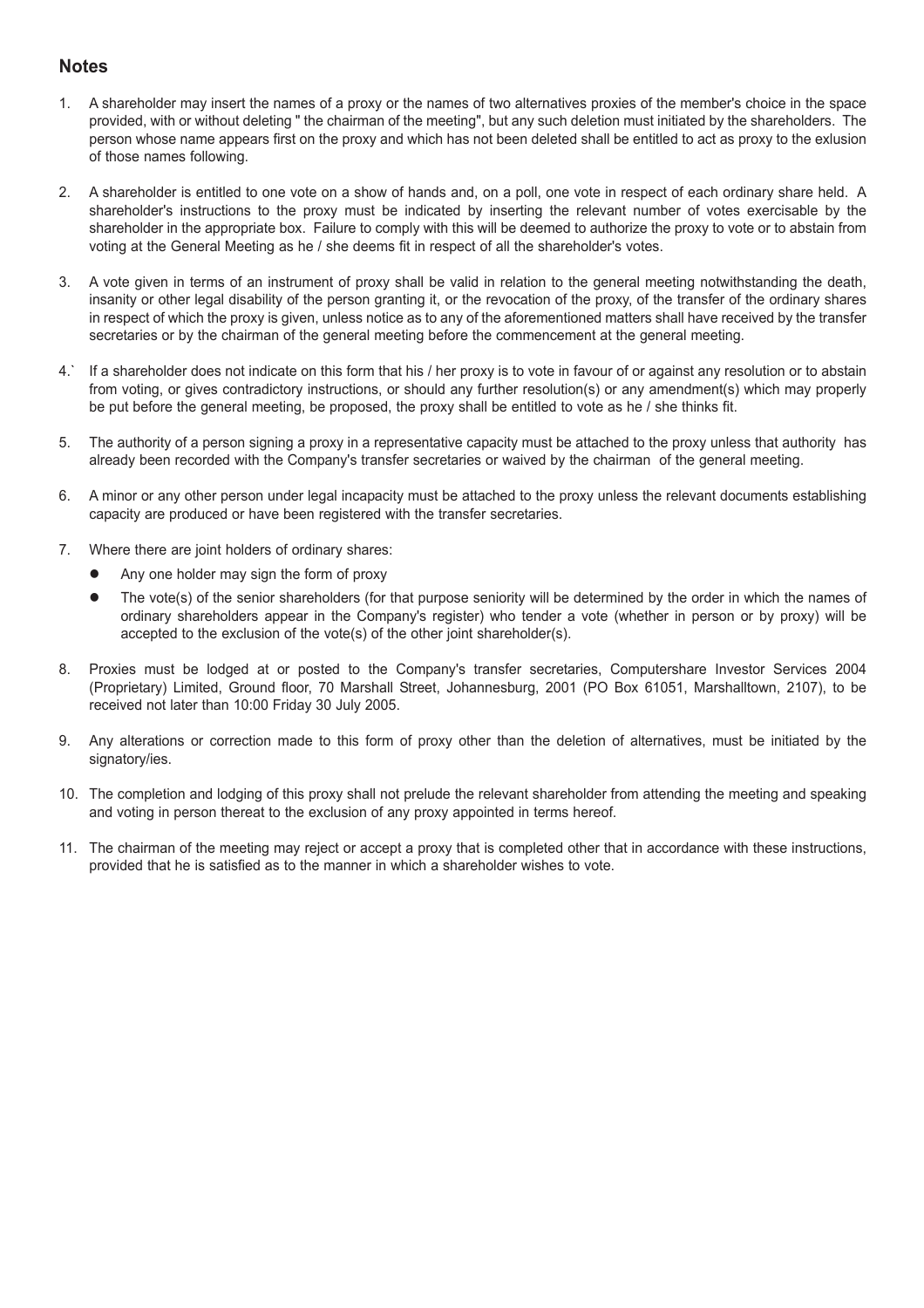## Notes

1. A shareholder may insert the names of a proxy or the names of two alternatives proxies of the member's choice in the space provided, with or without deleting " the chairman of the meeting", but any such deletion must initiated by the shareholders. The person whose name appears first on the proxy and which has not been deleted shall be entitled to act as proxy to the exlusion of those names following.

2. A shareholder is entitled to one vote on a show of hands and, on a poll, one vote in respect of each ordinary share held. A shareholder's instructions to the proxy must be indicated by inserting the relevant number of votes exercisable by the shareholder in the appropriate box. Failure to comply with this will be deemed to authorize the proxy to vote or to abstain from voting at the General Meeting as he / she deems fit in respect of all the shareholder's votes.

3. A vote given in terms of an instrument of proxy shall be valid in relation to the general meeting notwithstanding the death, insanity or other legal disability of the person granting it, or the revocation of the proxy, of the transfer of the ordinary shares in respect of which the proxy is given, unless notice as to any of the aforementioned matters shall have received by the transfer secretaries or by the chairman of the general meeting before the commencement at the general meeting.

4.` If a shareholder does not indicate on this form that his / her proxy is to vote in favour of or against any resolution or to abstain from voting, or gives contradictory instructions, or should any further resolution(s) or any amendment(s) which may properly be put before the general meeting, be proposed, the proxy shall be entitled to vote as he / she thinks fit.

5. The authority of a person signing a proxy in a representative capacity must be attached to the proxy unless that authority has already been recorded with the Company's transfer secretaries or waived by the chairman of the general meeting.

6. A minor or any other person under legal incapacity must be attached to the proxy unless the relevant documents establishing capacity are produced or have been registered with the transfer secretaries.

7. Where there are joint holders of ordinary shares:
   - Any one holder may sign the form of proxy
   - The vote(s) of the senior shareholders (for that purpose seniority will be determined by the order in which the names of ordinary shareholders appear in the Company's register) who tender a vote (whether in person or by proxy) will be accepted to the exclusion of the vote(s) of the other joint shareholder(s).

8. Proxies must be lodged at or posted to the Company's transfer secretaries, Computershare Investor Services 2004 (Proprietary) Limited, Ground floor, 70 Marshall Street, Johannesburg, 2001 (PO Box 61051, Marshalltown, 2107), to be received not later than 10:00 Friday 30 July 2005.

9. Any alterations or correction made to this form of proxy other than the deletion of alternatives, must be initiated by the signatory/ies.

10. The completion and lodging of this proxy shall not prelude the relevant shareholder from attending the meeting and speaking and voting in person thereat to the exclusion of any proxy appointed in terms hereof.

11. The chairman of the meeting may reject or accept a proxy that is completed other that in accordance with these instructions, provided that he is satisfied as to the manner in which a shareholder wishes to vote.